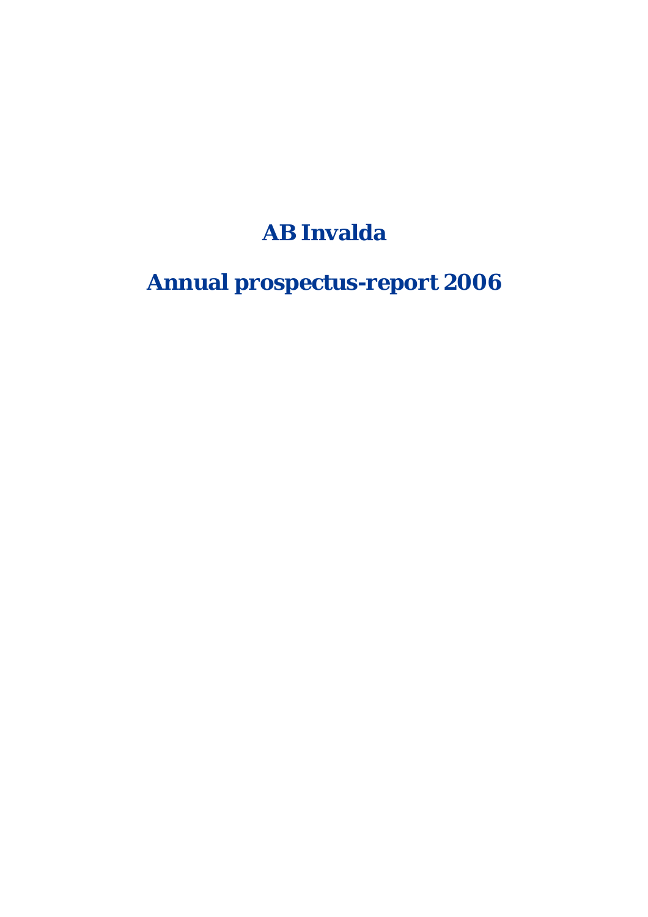# AB Invalda

# Annual prospectus-report 2006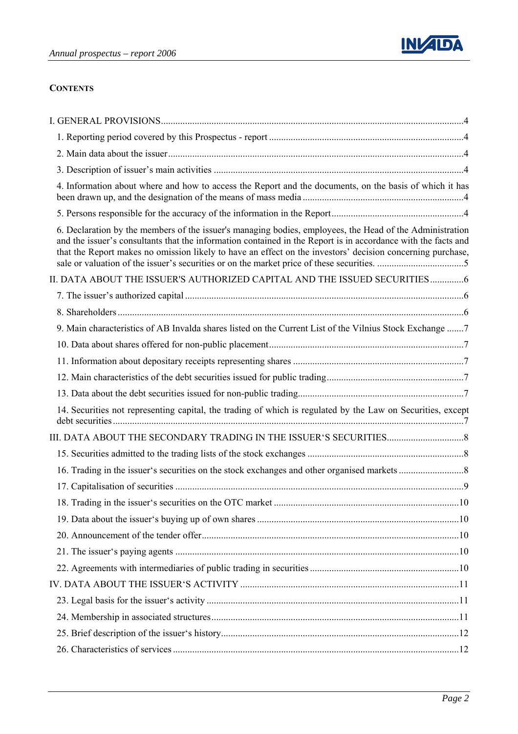**CONTENTS**

I. GENERAL PROVISIONS....4

1. Reporting period covered by this Prospectus - report....4

2. Main data about the issuer....4

3. Description of issuer's main activities....4

4. Information about where and how to access the Report and the documents, on the basis of which it has been drawn up, and the designation of the means of mass media....4

5. Persons responsible for the accuracy of the information in the Report....4

6. Declaration by the members of the issuer's managing bodies, employees, the Head of the Administration and the issuer's consultants that the information contained in the Report is in accordance with the facts and that the Report makes no omission likely to have an effect on the investors' decision concerning purchase, sale or valuation of the issuer's securities or on the market price of these securities. ....5

II. DATA ABOUT THE ISSUER'S AUTHORIZED CAPITAL AND THE ISSUED SECURITIES....6

7. The issuer's authorized capital....6

8. Shareholders....6

9. Main characteristics of AB Invalda shares listed on the Current List of the Vilnius Stock Exchange....7

10. Data about shares offered for non-public placement....7

11. Information about depositary receipts representing shares....7

12. Main characteristics of the debt securities issued for public trading....7

13. Data about the debt securities issued for non-public trading....7

14. Securities not representing capital, the trading of which is regulated by the Law on Securities, except debt securities....7

III. DATA ABOUT THE SECONDARY TRADING IN THE ISSUER'S SECURITIES....8

15. Securities admitted to the trading lists of the stock exchanges....8

16. Trading in the issuer's securities on the stock exchanges and other organised markets....8

17. Capitalisation of securities....9

18. Trading in the issuer's securities on the OTC market....10

19. Data about the issuer's buying up of own shares....10

20. Announcement of the tender offer....10

21. The issuer's paying agents....10

22. Agreements with intermediaries of public trading in securities....10

IV. DATA ABOUT THE ISSUER'S ACTIVITY....11

23. Legal basis for the issuer's activity....11

24. Membership in associated structures....11

25. Brief description of the issuer's history....12

26. Characteristics of services....12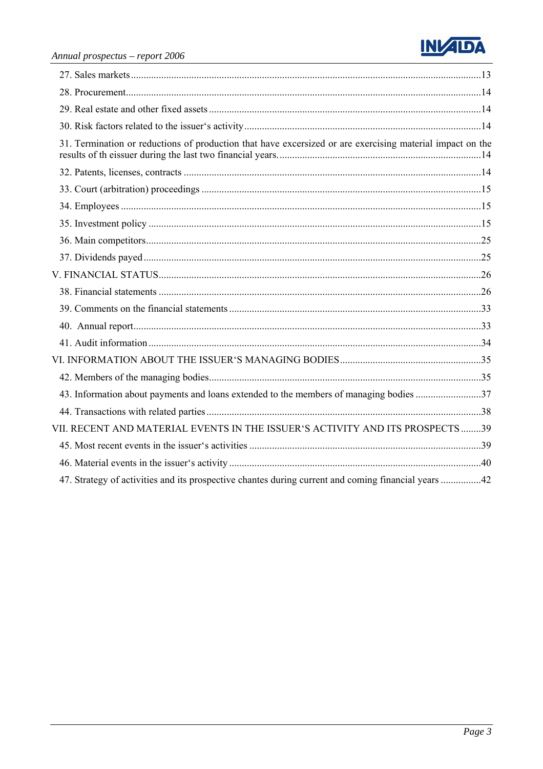27. Sales markets.........................................................................................................................................13

28. Procurement...........................................................................................................................................14

29. Real estate and other fixed assets ...........................................................................................................14

30. Risk factors related to the issuer's activity.............................................................................................14

31. Termination or reductions of production that have excersized or are exercising material impact on the results of th eissuer during the last two financial years.................................................................................14

32. Patents, licenses, contracts .....................................................................................................................14

33. Court (arbitration) proceedings ..............................................................................................................15

34. Employees ..............................................................................................................................................15

35. Investment policy ...................................................................................................................................15

36. Main competitors....................................................................................................................................25

37. Dividends payed .....................................................................................................................................25

V. FINANCIAL STATUS...............................................................................................................................26

38. Financial statements ...............................................................................................................................26

39. Comments on the financial statements ...................................................................................................33

40. Annual report..........................................................................................................................................33

41. Audit information ...................................................................................................................................34

VI. INFORMATION ABOUT THE ISSUER'S MANAGING BODIES........................................................35

42. Members of the managing bodies...........................................................................................................35

43. Information about payments and loans extended to the members of managing bodies ..........................37

44. Transactions with related parties ............................................................................................................38

VII. RECENT AND MATERIAL EVENTS IN THE ISSUER'S ACTIVITY AND ITS PROSPECTS ........39

45. Most recent events in the issuer's activities ...........................................................................................39

46. Material events in the issuer's activity ...................................................................................................40

47. Strategy of activities and its prospective chantes during current and coming financial years ................42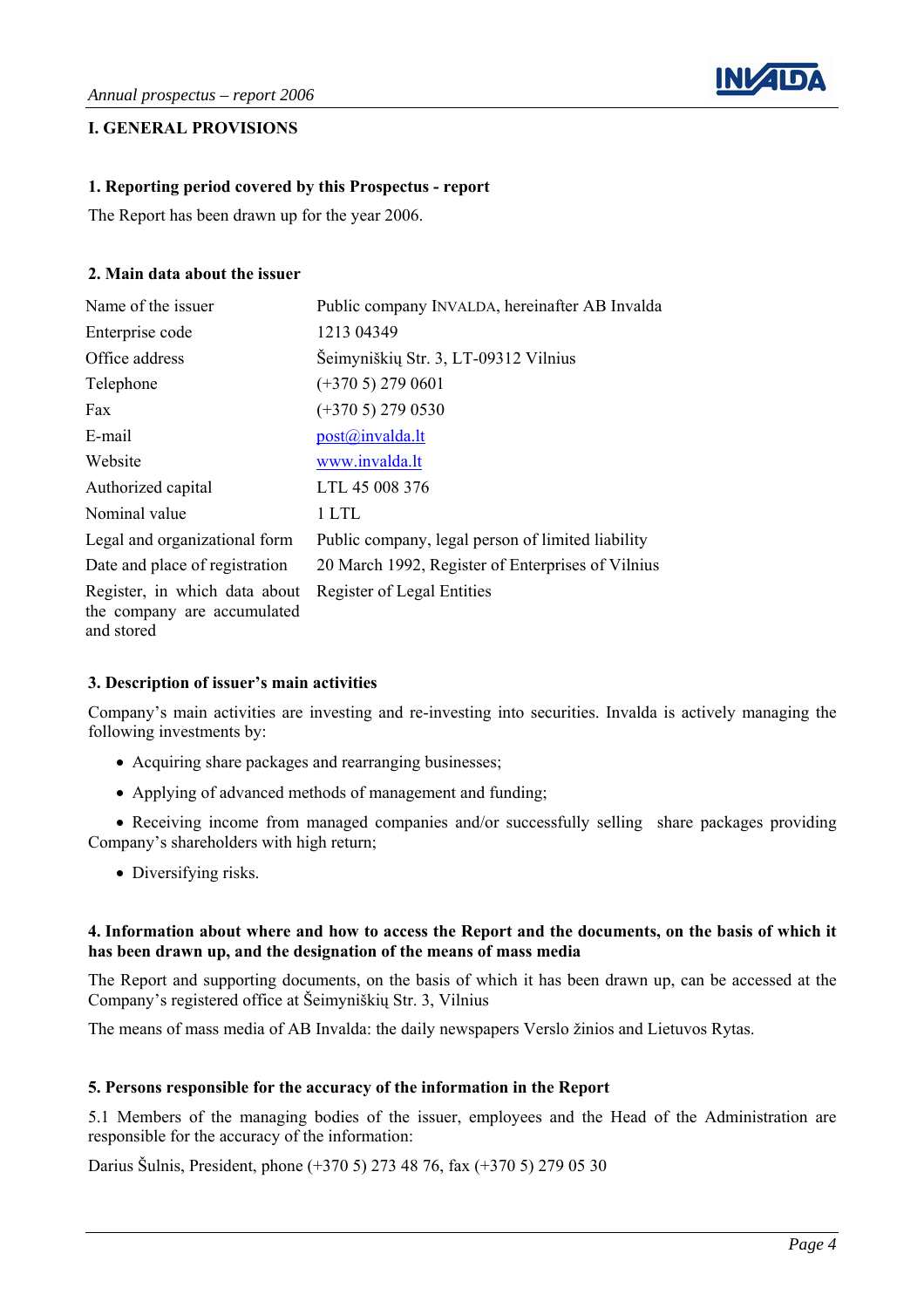# I. GENERAL PROVISIONS

## 1. Reporting period covered by this Prospectus - report

The Report has been drawn up for the year 2006.

## 2. Main data about the issuer

| | |
|---|---|
| Name of the issuer | Public company INVALDA, hereinafter AB Invalda |
| Enterprise code | 1213 04349 |
| Office address | Šeimyniškių Str. 3, LT-09312 Vilnius |
| Telephone | (+370 5) 279 0601 |
| Fax | (+370 5) 279 0530 |
| E-mail | post@invalda.lt |
| Website | www.invalda.lt |
| Authorized capital | LTL 45 008 376 |
| Nominal value | 1 LTL |
| Legal and organizational form | Public company, legal person of limited liability |
| Date and place of registration | 20 March 1992, Register of Enterprises of Vilnius |
| Register, in which data about the company are accumulated and stored | Register of Legal Entities |

## 3. Description of issuer's main activities

Company's main activities are investing and re-investing into securities. Invalda is actively managing the following investments by:

- Acquiring share packages and rearranging businesses;
- Applying of advanced methods of management and funding;
- Receiving income from managed companies and/or successfully selling share packages providing Company's shareholders with high return;
- Diversifying risks.

## 4. Information about where and how to access the Report and the documents, on the basis of which it has been drawn up, and the designation of the means of mass media

The Report and supporting documents, on the basis of which it has been drawn up, can be accessed at the Company's registered office at Šeimyniškių Str. 3, Vilnius

The means of mass media of AB Invalda: the daily newspapers Verslo žinios and Lietuvos Rytas.

## 5. Persons responsible for the accuracy of the information in the Report

5.1 Members of the managing bodies of the issuer, employees and the Head of the Administration are responsible for the accuracy of the information:

Darius Šulnis, President, phone (+370 5) 273 48 76, fax (+370 5) 279 05 30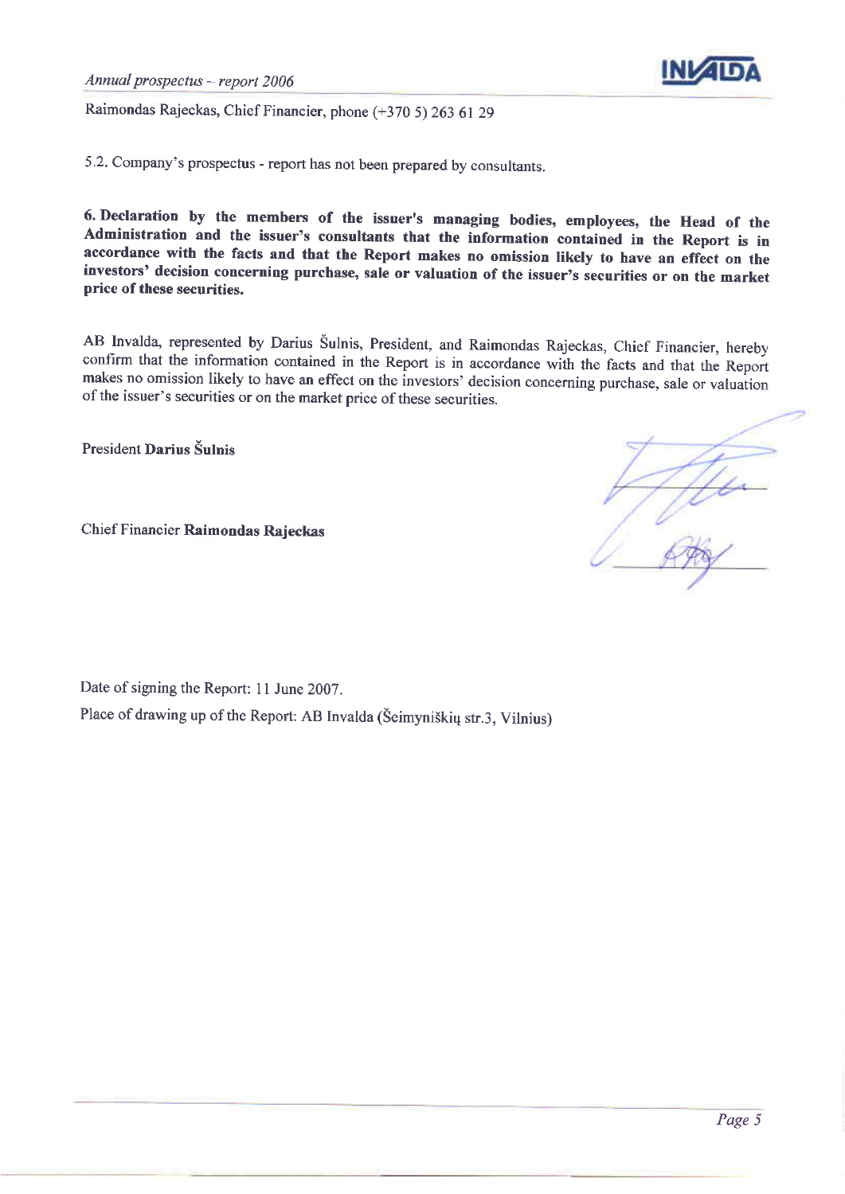Raimondas Rajeckas, Chief Financier, phone (+370 5) 263 61 29

5.2. Company's prospectus - report has not been prepared by consultants.

**6. Declaration by the members of the issuer's managing bodies, employees, the Head of the Administration and the issuer's consultants that the information contained in the Report is in accordance with the facts and that the Report makes no omission likely to have an effect on the investors' decision concerning purchase, sale or valuation of the issuer's securities or on the market price of these securities.**

AB Invalda, represented by Darius Šulnis, President, and Raimondas Rajeckas, Chief Financier, hereby confirm that the information contained in the Report is in accordance with the facts and that the Report makes no omission likely to have an effect on the investors' decision concerning purchase, sale or valuation of the issuer's securities or on the market price of these securities.

President **Darius Šulnis**

Chief Financier **Raimondas Rajeckas**

Date of signing the Report: 11 June 2007.

Place of drawing up of the Report: AB Invalda (Šeimyniškių str.3, Vilnius)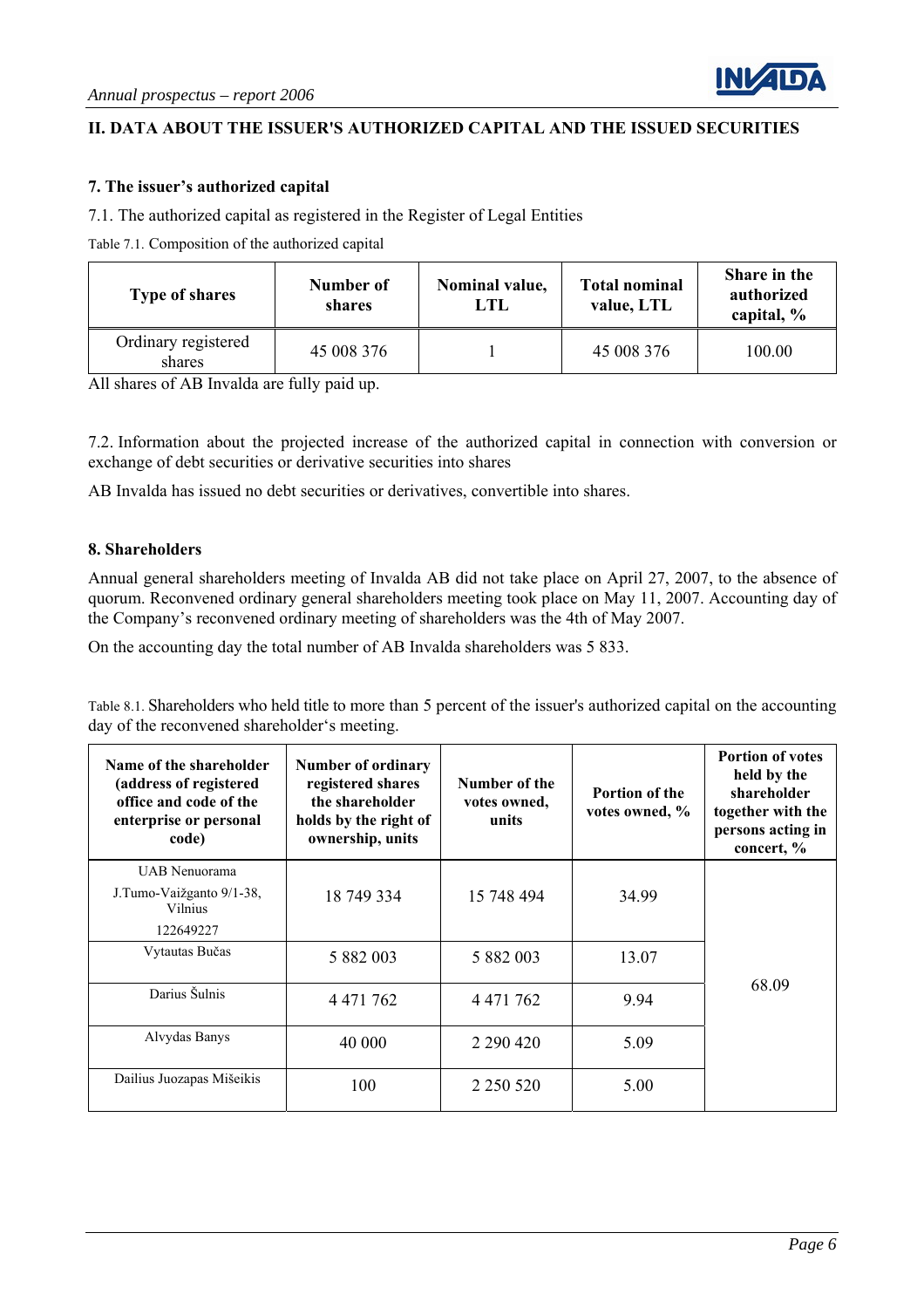## II. DATA ABOUT THE ISSUER'S AUTHORIZED CAPITAL AND THE ISSUED SECURITIES

### 7. The issuer's authorized capital

7.1. The authorized capital as registered in the Register of Legal Entities

Table 7.1. Composition of the authorized capital

| Type of shares | Number of shares | Nominal value, LTL | Total nominal value, LTL | Share in the authorized capital, % |
|---|---|---|---|---|
| Ordinary registered shares | 45 008 376 | 1 | 45 008 376 | 100.00 |

All shares of AB Invalda are fully paid up.

7.2. Information about the projected increase of the authorized capital in connection with conversion or exchange of debt securities or derivative securities into shares

AB Invalda has issued no debt securities or derivatives, convertible into shares.

### 8. Shareholders

Annual general shareholders meeting of Invalda AB did not take place on April 27, 2007, to the absence of quorum. Reconvened ordinary general shareholders meeting took place on May 11, 2007. Accounting day of the Company's reconvened ordinary meeting of shareholders was the 4th of May 2007.

On the accounting day the total number of AB Invalda shareholders was 5 833.

Table 8.1. Shareholders who held title to more than 5 percent of the issuer's authorized capital on the accounting day of the reconvened shareholder's meeting.

| Name of the shareholder (address of registered office and code of the enterprise or personal code) | Number of ordinary registered shares the shareholder holds by the right of ownership, units | Number of the votes owned, units | Portion of the votes owned, % | Portion of votes held by the shareholder together with the persons acting in concert, % |
|---|---|---|---|---|
| UAB Nenuorama<br>J.Tumo-Vaižganto 9/1-38, Vilnius<br>122649227 | 18 749 334 | 15 748 494 | 34.99 | 68.09 |
| Vytautas Bučas | 5 882 003 | 5 882 003 | 13.07 | |
| Darius Šulnis | 4 471 762 | 4 471 762 | 9.94 | |
| Alvydas Banys | 40 000 | 2 290 420 | 5.09 | |
| Dailius Juozapas Mišeikis | 100 | 2 250 520 | 5.00 | |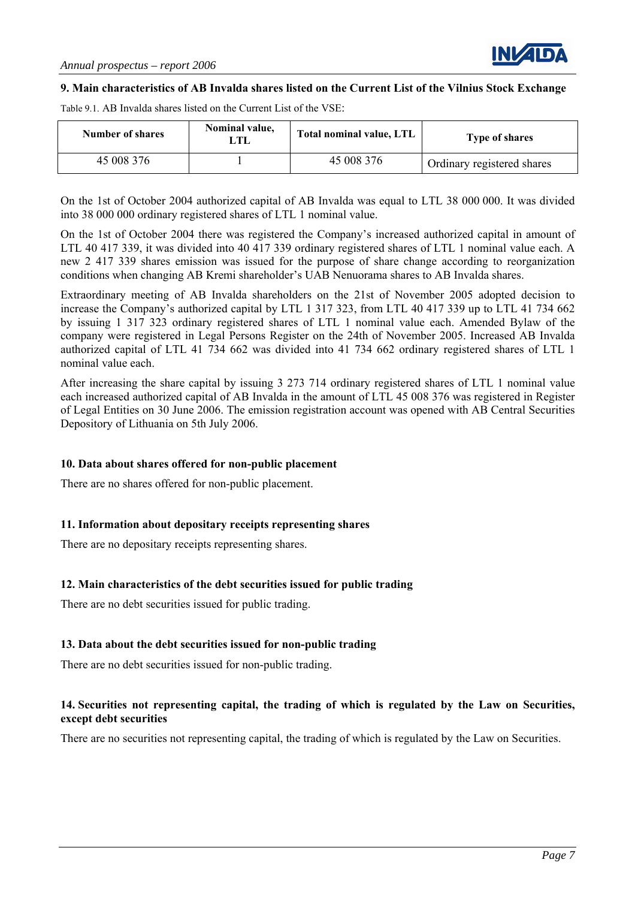## 9. Main characteristics of AB Invalda shares listed on the Current List of the Vilnius Stock Exchange

Table 9.1. AB Invalda shares listed on the Current List of the VSE:

| Number of shares | Nominal value, LTL | Total nominal value, LTL | Type of shares |
|---|---|---|---|
| 45 008 376 | 1 | 45 008 376 | Ordinary registered shares |

On the 1st of October 2004 authorized capital of AB Invalda was equal to LTL 38 000 000. It was divided into 38 000 000 ordinary registered shares of LTL 1 nominal value.

On the 1st of October 2004 there was registered the Company's increased authorized capital in amount of LTL 40 417 339, it was divided into 40 417 339 ordinary registered shares of LTL 1 nominal value each. A new 2 417 339 shares emission was issued for the purpose of share change according to reorganization conditions when changing AB Kremi shareholder's UAB Nenuorama shares to AB Invalda shares.

Extraordinary meeting of AB Invalda shareholders on the 21st of November 2005 adopted decision to increase the Company's authorized capital by LTL 1 317 323, from LTL 40 417 339 up to LTL 41 734 662 by issuing 1 317 323 ordinary registered shares of LTL 1 nominal value each. Amended Bylaw of the company were registered in Legal Persons Register on the 24th of November 2005. Increased AB Invalda authorized capital of LTL 41 734 662 was divided into 41 734 662 ordinary registered shares of LTL 1 nominal value each.

After increasing the share capital by issuing 3 273 714 ordinary registered shares of LTL 1 nominal value each increased authorized capital of AB Invalda in the amount of LTL 45 008 376 was registered in Register of Legal Entities on 30 June 2006. The emission registration account was opened with AB Central Securities Depository of Lithuania on 5th July 2006.

## 10. Data about shares offered for non-public placement

There are no shares offered for non-public placement.

## 11. Information about depositary receipts representing shares

There are no depositary receipts representing shares.

## 12. Main characteristics of the debt securities issued for public trading

There are no debt securities issued for public trading.

## 13. Data about the debt securities issued for non-public trading

There are no debt securities issued for non-public trading.

## 14. Securities not representing capital, the trading of which is regulated by the Law on Securities, except debt securities

There are no securities not representing capital, the trading of which is regulated by the Law on Securities.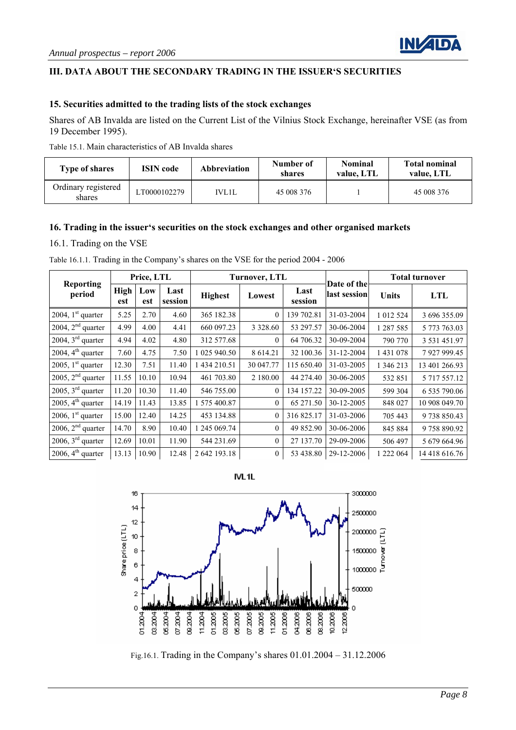## III. DATA ABOUT THE SECONDARY TRADING IN THE ISSUER'S SECURITIES

### 15. Securities admitted to the trading lists of the stock exchanges

Shares of AB Invalda are listed on the Current List of the Vilnius Stock Exchange, hereinafter VSE (as from 19 December 1995).

Table 15.1. Main characteristics of AB Invalda shares

| Type of shares | ISIN code | Abbreviation | Number of shares | Nominal value, LTL | Total nominal value, LTL |
|---|---|---|---|---|---|
| Ordinary registered shares | LT0000102279 | IVL1L | 45 008 376 | 1 | 45 008 376 |

### 16. Trading in the issuer's securities on the stock exchanges and other organised markets

16.1. Trading on the VSE

Table 16.1.1. Trading in the Company's shares on the VSE for the period 2004 - 2006

| Reporting period | Price, LTL | | | Turnover, LTL | | | Date of the last session | Total turnover | |
|---|---|---|---|---|---|---|---|---|---|
| | Highest | Lowest | Last session | Highest | Lowest | Last session | | Units | LTL |
| 2004, 1st quarter | 5.25 | 2.70 | 4.60 | 365 182.38 | 0 | 139 702.81 | 31-03-2004 | 1 012 524 | 3 696 355.09 |
| 2004, 2nd quarter | 4.99 | 4.00 | 4.41 | 660 097.23 | 3 328.60 | 53 297.57 | 30-06-2004 | 1 287 585 | 5 773 763.03 |
| 2004, 3rd quarter | 4.94 | 4.02 | 4.80 | 312 577.68 | 0 | 64 706.32 | 30-09-2004 | 790 770 | 3 531 451.97 |
| 2004, 4th quarter | 7.60 | 4.75 | 7.50 | 1 025 940.50 | 8 614.21 | 32 100.36 | 31-12-2004 | 1 431 078 | 7 927 999.45 |
| 2005, 1st quarter | 12.30 | 7.51 | 11.40 | 1 434 210.51 | 30 047.77 | 115 650.40 | 31-03-2005 | 1 346 213 | 13 401 266.93 |
| 2005, 2nd quarter | 11.55 | 10.10 | 10.94 | 461 703.80 | 2 180.00 | 44 274.40 | 30-06-2005 | 532 851 | 5 717 557.12 |
| 2005, 3rd quarter | 11.20 | 10.30 | 11.40 | 546 755.00 | 0 | 134 157.22 | 30-09-2005 | 599 304 | 6 535 790.06 |
| 2005, 4th quarter | 14.19 | 11.43 | 13.85 | 1 575 400.87 | 0 | 65 271.50 | 30-12-2005 | 848 027 | 10 908 049.70 |
| 2006, 1st quarter | 15.00 | 12.40 | 14.25 | 453 134.88 | 0 | 316 825.17 | 31-03-2006 | 705 443 | 9 738 850.43 |
| 2006, 2nd quarter | 14.70 | 8.90 | 10.40 | 1 245 069.74 | 0 | 49 852.90 | 30-06-2006 | 845 884 | 9 758 890.92 |
| 2006, 3rd quarter | 12.69 | 10.01 | 11.90 | 544 231.69 | 0 | 27 137.70 | 29-09-2006 | 506 497 | 5 679 664.96 |
| 2006, 4th quarter | 13.13 | 10.90 | 12.48 | 2 642 193.18 | 0 | 53 438.80 | 29-12-2006 | 1 222 064 | 14 418 616.76 |

IVL1L

Share price (LTL)

Turnover (LTL)

16
14
12
10
8
6
4
2
0

3000000
2500000
2000000
1500000
1000000
500000
0

01.2004
03.2004
05.2004
07.2004
09.2004
11.2004
01.2005
03.2005
05.2005
07.2005
09.2005
11.2005
01.2006
04.2006
06.2006
08.2006
10.2006
12.2006

Fig.16.1. Trading in the Company's shares 01.01.2004 – 31.12.2006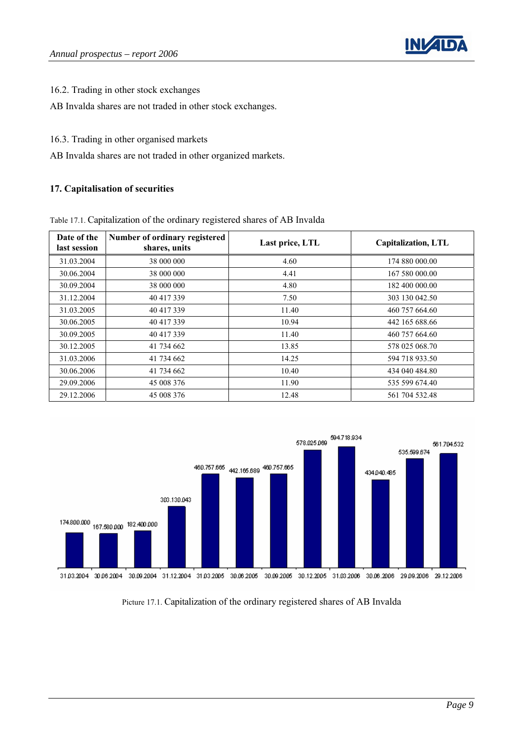16.2. Trading in other stock exchanges

AB Invalda shares are not traded in other stock exchanges.

16.3. Trading in other organised markets

AB Invalda shares are not traded in other organized markets.

## 17. Capitalisation of securities

Table 17.1. Capitalization of the ordinary registered shares of AB Invalda

| Date of the last session | Number of ordinary registered shares, units | Last price, LTL | Capitalization, LTL |
|---|---|---|---|
| 31.03.2004 | 38 000 000 | 4.60 | 174 880 000.00 |
| 30.06.2004 | 38 000 000 | 4.41 | 167 580 000.00 |
| 30.09.2004 | 38 000 000 | 4.80 | 182 400 000.00 |
| 31.12.2004 | 40 417 339 | 7.50 | 303 130 042.50 |
| 31.03.2005 | 40 417 339 | 11.40 | 460 757 664.60 |
| 30.06.2005 | 40 417 339 | 10.94 | 442 165 688.66 |
| 30.09.2005 | 40 417 339 | 11.40 | 460 757 664.60 |
| 30.12.2005 | 41 734 662 | 13.85 | 578 025 068.70 |
| 31.03.2006 | 41 734 662 | 14.25 | 594 718 933.50 |
| 30.06.2006 | 41 734 662 | 10.40 | 434 040 484.80 |
| 29.09.2006 | 45 008 376 | 11.90 | 535 599 674.40 |
| 29.12.2006 | 45 008 376 | 12.48 | 561 704 532.48 |

174.800.000
167.580.000
182.400.000
303.130.043
460.757.665
442.165.689
460.757.665
578.025.069
594.718.934
434.040.485
535.599.674
561.704.532

31.03.2004 30.06.2004 30.09.2004 31.12.2004 31.03.2005 30.06.2005 30.09.2005 30.12.2005 31.03.2006 30.06.2006 29.09.2006 29.12.2006

Picture 17.1. Capitalization of the ordinary registered shares of AB Invalda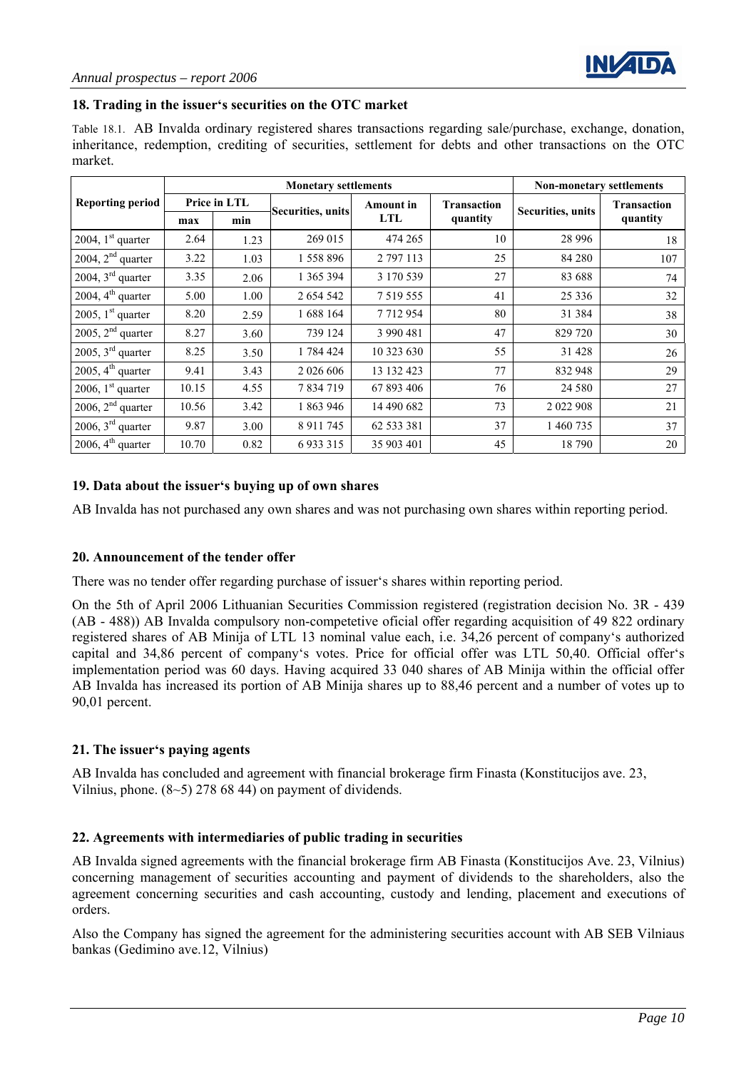## 18. Trading in the issuer‘s securities on the OTC market

Table 18.1. AB Invalda ordinary registered shares transactions regarding sale/purchase, exchange, donation, inheritance, redemption, crediting of securities, settlement for debts and other transactions on the OTC market.

| Reporting period | Monetary settlements | | | | | Non-monetary settlements | |
|---|---|---|---|---|---|---|---|
| | Price in LTL | | Securities, units | Amount in LTL | Transaction quantity | Securities, units | Transaction quantity |
| | max | min | | | | | |
| 2004, 1st quarter | 2.64 | 1.23 | 269 015 | 474 265 | 10 | 28 996 | 18 |
| 2004, 2nd quarter | 3.22 | 1.03 | 1 558 896 | 2 797 113 | 25 | 84 280 | 107 |
| 2004, 3rd quarter | 3.35 | 2.06 | 1 365 394 | 3 170 539 | 27 | 83 688 | 74 |
| 2004, 4th quarter | 5.00 | 1.00 | 2 654 542 | 7 519 555 | 41 | 25 336 | 32 |
| 2005, 1st quarter | 8.20 | 2.59 | 1 688 164 | 7 712 954 | 80 | 31 384 | 38 |
| 2005, 2nd quarter | 8.27 | 3.60 | 739 124 | 3 990 481 | 47 | 829 720 | 30 |
| 2005, 3rd quarter | 8.25 | 3.50 | 1 784 424 | 10 323 630 | 55 | 31 428 | 26 |
| 2005, 4th quarter | 9.41 | 3.43 | 2 026 606 | 13 132 423 | 77 | 832 948 | 29 |
| 2006, 1st quarter | 10.15 | 4.55 | 7 834 719 | 67 893 406 | 76 | 24 580 | 27 |
| 2006, 2nd quarter | 10.56 | 3.42 | 1 863 946 | 14 490 682 | 73 | 2 022 908 | 21 |
| 2006, 3rd quarter | 9.87 | 3.00 | 8 911 745 | 62 533 381 | 37 | 1 460 735 | 37 |
| 2006, 4th quarter | 10.70 | 0.82 | 6 933 315 | 35 903 401 | 45 | 18 790 | 20 |

## 19. Data about the issuer‘s buying up of own shares

AB Invalda has not purchased any own shares and was not purchasing own shares within reporting period.

## 20. Announcement of the tender offer

There was no tender offer regarding purchase of issuer‘s shares within reporting period.

On the 5th of April 2006 Lithuanian Securities Commission registered (registration decision No. 3R - 439 (AB - 488)) AB Invalda compulsory non-competetive oficial offer regarding acquisition of 49 822 ordinary registered shares of AB Minija of LTL 13 nominal value each, i.e. 34,26 percent of company‘s authorized capital and 34,86 percent of company‘s votes. Price for official offer was LTL 50,40. Official offer‘s implementation period was 60 days. Having acquired 33 040 shares of AB Minija within the official offer AB Invalda has increased its portion of AB Minija shares up to 88,46 percent and a number of votes up to 90,01 percent.

## 21. The issuer‘s paying agents

AB Invalda has concluded and agreement with financial brokerage firm Finasta (Konstitucijos ave. 23, Vilnius, phone. (8~5) 278 68 44) on payment of dividends.

## 22. Agreements with intermediaries of public trading in securities

AB Invalda signed agreements with the financial brokerage firm AB Finasta (Konstitucijos Ave. 23, Vilnius) concerning management of securities accounting and payment of dividends to the shareholders, also the agreement concerning securities and cash accounting, custody and lending, placement and executions of orders.

Also the Company has signed the agreement for the administering securities account with AB SEB Vilniaus bankas (Gedimino ave.12, Vilnius)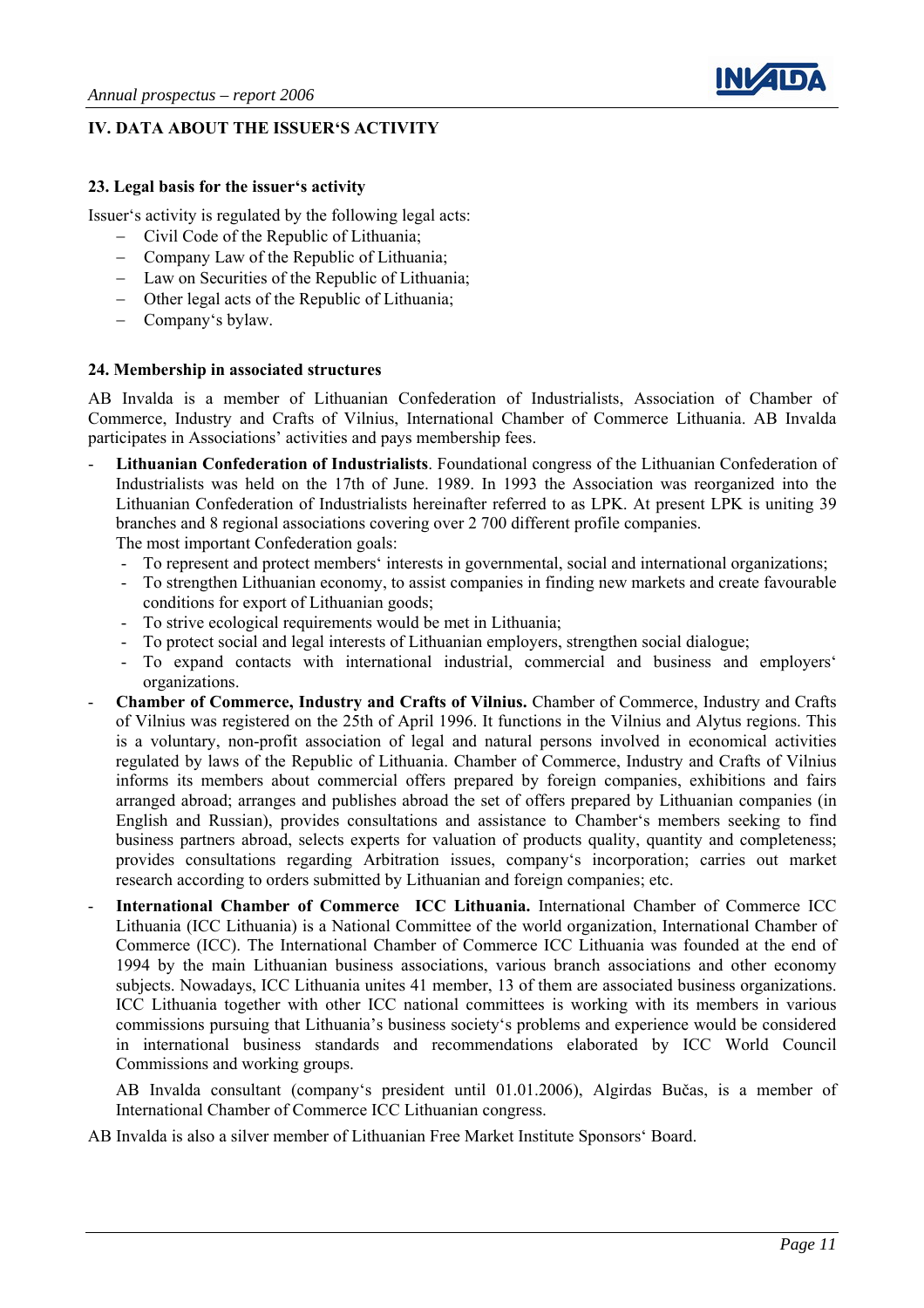## IV. DATA ABOUT THE ISSUER‘S ACTIVITY

### 23. Legal basis for the issuer‘s activity

Issuer‘s activity is regulated by the following legal acts:

- Civil Code of the Republic of Lithuania;
- Company Law of the Republic of Lithuania;
- Law on Securities of the Republic of Lithuania;
- Other legal acts of the Republic of Lithuania;
- Company‘s bylaw.

### 24. Membership in associated structures

AB Invalda is a member of Lithuanian Confederation of Industrialists, Association of Chamber of Commerce, Industry and Crafts of Vilnius, International Chamber of Commerce Lithuania. AB Invalda participates in Associations' activities and pays membership fees.

- **Lithuanian Confederation of Industrialists**. Foundational congress of the Lithuanian Confederation of Industrialists was held on the 17th of June. 1989. In 1993 the Association was reorganized into the Lithuanian Confederation of Industrialists hereinafter referred to as LPK. At present LPK is uniting 39 branches and 8 regional associations covering over 2 700 different profile companies.
  The most important Confederation goals:
  - To represent and protect members‘ interests in governmental, social and international organizations;
  - To strengthen Lithuanian economy, to assist companies in finding new markets and create favourable conditions for export of Lithuanian goods;
  - To strive ecological requirements would be met in Lithuania;
  - To protect social and legal interests of Lithuanian employers, strengthen social dialogue;
  - To expand contacts with international industrial, commercial and business and employers‘ organizations.
- **Chamber of Commerce, Industry and Crafts of Vilnius.** Chamber of Commerce, Industry and Crafts of Vilnius was registered on the 25th of April 1996. It functions in the Vilnius and Alytus regions. This is a voluntary, non-profit association of legal and natural persons involved in economical activities regulated by laws of the Republic of Lithuania. Chamber of Commerce, Industry and Crafts of Vilnius informs its members about commercial offers prepared by foreign companies, exhibitions and fairs arranged abroad; arranges and publishes abroad the set of offers prepared by Lithuanian companies (in English and Russian), provides consultations and assistance to Chamber‘s members seeking to find business partners abroad, selects experts for valuation of products quality, quantity and completeness; provides consultations regarding Arbitration issues, company‘s incorporation; carries out market research according to orders submitted by Lithuanian and foreign companies; etc.
- **International Chamber of Commerce ICC Lithuania.** International Chamber of Commerce ICC Lithuania (ICC Lithuania) is a National Committee of the world organization, International Chamber of Commerce (ICC). The International Chamber of Commerce ICC Lithuania was founded at the end of 1994 by the main Lithuanian business associations, various branch associations and other economy subjects. Nowadays, ICC Lithuania unites 41 member, 13 of them are associated business organizations. ICC Lithuania together with other ICC national committees is working with its members in various commissions pursuing that Lithuania's business society‘s problems and experience would be considered in international business standards and recommendations elaborated by ICC World Council Commissions and working groups.

  AB Invalda consultant (company‘s president until 01.01.2006), Algirdas Bučas, is a member of International Chamber of Commerce ICC Lithuanian congress.

AB Invalda is also a silver member of Lithuanian Free Market Institute Sponsors‘ Board.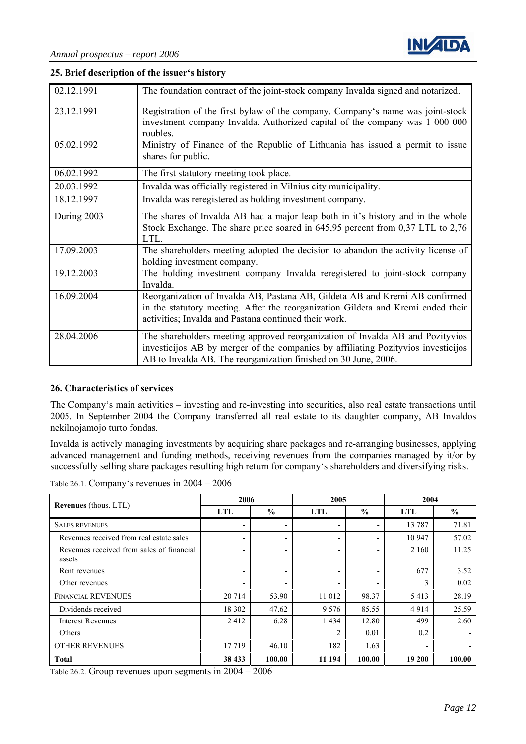## 25. Brief description of the issuer's history

| | |
|---|---|
| 02.12.1991 | The foundation contract of the joint-stock company Invalda signed and notarized. |
| 23.12.1991 | Registration of the first bylaw of the company. Company's name was joint-stock investment company Invalda. Authorized capital of the company was 1 000 000 roubles. |
| 05.02.1992 | Ministry of Finance of the Republic of Lithuania has issued a permit to issue shares for public. |
| 06.02.1992 | The first statutory meeting took place. |
| 20.03.1992 | Invalda was officially registered in Vilnius city municipality. |
| 18.12.1997 | Invalda was reregistered as holding investment company. |
| During 2003 | The shares of Invalda AB had a major leap both in it's history and in the whole Stock Exchange. The share price soared in 645,95 percent from 0,37 LTL to 2,76 LTL. |
| 17.09.2003 | The shareholders meeting adopted the decision to abandon the activity license of holding investment company. |
| 19.12.2003 | The holding investment company Invalda reregistered to joint-stock company Invalda. |
| 16.09.2004 | Reorganization of Invalda AB, Pastana AB, Gildeta AB and Kremi AB confirmed in the statutory meeting. After the reorganization Gildeta and Kremi ended their activities; Invalda and Pastana continued their work. |
| 28.04.2006 | The shareholders meeting approved reorganization of Invalda AB and Pozityvios investicijos AB by merger of the companies by affiliating Pozityvios investicijos AB to Invalda AB. The reorganization finished on 30 June, 2006. |

## 26. Characteristics of services

The Company's main activities – investing and re-investing into securities, also real estate transactions until 2005. In September 2004 the Company transferred all real estate to its daughter company, AB Invaldos nekilnojamojo turto fondas.

Invalda is actively managing investments by acquiring share packages and re-arranging businesses, applying advanced management and funding methods, receiving revenues from the companies managed by it/or by successfully selling share packages resulting high return for company's shareholders and diversifying risks.

Table 26.1. Company's revenues in 2004 – 2006

| **Revenues** (thous. LTL) | 2006 | | 2005 | | 2004 | |
|---|---|---|---|---|---|---|
| | **LTL** | **%** | **LTL** | **%** | **LTL** | **%** |
| SALES REVENUES | - | - | - | - | 13 787 | 71.81 |
| Revenues received from real estate sales | - | - | - | - | 10 947 | 57.02 |
| Revenues received from sales of financial assets | - | - | - | - | 2 160 | 11.25 |
| Rent revenues | - | - | - | - | 677 | 3.52 |
| Other revenues | - | - | - | - | 3 | 0.02 |
| FINANCIAL REVENUES | 20 714 | 53.90 | 11 012 | 98.37 | 5 413 | 28.19 |
| Dividends received | 18 302 | 47.62 | 9 576 | 85.55 | 4 914 | 25.59 |
| Interest Revenues | 2 412 | 6.28 | 1 434 | 12.80 | 499 | 2.60 |
| Others | | | 2 | 0.01 | 0.2 | - |
| OTHER REVENUES | 17 719 | 46.10 | 182 | 1.63 | - | - |
| **Total** | **38 433** | **100.00** | **11 194** | **100.00** | **19 200** | **100.00** |

Table 26.2. Group revenues upon segments in 2004 – 2006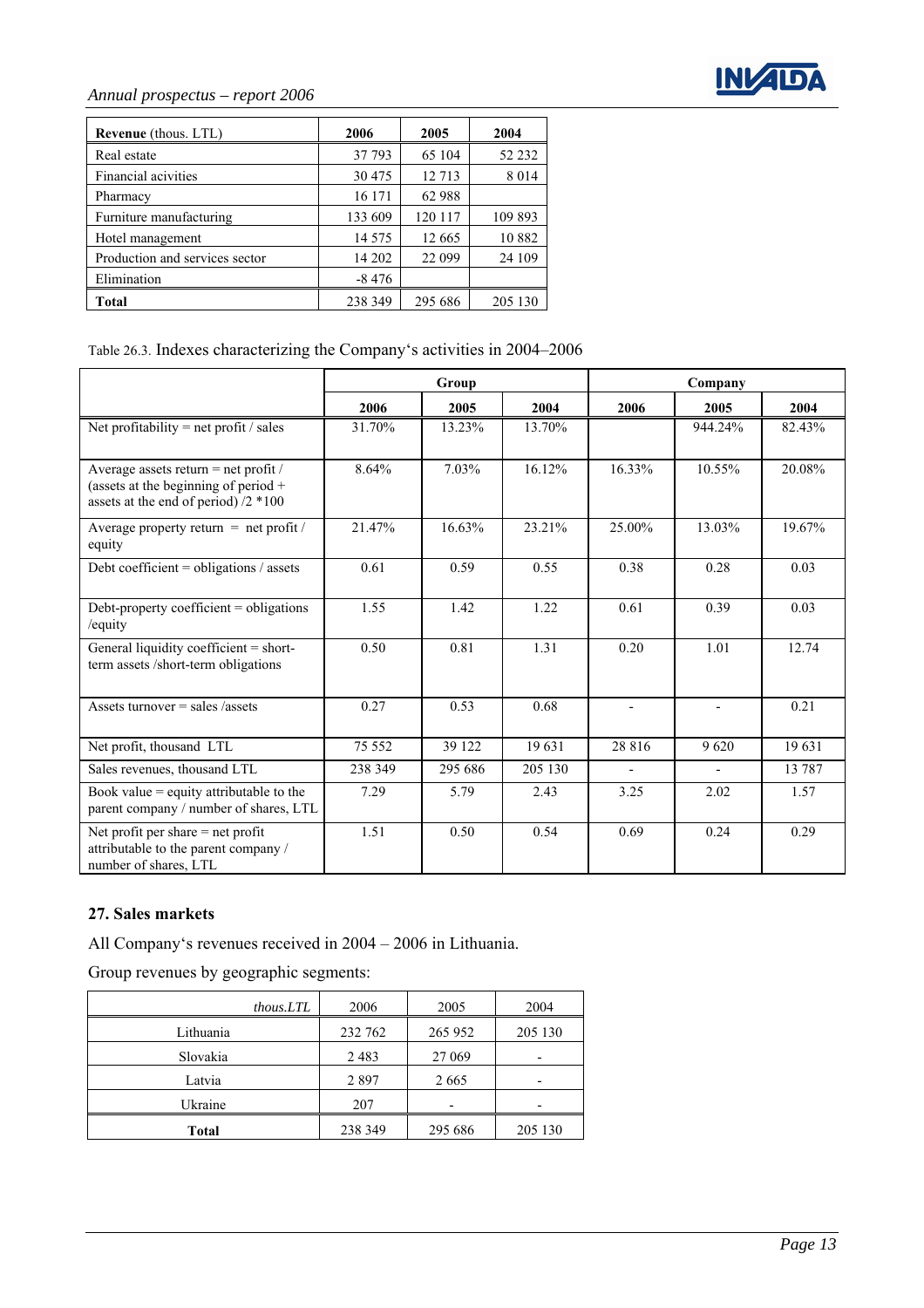| **Revenue** (thous. LTL) | **2006** | **2005** | **2004** |
|---|---|---|---|
| Real estate | 37 793 | 65 104 | 52 232 |
| Financial acivities | 30 475 | 12 713 | 8 014 |
| Pharmacy | 16 171 | 62 988 | |
| Furniture manufacturing | 133 609 | 120 117 | 109 893 |
| Hotel management | 14 575 | 12 665 | 10 882 |
| Production and services sector | 14 202 | 22 099 | 24 109 |
| Elimination | -8 476 | | |
| **Total** | 238 349 | 295 686 | 205 130 |

Table 26.3. Indexes characterizing the Company's activities in 2004–2006

| | **Group** | | | **Company** | | |
|---|---|---|---|---|---|---|
| | **2006** | **2005** | **2004** | **2006** | **2005** | **2004** |
| Net profitability = net profit / sales | 31.70% | 13.23% | 13.70% | | 944.24% | 82.43% |
| Average assets return = net profit / (assets at the beginning of period + assets at the end of period) /2 *100 | 8.64% | 7.03% | 16.12% | 16.33% | 10.55% | 20.08% |
| Average property return = net profit / equity | 21.47% | 16.63% | 23.21% | 25.00% | 13.03% | 19.67% |
| Debt coefficient = obligations / assets | 0.61 | 0.59 | 0.55 | 0.38 | 0.28 | 0.03 |
| Debt-property coefficient = obligations /equity | 1.55 | 1.42 | 1.22 | 0.61 | 0.39 | 0.03 |
| General liquidity coefficient = short-term assets /short-term obligations | 0.50 | 0.81 | 1.31 | 0.20 | 1.01 | 12.74 |
| Assets turnover = sales /assets | 0.27 | 0.53 | 0.68 | - | - | 0.21 |
| Net profit, thousand LTL | 75 552 | 39 122 | 19 631 | 28 816 | 9 620 | 19 631 |
| Sales revenues, thousand LTL | 238 349 | 295 686 | 205 130 | - | - | 13 787 |
| Book value = equity attributable to the parent company / number of shares, LTL | 7.29 | 5.79 | 2.43 | 3.25 | 2.02 | 1.57 |
| Net profit per share = net profit attributable to the parent company / number of shares, LTL | 1.51 | 0.50 | 0.54 | 0.69 | 0.24 | 0.29 |

## 27. Sales markets

All Company's revenues received in 2004 – 2006 in Lithuania.

Group revenues by geographic segments:

| *thous.LTL* | 2006 | 2005 | 2004 |
|---|---|---|---|
| Lithuania | 232 762 | 265 952 | 205 130 |
| Slovakia | 2 483 | 27 069 | - |
| Latvia | 2 897 | 2 665 | - |
| Ukraine | 207 | - | - |
| **Total** | 238 349 | 295 686 | 205 130 |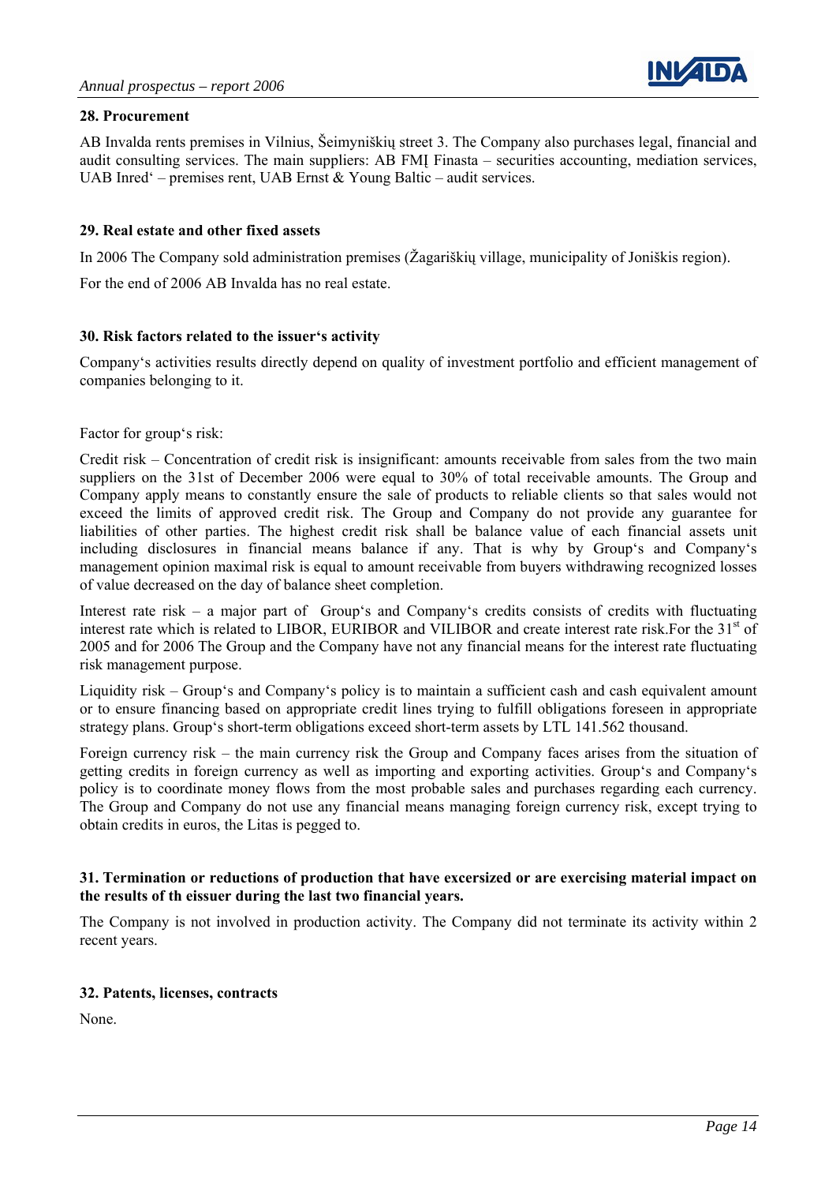### 28. Procurement

AB Invalda rents premises in Vilnius, Šeimyniškių street 3. The Company also purchases legal, financial and audit consulting services. The main suppliers: AB FMĮ Finasta – securities accounting, mediation services, UAB Inred' – premises rent, UAB Ernst & Young Baltic – audit services.

### 29. Real estate and other fixed assets

In 2006 The Company sold administration premises (Žagariškių village, municipality of Joniškis region).

For the end of 2006 AB Invalda has no real estate.

### 30. Risk factors related to the issuer's activity

Company's activities results directly depend on quality of investment portfolio and efficient management of companies belonging to it.

Factor for group's risk:

Credit risk – Concentration of credit risk is insignificant: amounts receivable from sales from the two main suppliers on the 31st of December 2006 were equal to 30% of total receivable amounts. The Group and Company apply means to constantly ensure the sale of products to reliable clients so that sales would not exceed the limits of approved credit risk. The Group and Company do not provide any guarantee for liabilities of other parties. The highest credit risk shall be balance value of each financial assets unit including disclosures in financial means balance if any. That is why by Group's and Company's management opinion maximal risk is equal to amount receivable from buyers withdrawing recognized losses of value decreased on the day of balance sheet completion.

Interest rate risk – a major part of Group's and Company's credits consists of credits with fluctuating interest rate which is related to LIBOR, EURIBOR and VILIBOR and create interest rate risk.For the 31st of 2005 and for 2006 The Group and the Company have not any financial means for the interest rate fluctuating risk management purpose.

Liquidity risk – Group's and Company's policy is to maintain a sufficient cash and cash equivalent amount or to ensure financing based on appropriate credit lines trying to fulfill obligations foreseen in appropriate strategy plans. Group's short-term obligations exceed short-term assets by LTL 141.562 thousand.

Foreign currency risk – the main currency risk the Group and Company faces arises from the situation of getting credits in foreign currency as well as importing and exporting activities. Group's and Company's policy is to coordinate money flows from the most probable sales and purchases regarding each currency. The Group and Company do not use any financial means managing foreign currency risk, except trying to obtain credits in euros, the Litas is pegged to.

### 31. Termination or reductions of production that have excersized or are exercising material impact on the results of th eissuer during the last two financial years.

The Company is not involved in production activity. The Company did not terminate its activity within 2 recent years.

### 32. Patents, licenses, contracts

None.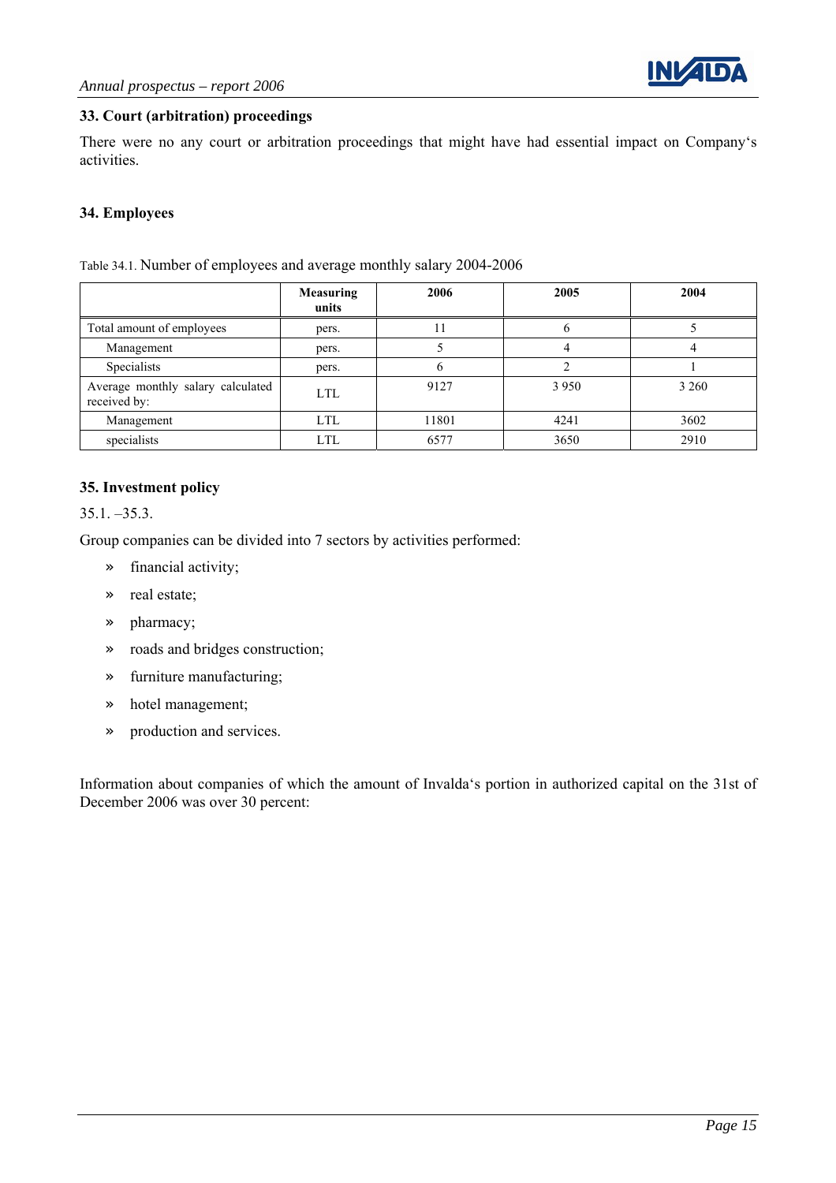## 33. Court (arbitration) proceedings

There were no any court or arbitration proceedings that might have had essential impact on Company's activities.

## 34. Employees

Table 34.1. Number of employees and average monthly salary 2004-2006

| | Measuring units | 2006 | 2005 | 2004 |
|---|---|---|---|---|
| Total amount of employees | pers. | 11 | 6 | 5 |
| Management | pers. | 5 | 4 | 4 |
| Specialists | pers. | 6 | 2 | 1 |
| Average monthly salary calculated received by: | LTL | 9127 | 3 950 | 3 260 |
| Management | LTL | 11801 | 4241 | 3602 |
| specialists | LTL | 6577 | 3650 | 2910 |

## 35. Investment policy

35.1. –35.3.

Group companies can be divided into 7 sectors by activities performed:

- financial activity;
- real estate;
- pharmacy;
- roads and bridges construction;
- furniture manufacturing;
- hotel management;
- production and services.

Information about companies of which the amount of Invalda's portion in authorized capital on the 31st of December 2006 was over 30 percent: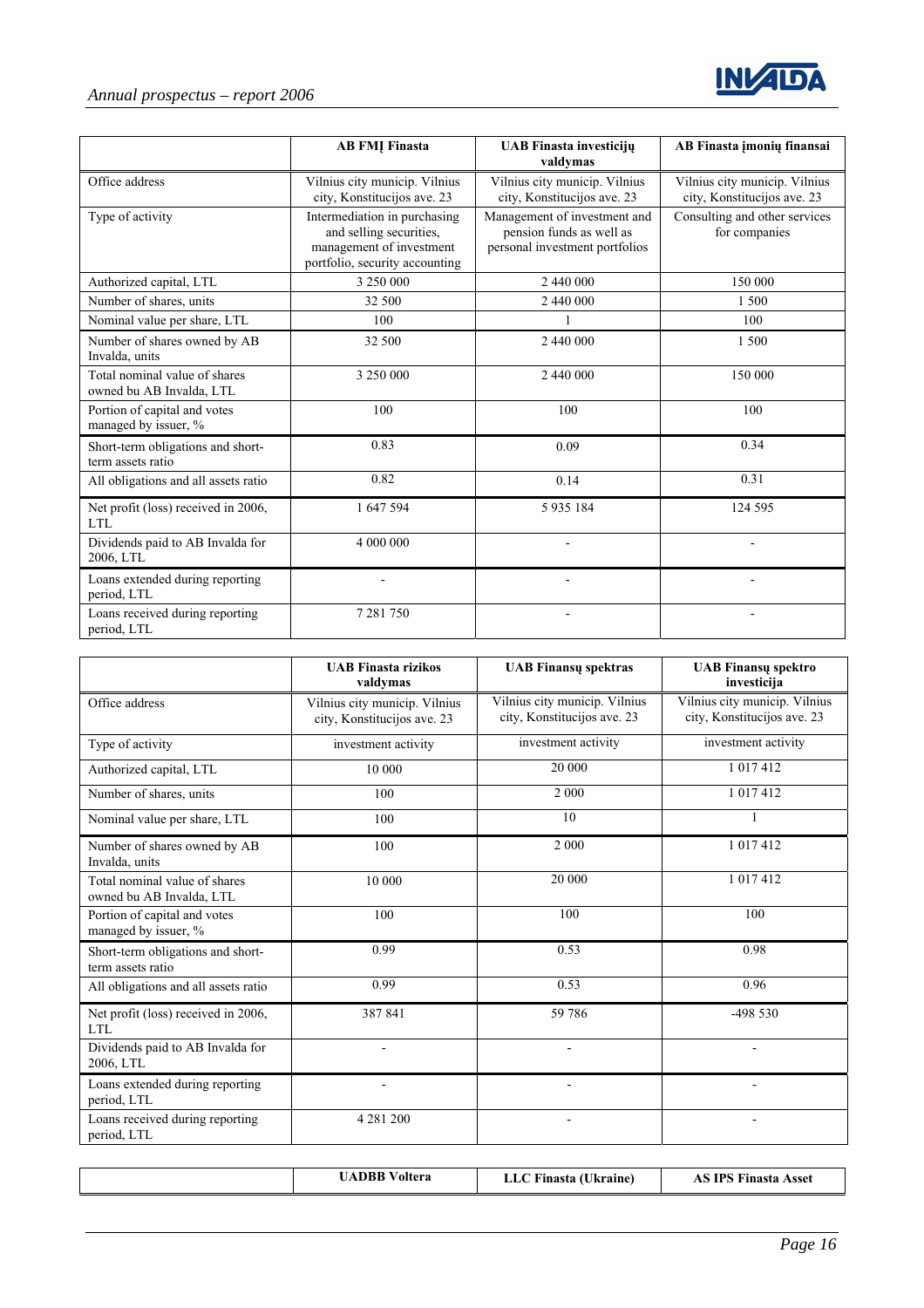| | AB FMĮ Finasta | UAB Finasta investicijų valdymas | AB Finasta įmonių finansai |
|---|---|---|---|
| Office address | Vilnius city municip. Vilnius city, Konstitucijos ave. 23 | Vilnius city municip. Vilnius city, Konstitucijos ave. 23 | Vilnius city municip. Vilnius city, Konstitucijos ave. 23 |
| Type of activity | Intermediation in purchasing and selling securities, management of investment portfolio, security accounting | Management of investment and pension funds as well as personal investment portfolios | Consulting and other services for companies |
| Authorized capital, LTL | 3 250 000 | 2 440 000 | 150 000 |
| Number of shares, units | 32 500 | 2 440 000 | 1 500 |
| Nominal value per share, LTL | 100 | 1 | 100 |
| Number of shares owned by AB Invalda, units | 32 500 | 2 440 000 | 1 500 |
| Total nominal value of shares owned bu AB Invalda, LTL | 3 250 000 | 2 440 000 | 150 000 |
| Portion of capital and votes managed by issuer, % | 100 | 100 | 100 |
| Short-term obligations and short-term assets ratio | 0.83 | 0.09 | 0.34 |
| All obligations and all assets ratio | 0.82 | 0.14 | 0.31 |
| Net profit (loss) received in 2006, LTL | 1 647 594 | 5 935 184 | 124 595 |
| Dividends paid to AB Invalda for 2006, LTL | 4 000 000 | - | - |
| Loans extended during reporting period, LTL | - | - | - |
| Loans received during reporting period, LTL | 7 281 750 | - | - |

| | UAB Finasta rizikos valdymas | UAB Finansų spektras | UAB Finansų spektro investicija |
|---|---|---|---|
| Office address | Vilnius city municip. Vilnius city, Konstitucijos ave. 23 | Vilnius city municip. Vilnius city, Konstitucijos ave. 23 | Vilnius city municip. Vilnius city, Konstitucijos ave. 23 |
| Type of activity | investment activity | investment activity | investment activity |
| Authorized capital, LTL | 10 000 | 20 000 | 1 017 412 |
| Number of shares, units | 100 | 2 000 | 1 017 412 |
| Nominal value per share, LTL | 100 | 10 | 1 |
| Number of shares owned by AB Invalda, units | 100 | 2 000 | 1 017 412 |
| Total nominal value of shares owned bu AB Invalda, LTL | 10 000 | 20 000 | 1 017 412 |
| Portion of capital and votes managed by issuer, % | 100 | 100 | 100 |
| Short-term obligations and short-term assets ratio | 0.99 | 0.53 | 0.98 |
| All obligations and all assets ratio | 0.99 | 0.53 | 0.96 |
| Net profit (loss) received in 2006, LTL | 387 841 | 59 786 | -498 530 |
| Dividends paid to AB Invalda for 2006, LTL | - | - | - |
| Loans extended during reporting period, LTL | - | - | - |
| Loans received during reporting period, LTL | 4 281 200 | - | - |

| | UADBB Voltera | LLC Finasta (Ukraine) | AS IPS Finasta Asset |
|---|---|---|---|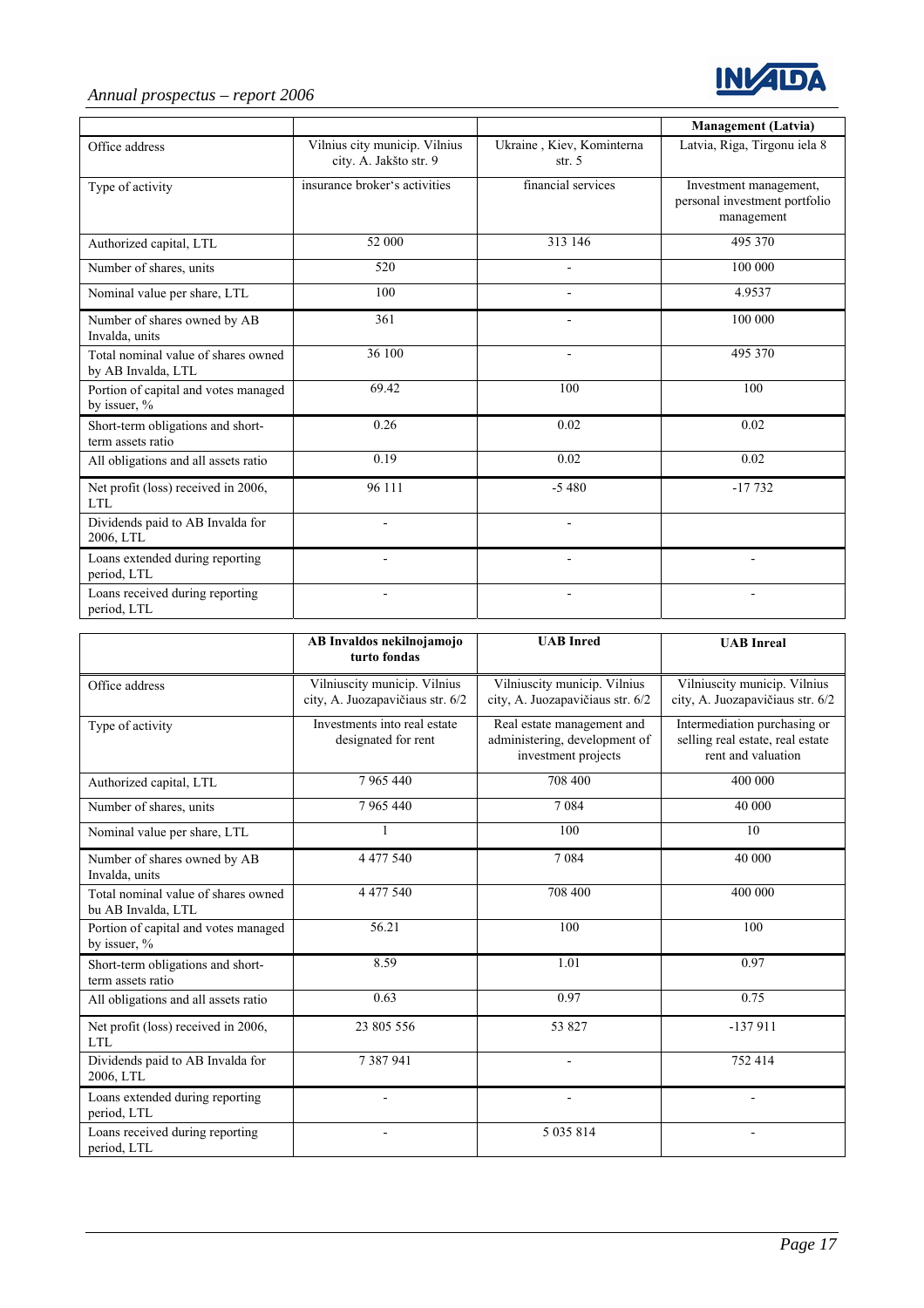| | | | Management (Latvia) |
|---|---|---|---|
| Office address | Vilnius city municip. Vilnius city. A. Jakšto str. 9 | Ukraine , Kiev, Kominterna str. 5 | Latvia, Riga, Tirgonu iela 8 |
| Type of activity | insurance broker's activities | financial services | Investment management, personal investment portfolio management |
| Authorized capital, LTL | 52 000 | 313 146 | 495 370 |
| Number of shares, units | 520 | - | 100 000 |
| Nominal value per share, LTL | 100 | - | 4.9537 |
| Number of shares owned by AB Invalda, units | 361 | - | 100 000 |
| Total nominal value of shares owned by AB Invalda, LTL | 36 100 | - | 495 370 |
| Portion of capital and votes managed by issuer, % | 69.42 | 100 | 100 |
| Short-term obligations and short-term assets ratio | 0.26 | 0.02 | 0.02 |
| All obligations and all assets ratio | 0.19 | 0.02 | 0.02 |
| Net profit (loss) received in 2006, LTL | 96 111 | -5 480 | -17 732 |
| Dividends paid to AB Invalda for 2006, LTL | - | - | |
| Loans extended during reporting period, LTL | - | - | - |
| Loans received during reporting period, LTL | - | - | - |

| | AB Invaldos nekilnojamojo turto fondas | UAB Inred | UAB Inreal |
|---|---|---|---|
| Office address | Vilniuscity municip. Vilnius city, A. Juozapavičiaus str. 6/2 | Vilniuscity municip. Vilnius city, A. Juozapavičiaus str. 6/2 | Vilniuscity municip. Vilnius city, A. Juozapavičiaus str. 6/2 |
| Type of activity | Investments into real estate designated for rent | Real estate management and administering, development of investment projects | Intermediation purchasing or selling real estate, real estate rent and valuation |
| Authorized capital, LTL | 7 965 440 | 708 400 | 400 000 |
| Number of shares, units | 7 965 440 | 7 084 | 40 000 |
| Nominal value per share, LTL | 1 | 100 | 10 |
| Number of shares owned by AB Invalda, units | 4 477 540 | 7 084 | 40 000 |
| Total nominal value of shares owned bu AB Invalda, LTL | 4 477 540 | 708 400 | 400 000 |
| Portion of capital and votes managed by issuer, % | 56.21 | 100 | 100 |
| Short-term obligations and short-term assets ratio | 8.59 | 1.01 | 0.97 |
| All obligations and all assets ratio | 0.63 | 0.97 | 0.75 |
| Net profit (loss) received in 2006, LTL | 23 805 556 | 53 827 | -137 911 |
| Dividends paid to AB Invalda for 2006, LTL | 7 387 941 | - | 752 414 |
| Loans extended during reporting period, LTL | - | - | - |
| Loans received during reporting period, LTL | - | 5 035 814 | - |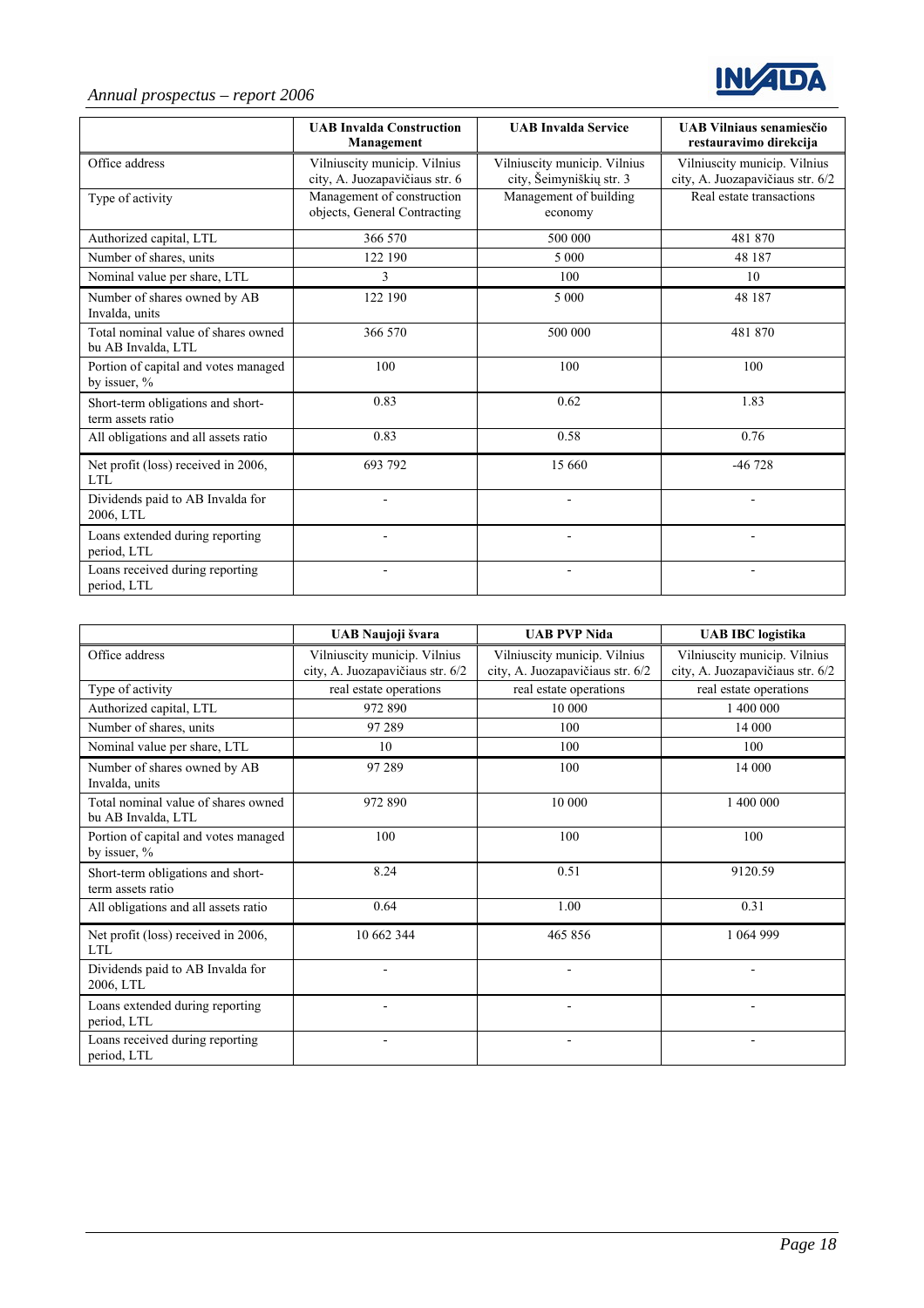| | UAB Invalda Construction Management | UAB Invalda Service | UAB Vilniaus senamiesčio restauravimo direkcija |
|---|---|---|---|
| Office address | Vilniuscity municip. Vilnius city, A. Juozapavičiaus str. 6 | Vilniuscity municip. Vilnius city, Šeimyniškių str. 3 | Vilniuscity municip. Vilnius city, A. Juozapavičiaus str. 6/2 |
| Type of activity | Management of construction objects, General Contracting | Management of building economy | Real estate transactions |
| Authorized capital, LTL | 366 570 | 500 000 | 481 870 |
| Number of shares, units | 122 190 | 5 000 | 48 187 |
| Nominal value per share, LTL | 3 | 100 | 10 |
| Number of shares owned by AB Invalda, units | 122 190 | 5 000 | 48 187 |
| Total nominal value of shares owned bu AB Invalda, LTL | 366 570 | 500 000 | 481 870 |
| Portion of capital and votes managed by issuer, % | 100 | 100 | 100 |
| Short-term obligations and short-term assets ratio | 0.83 | 0.62 | 1.83 |
| All obligations and all assets ratio | 0.83 | 0.58 | 0.76 |
| Net profit (loss) received in 2006, LTL | 693 792 | 15 660 | -46 728 |
| Dividends paid to AB Invalda for 2006, LTL | - | - | - |
| Loans extended during reporting period, LTL | - | - | - |
| Loans received during reporting period, LTL | - | - | - |

| | UAB Naujoji švara | UAB PVP Nida | UAB IBC logistika |
|---|---|---|---|
| Office address | Vilniuscity municip. Vilnius city, A. Juozapavičiaus str. 6/2 | Vilniuscity municip. Vilnius city, A. Juozapavičiaus str. 6/2 | Vilniuscity municip. Vilnius city, A. Juozapavičiaus str. 6/2 |
| Type of activity | real estate operations | real estate operations | real estate operations |
| Authorized capital, LTL | 972 890 | 10 000 | 1 400 000 |
| Number of shares, units | 97 289 | 100 | 14 000 |
| Nominal value per share, LTL | 10 | 100 | 100 |
| Number of shares owned by AB Invalda, units | 97 289 | 100 | 14 000 |
| Total nominal value of shares owned bu AB Invalda, LTL | 972 890 | 10 000 | 1 400 000 |
| Portion of capital and votes managed by issuer, % | 100 | 100 | 100 |
| Short-term obligations and short-term assets ratio | 8.24 | 0.51 | 9120.59 |
| All obligations and all assets ratio | 0.64 | 1.00 | 0.31 |
| Net profit (loss) received in 2006, LTL | 10 662 344 | 465 856 | 1 064 999 |
| Dividends paid to AB Invalda for 2006, LTL | - | - | - |
| Loans extended during reporting period, LTL | - | - | - |
| Loans received during reporting period, LTL | - | - | - |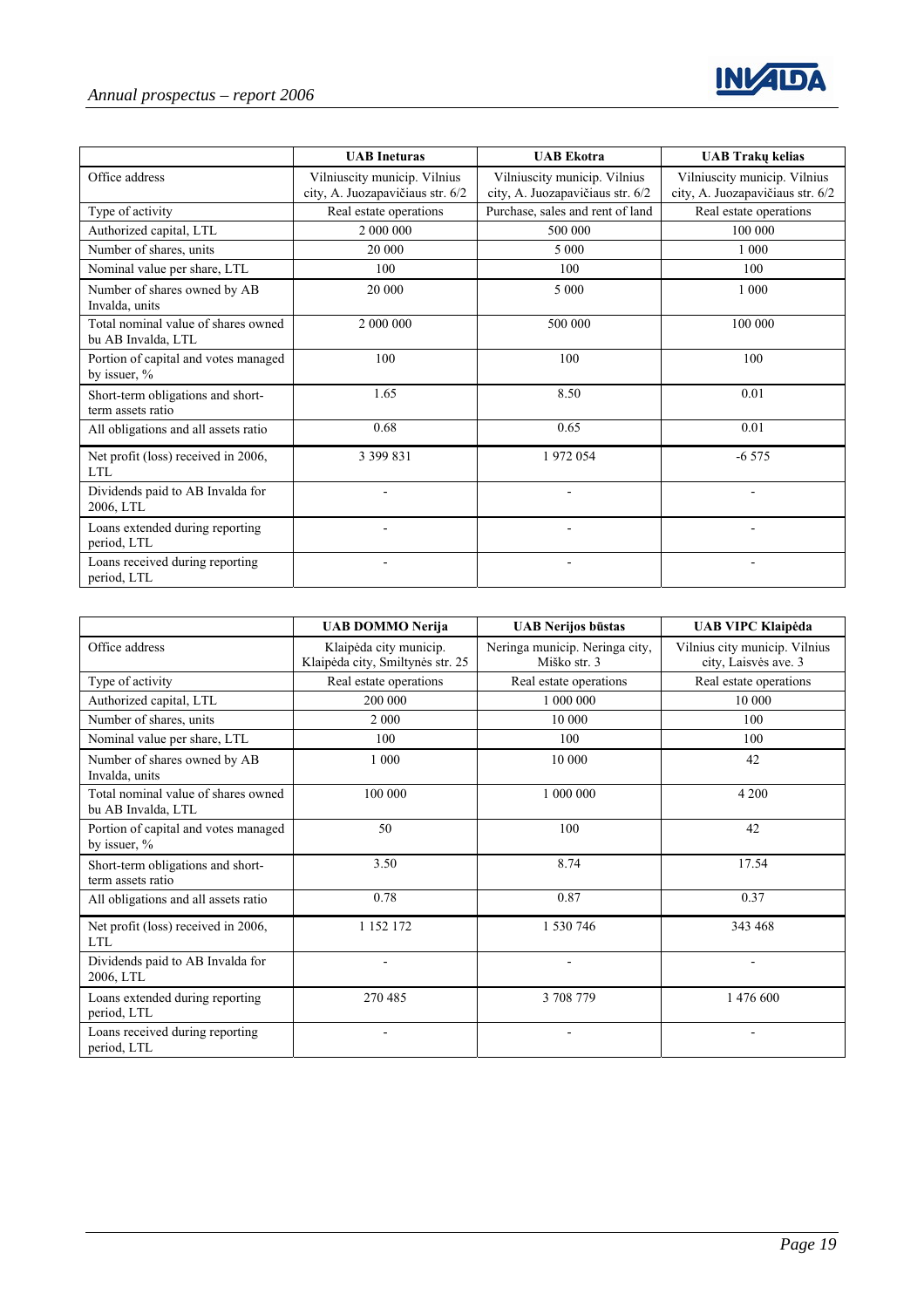| | UAB Ineturas | UAB Ekotra | UAB Trakų kelias |
|---|---|---|---|
| Office address | Vilniuscity municip. Vilnius city, A. Juozapavičiaus str. 6/2 | Vilniuscity municip. Vilnius city, A. Juozapavičiaus str. 6/2 | Vilniuscity municip. Vilnius city, A. Juozapavičiaus str. 6/2 |
| Type of activity | Real estate operations | Purchase, sales and rent of land | Real estate operations |
| Authorized capital, LTL | 2 000 000 | 500 000 | 100 000 |
| Number of shares, units | 20 000 | 5 000 | 1 000 |
| Nominal value per share, LTL | 100 | 100 | 100 |
| Number of shares owned by AB Invalda, units | 20 000 | 5 000 | 1 000 |
| Total nominal value of shares owned bu AB Invalda, LTL | 2 000 000 | 500 000 | 100 000 |
| Portion of capital and votes managed by issuer, % | 100 | 100 | 100 |
| Short-term obligations and short-term assets ratio | 1.65 | 8.50 | 0.01 |
| All obligations and all assets ratio | 0.68 | 0.65 | 0.01 |
| Net profit (loss) received in 2006, LTL | 3 399 831 | 1 972 054 | -6 575 |
| Dividends paid to AB Invalda for 2006, LTL | - | - | - |
| Loans extended during reporting period, LTL | - | - | - |
| Loans received during reporting period, LTL | - | - | - |

| | UAB DOMMO Nerija | UAB Nerijos būstas | UAB VIPC Klaipėda |
|---|---|---|---|
| Office address | Klaipėda city municip. Klaipėda city, Smiltynės str. 25 | Neringa municip. Neringa city, Miško str. 3 | Vilnius city municip. Vilnius city, Laisvės ave. 3 |
| Type of activity | Real estate operations | Real estate operations | Real estate operations |
| Authorized capital, LTL | 200 000 | 1 000 000 | 10 000 |
| Number of shares, units | 2 000 | 10 000 | 100 |
| Nominal value per share, LTL | 100 | 100 | 100 |
| Number of shares owned by AB Invalda, units | 1 000 | 10 000 | 42 |
| Total nominal value of shares owned bu AB Invalda, LTL | 100 000 | 1 000 000 | 4 200 |
| Portion of capital and votes managed by issuer, % | 50 | 100 | 42 |
| Short-term obligations and short-term assets ratio | 3.50 | 8.74 | 17.54 |
| All obligations and all assets ratio | 0.78 | 0.87 | 0.37 |
| Net profit (loss) received in 2006, LTL | 1 152 172 | 1 530 746 | 343 468 |
| Dividends paid to AB Invalda for 2006, LTL | - | - | - |
| Loans extended during reporting period, LTL | 270 485 | 3 708 779 | 1 476 600 |
| Loans received during reporting period, LTL | - | - | - |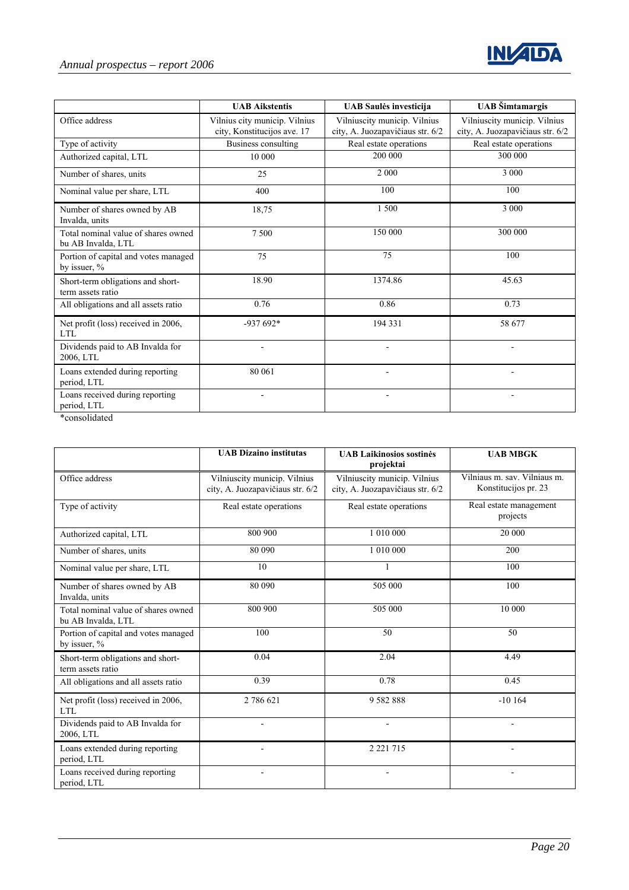| | UAB Aikstentis | UAB Saulės investicija | UAB Šimtamargis |
|---|---|---|---|
| Office address | Vilnius city municip. Vilnius city, Konstitucijos ave. 17 | Vilniuscity municip. Vilnius city, A. Juozapavičiaus str. 6/2 | Vilniuscity municip. Vilnius city, A. Juozapavičiaus str. 6/2 |
| Type of activity | Business consulting | Real estate operations | Real estate operations |
| Authorized capital, LTL | 10 000 | 200 000 | 300 000 |
| Number of shares, units | 25 | 2 000 | 3 000 |
| Nominal value per share, LTL | 400 | 100 | 100 |
| Number of shares owned by AB Invalda, units | 18,75 | 1 500 | 3 000 |
| Total nominal value of shares owned bu AB Invalda, LTL | 7 500 | 150 000 | 300 000 |
| Portion of capital and votes managed by issuer, % | 75 | 75 | 100 |
| Short-term obligations and short-term assets ratio | 18.90 | 1374.86 | 45.63 |
| All obligations and all assets ratio | 0.76 | 0.86 | 0.73 |
| Net profit (loss) received in 2006, LTL | -937 692* | 194 331 | 58 677 |
| Dividends paid to AB Invalda for 2006, LTL | - | - | - |
| Loans extended during reporting period, LTL | 80 061 | - | - |
| Loans received during reporting period, LTL | - | - | - |

*consolidated

| | UAB Dizaino institutas | UAB Laikinosios sostinės projektai | UAB MBGK |
|---|---|---|---|
| Office address | Vilniuscity municip. Vilnius city, A. Juozapavičiaus str. 6/2 | Vilniuscity municip. Vilnius city, A. Juozapavičiaus str. 6/2 | Vilniaus m. sav. Vilniaus m. Konstitucijos pr. 23 |
| Type of activity | Real estate operations | Real estate operations | Real estate management projects |
| Authorized capital, LTL | 800 900 | 1 010 000 | 20 000 |
| Number of shares, units | 80 090 | 1 010 000 | 200 |
| Nominal value per share, LTL | 10 | 1 | 100 |
| Number of shares owned by AB Invalda, units | 80 090 | 505 000 | 100 |
| Total nominal value of shares owned bu AB Invalda, LTL | 800 900 | 505 000 | 10 000 |
| Portion of capital and votes managed by issuer, % | 100 | 50 | 50 |
| Short-term obligations and short-term assets ratio | 0.04 | 2.04 | 4.49 |
| All obligations and all assets ratio | 0.39 | 0.78 | 0.45 |
| Net profit (loss) received in 2006, LTL | 2 786 621 | 9 582 888 | -10 164 |
| Dividends paid to AB Invalda for 2006, LTL | - | - | - |
| Loans extended during reporting period, LTL | - | 2 221 715 | - |
| Loans received during reporting period, LTL | - | - | - |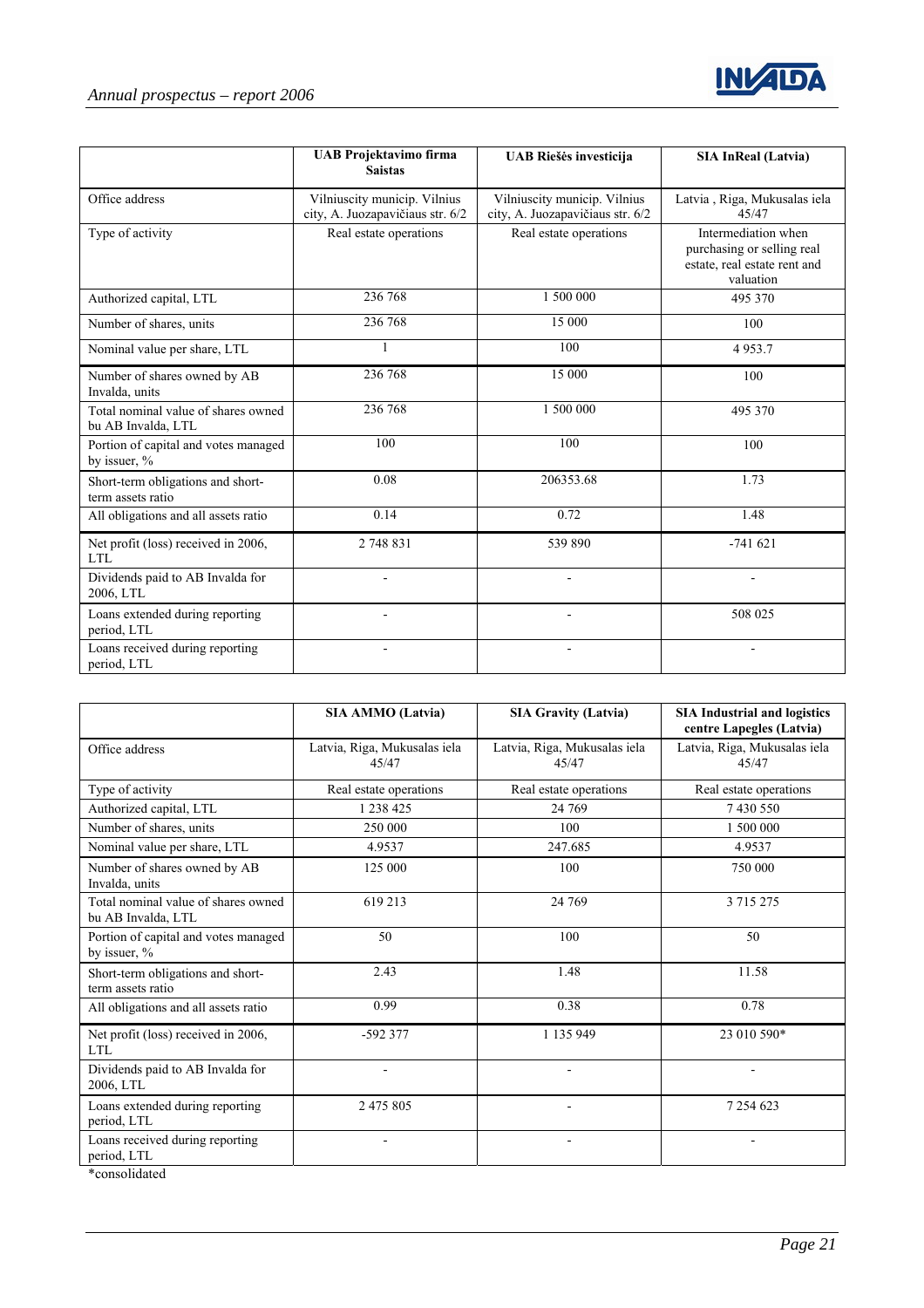| | UAB Projektavimo firma Saistas | UAB Riešės investicija | SIA InReal (Latvia) |
|---|---|---|---|
| Office address | Vilniuscity municip. Vilnius city, A. Juozapavičiaus str. 6/2 | Vilniuscity municip. Vilnius city, A. Juozapavičiaus str. 6/2 | Latvia , Riga, Mukusalas iela 45/47 |
| Type of activity | Real estate operations | Real estate operations | Intermediation when purchasing or selling real estate, real estate rent and valuation |
| Authorized capital, LTL | 236 768 | 1 500 000 | 495 370 |
| Number of shares, units | 236 768 | 15 000 | 100 |
| Nominal value per share, LTL | 1 | 100 | 4 953.7 |
| Number of shares owned by AB Invalda, units | 236 768 | 15 000 | 100 |
| Total nominal value of shares owned bu AB Invalda, LTL | 236 768 | 1 500 000 | 495 370 |
| Portion of capital and votes managed by issuer, % | 100 | 100 | 100 |
| Short-term obligations and short-term assets ratio | 0.08 | 206353.68 | 1.73 |
| All obligations and all assets ratio | 0.14 | 0.72 | 1.48 |
| Net profit (loss) received in 2006, LTL | 2 748 831 | 539 890 | -741 621 |
| Dividends paid to AB Invalda for 2006, LTL | - | - | - |
| Loans extended during reporting period, LTL | - | - | 508 025 |
| Loans received during reporting period, LTL | - | - | - |

| | SIA AMMO (Latvia) | SIA Gravity (Latvia) | SIA Industrial and logistics centre Lapegles (Latvia) |
|---|---|---|---|
| Office address | Latvia, Riga, Mukusalas iela 45/47 | Latvia, Riga, Mukusalas iela 45/47 | Latvia, Riga, Mukusalas iela 45/47 |
| Type of activity | Real estate operations | Real estate operations | Real estate operations |
| Authorized capital, LTL | 1 238 425 | 24 769 | 7 430 550 |
| Number of shares, units | 250 000 | 100 | 1 500 000 |
| Nominal value per share, LTL | 4.9537 | 247.685 | 4.9537 |
| Number of shares owned by AB Invalda, units | 125 000 | 100 | 750 000 |
| Total nominal value of shares owned bu AB Invalda, LTL | 619 213 | 24 769 | 3 715 275 |
| Portion of capital and votes managed by issuer, % | 50 | 100 | 50 |
| Short-term obligations and short-term assets ratio | 2.43 | 1.48 | 11.58 |
| All obligations and all assets ratio | 0.99 | 0.38 | 0.78 |
| Net profit (loss) received in 2006, LTL | -592 377 | 1 135 949 | 23 010 590* |
| Dividends paid to AB Invalda for 2006, LTL | - | - | - |
| Loans extended during reporting period, LTL | 2 475 805 | - | 7 254 623 |
| Loans received during reporting period, LTL | - | - | - |

*consolidated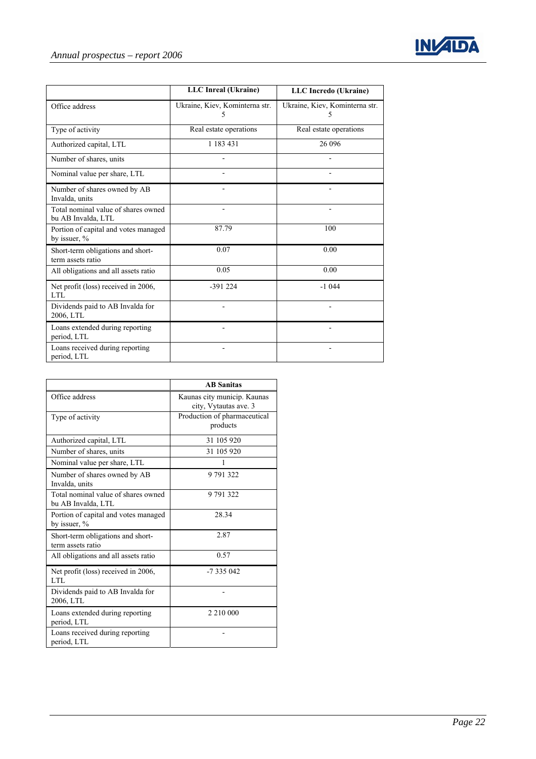| | LLC Inreal (Ukraine) | LLC Incredo (Ukraine) |
|---|---|---|
| Office address | Ukraine, Kiev, Kominterna str. 5 | Ukraine, Kiev, Kominterna str. 5 |
| Type of activity | Real estate operations | Real estate operations |
| Authorized capital, LTL | 1 183 431 | 26 096 |
| Number of shares, units | - | - |
| Nominal value per share, LTL | - | - |
| Number of shares owned by AB Invalda, units | - | - |
| Total nominal value of shares owned bu AB Invalda, LTL | - | - |
| Portion of capital and votes managed by issuer, % | 87.79 | 100 |
| Short-term obligations and short-term assets ratio | 0.07 | 0.00 |
| All obligations and all assets ratio | 0.05 | 0.00 |
| Net profit (loss) received in 2006, LTL | -391 224 | -1 044 |
| Dividends paid to AB Invalda for 2006, LTL | - | - |
| Loans extended during reporting period, LTL | - | - |
| Loans received during reporting period, LTL | - | - |

| | AB Sanitas |
|---|---|
| Office address | Kaunas city municip. Kaunas city, Vytautas ave. 3 |
| Type of activity | Production of pharmaceutical products |
| Authorized capital, LTL | 31 105 920 |
| Number of shares, units | 31 105 920 |
| Nominal value per share, LTL | 1 |
| Number of shares owned by AB Invalda, units | 9 791 322 |
| Total nominal value of shares owned bu AB Invalda, LTL | 9 791 322 |
| Portion of capital and votes managed by issuer, % | 28.34 |
| Short-term obligations and short-term assets ratio | 2.87 |
| All obligations and all assets ratio | 0.57 |
| Net profit (loss) received in 2006, LTL | -7 335 042 |
| Dividends paid to AB Invalda for 2006, LTL | - |
| Loans extended during reporting period, LTL | 2 210 000 |
| Loans received during reporting period, LTL | - |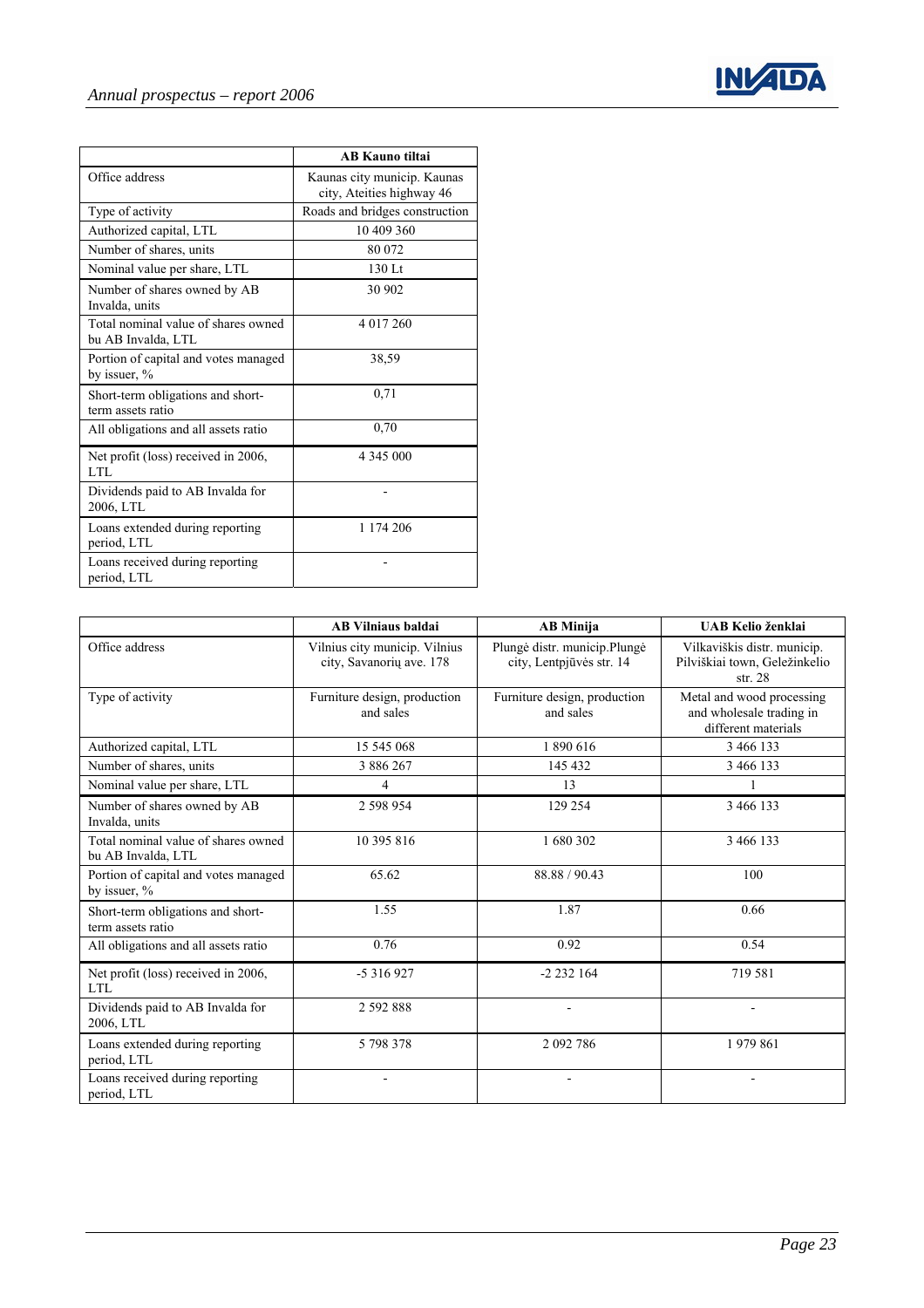| | AB Kauno tiltai |
|---|---|
| Office address | Kaunas city municip. Kaunas city, Ateities highway 46 |
| Type of activity | Roads and bridges construction |
| Authorized capital, LTL | 10 409 360 |
| Number of shares, units | 80 072 |
| Nominal value per share, LTL | 130 Lt |
| Number of shares owned by AB Invalda, units | 30 902 |
| Total nominal value of shares owned bu AB Invalda, LTL | 4 017 260 |
| Portion of capital and votes managed by issuer, % | 38,59 |
| Short-term obligations and short-term assets ratio | 0,71 |
| All obligations and all assets ratio | 0,70 |
| Net profit (loss) received in 2006, LTL | 4 345 000 |
| Dividends paid to AB Invalda for 2006, LTL | - |
| Loans extended during reporting period, LTL | 1 174 206 |
| Loans received during reporting period, LTL | - |

| | AB Vilniaus baldai | AB Minija | UAB Kelio ženklai |
|---|---|---|---|
| Office address | Vilnius city municip. Vilnius city, Savanorių ave. 178 | Plungė distr. municip.Plungė city, Lentpjūvės str. 14 | Vilkaviškis distr. municip. Pilviškiai town, Geležinkelio str. 28 |
| Type of activity | Furniture design, production and sales | Furniture design, production and sales | Metal and wood processing and wholesale trading in different materials |
| Authorized capital, LTL | 15 545 068 | 1 890 616 | 3 466 133 |
| Number of shares, units | 3 886 267 | 145 432 | 3 466 133 |
| Nominal value per share, LTL | 4 | 13 | 1 |
| Number of shares owned by AB Invalda, units | 2 598 954 | 129 254 | 3 466 133 |
| Total nominal value of shares owned bu AB Invalda, LTL | 10 395 816 | 1 680 302 | 3 466 133 |
| Portion of capital and votes managed by issuer, % | 65.62 | 88.88 / 90.43 | 100 |
| Short-term obligations and short-term assets ratio | 1.55 | 1.87 | 0.66 |
| All obligations and all assets ratio | 0.76 | 0.92 | 0.54 |
| Net profit (loss) received in 2006, LTL | -5 316 927 | -2 232 164 | 719 581 |
| Dividends paid to AB Invalda for 2006, LTL | 2 592 888 | - | - |
| Loans extended during reporting period, LTL | 5 798 378 | 2 092 786 | 1 979 861 |
| Loans received during reporting period, LTL | - | - | - |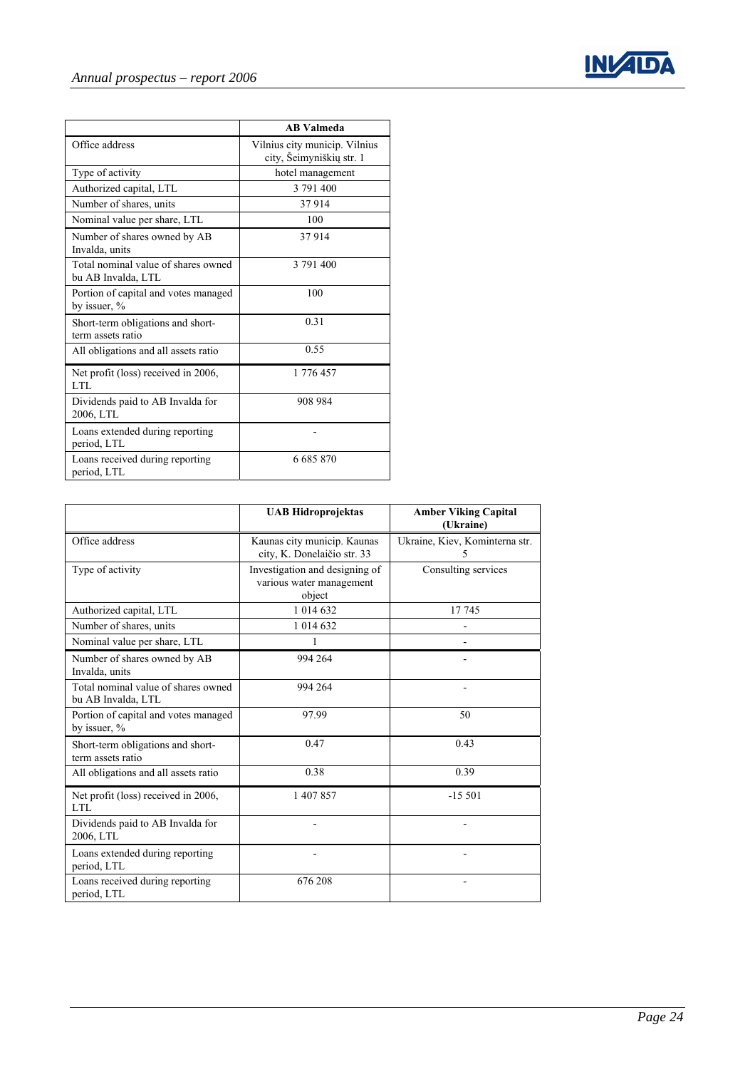| | AB Valmeda |
|---|---|
| Office address | Vilnius city municip. Vilnius city, Šeimyniškių str. 1 |
| Type of activity | hotel management |
| Authorized capital, LTL | 3 791 400 |
| Number of shares, units | 37 914 |
| Nominal value per share, LTL | 100 |
| Number of shares owned by AB Invalda, units | 37 914 |
| Total nominal value of shares owned bu AB Invalda, LTL | 3 791 400 |
| Portion of capital and votes managed by issuer, % | 100 |
| Short-term obligations and short-term assets ratio | 0.31 |
| All obligations and all assets ratio | 0.55 |
| Net profit (loss) received in 2006, LTL | 1 776 457 |
| Dividends paid to AB Invalda for 2006, LTL | 908 984 |
| Loans extended during reporting period, LTL | - |
| Loans received during reporting period, LTL | 6 685 870 |

| | UAB Hidroprojektas | Amber Viking Capital (Ukraine) |
|---|---|---|
| Office address | Kaunas city municip. Kaunas city, K. Donelaičio str. 33 | Ukraine, Kiev, Kominterna str. 5 |
| Type of activity | Investigation and designing of various water management object | Consulting services |
| Authorized capital, LTL | 1 014 632 | 17 745 |
| Number of shares, units | 1 014 632 | - |
| Nominal value per share, LTL | 1 | - |
| Number of shares owned by AB Invalda, units | 994 264 | - |
| Total nominal value of shares owned bu AB Invalda, LTL | 994 264 | - |
| Portion of capital and votes managed by issuer, % | 97.99 | 50 |
| Short-term obligations and short-term assets ratio | 0.47 | 0.43 |
| All obligations and all assets ratio | 0.38 | 0.39 |
| Net profit (loss) received in 2006, LTL | 1 407 857 | -15 501 |
| Dividends paid to AB Invalda for 2006, LTL | - | - |
| Loans extended during reporting period, LTL | - | - |
| Loans received during reporting period, LTL | 676 208 | - |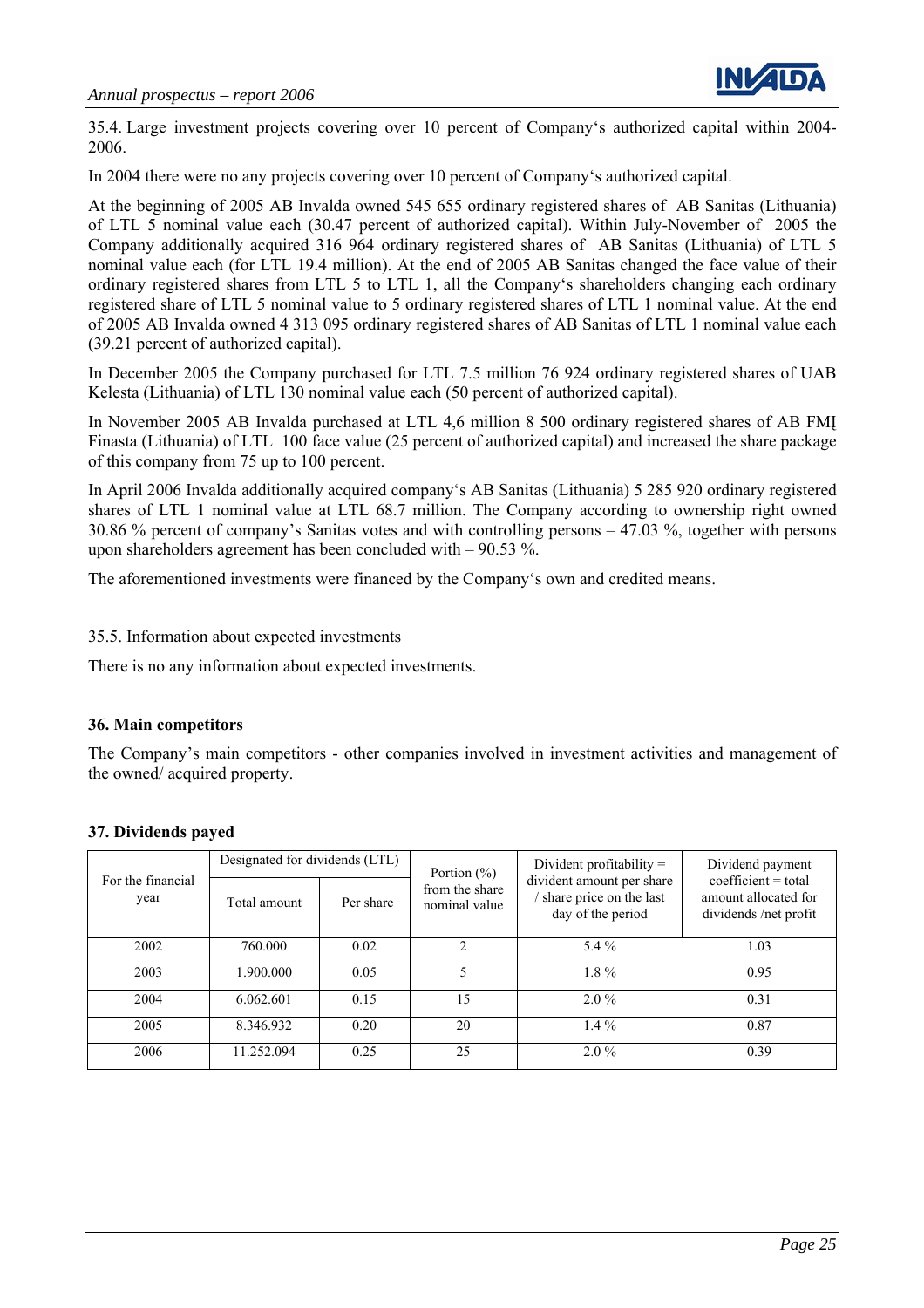35.4. Large investment projects covering over 10 percent of Company's authorized capital within 2004-2006.

In 2004 there were no any projects covering over 10 percent of Company's authorized capital.

At the beginning of 2005 AB Invalda owned 545 655 ordinary registered shares of AB Sanitas (Lithuania) of LTL 5 nominal value each (30.47 percent of authorized capital). Within July-November of 2005 the Company additionally acquired 316 964 ordinary registered shares of AB Sanitas (Lithuania) of LTL 5 nominal value each (for LTL 19.4 million). At the end of 2005 AB Sanitas changed the face value of their ordinary registered shares from LTL 5 to LTL 1, all the Company's shareholders changing each ordinary registered share of LTL 5 nominal value to 5 ordinary registered shares of LTL 1 nominal value. At the end of 2005 AB Invalda owned 4 313 095 ordinary registered shares of AB Sanitas of LTL 1 nominal value each (39.21 percent of authorized capital).

In December 2005 the Company purchased for LTL 7.5 million 76 924 ordinary registered shares of UAB Kelesta (Lithuania) of LTL 130 nominal value each (50 percent of authorized capital).

In November 2005 AB Invalda purchased at LTL 4,6 million 8 500 ordinary registered shares of AB FMĮ Finasta (Lithuania) of LTL 100 face value (25 percent of authorized capital) and increased the share package of this company from 75 up to 100 percent.

In April 2006 Invalda additionally acquired company's AB Sanitas (Lithuania) 5 285 920 ordinary registered shares of LTL 1 nominal value at LTL 68.7 million. The Company according to ownership right owned 30.86 % percent of company's Sanitas votes and with controlling persons – 47.03 %, together with persons upon shareholders agreement has been concluded with – 90.53 %.

The aforementioned investments were financed by the Company's own and credited means.

35.5. Information about expected investments

There is no any information about expected investments.

## 36. Main competitors

The Company's main competitors - other companies involved in investment activities and management of the owned/ acquired property.

## 37. Dividends payed

| For the financial year | Designated for dividends (LTL) | | Portion (%) from the share nominal value | Divident profitability = divident amount per share / share price on the last day of the period | Dividend payment coefficient = total amount allocated for dividends /net profit |
|---|---|---|---|---|---|
| | Total amount | Per share | | | |
| 2002 | 760.000 | 0.02 | 2 | 5.4 % | 1.03 |
| 2003 | 1.900.000 | 0.05 | 5 | 1.8 % | 0.95 |
| 2004 | 6.062.601 | 0.15 | 15 | 2.0 % | 0.31 |
| 2005 | 8.346.932 | 0.20 | 20 | 1.4 % | 0.87 |
| 2006 | 11.252.094 | 0.25 | 25 | 2.0 % | 0.39 |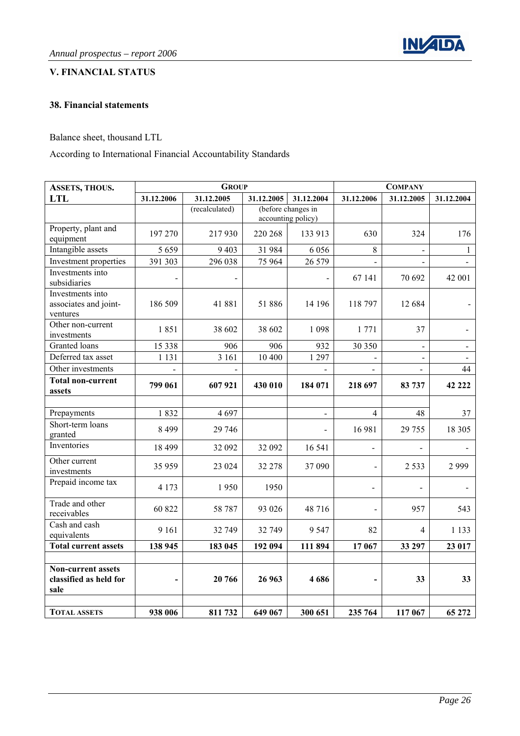## V. FINANCIAL STATUS

### 38. Financial statements

Balance sheet, thousand LTL

According to International Financial Accountability Standards

| ASSETS, THOUS. LTL | GROUP | | | | COMPANY | | |
|---|---|---|---|---|---|---|---|
| | 31.12.2006 | 31.12.2005 | 31.12.2005 | 31.12.2004 | 31.12.2006 | 31.12.2005 | 31.12.2004 |
| | | (recalculated) | (before changes in accounting policy) | | | | |
| Property, plant and equipment | 197 270 | 217 930 | 220 268 | 133 913 | 630 | 324 | 176 |
| Intangible assets | 5 659 | 9 403 | 31 984 | 6 056 | 8 | - | 1 |
| Investment properties | 391 303 | 296 038 | 75 964 | 26 579 | - | - | - |
| Investments into subsidiaries | - | - | | - | 67 141 | 70 692 | 42 001 |
| Investments into associates and joint-ventures | 186 509 | 41 881 | 51 886 | 14 196 | 118 797 | 12 684 | - |
| Other non-current investments | 1 851 | 38 602 | 38 602 | 1 098 | 1 771 | 37 | - |
| Granted loans | 15 338 | 906 | 906 | 932 | 30 350 | - | - |
| Deferred tax asset | 1 131 | 3 161 | 10 400 | 1 297 | - | - | - |
| Other investments | - | - | | - | - | - | 44 |
| **Total non-current assets** | **799 061** | **607 921** | **430 010** | **184 071** | **218 697** | **83 737** | **42 222** |
| | | | | | | | |
| Prepayments | 1 832 | 4 697 | | - | 4 | 48 | 37 |
| Short-term loans granted | 8 499 | 29 746 | | - | 16 981 | 29 755 | 18 305 |
| Inventories | 18 499 | 32 092 | 32 092 | 16 541 | - | - | - |
| Other current investments | 35 959 | 23 024 | 32 278 | 37 090 | - | 2 533 | 2 999 |
| Prepaid income tax | 4 173 | 1 950 | 1950 | | - | - | - |
| Trade and other receivables | 60 822 | 58 787 | 93 026 | 48 716 | - | 957 | 543 |
| Cash and cash equivalents | 9 161 | 32 749 | 32 749 | 9 547 | 82 | 4 | 1 133 |
| **Total current assets** | **138 945** | **183 045** | **192 094** | **111 894** | **17 067** | **33 297** | **23 017** |
| | | | | | | | |
| **Non-current assets classified as held for sale** | **-** | **20 766** | **26 963** | **4 686** | **-** | **33** | **33** |
| | | | | | | | |
| **TOTAL ASSETS** | **938 006** | **811 732** | **649 067** | **300 651** | **235 764** | **117 067** | **65 272** |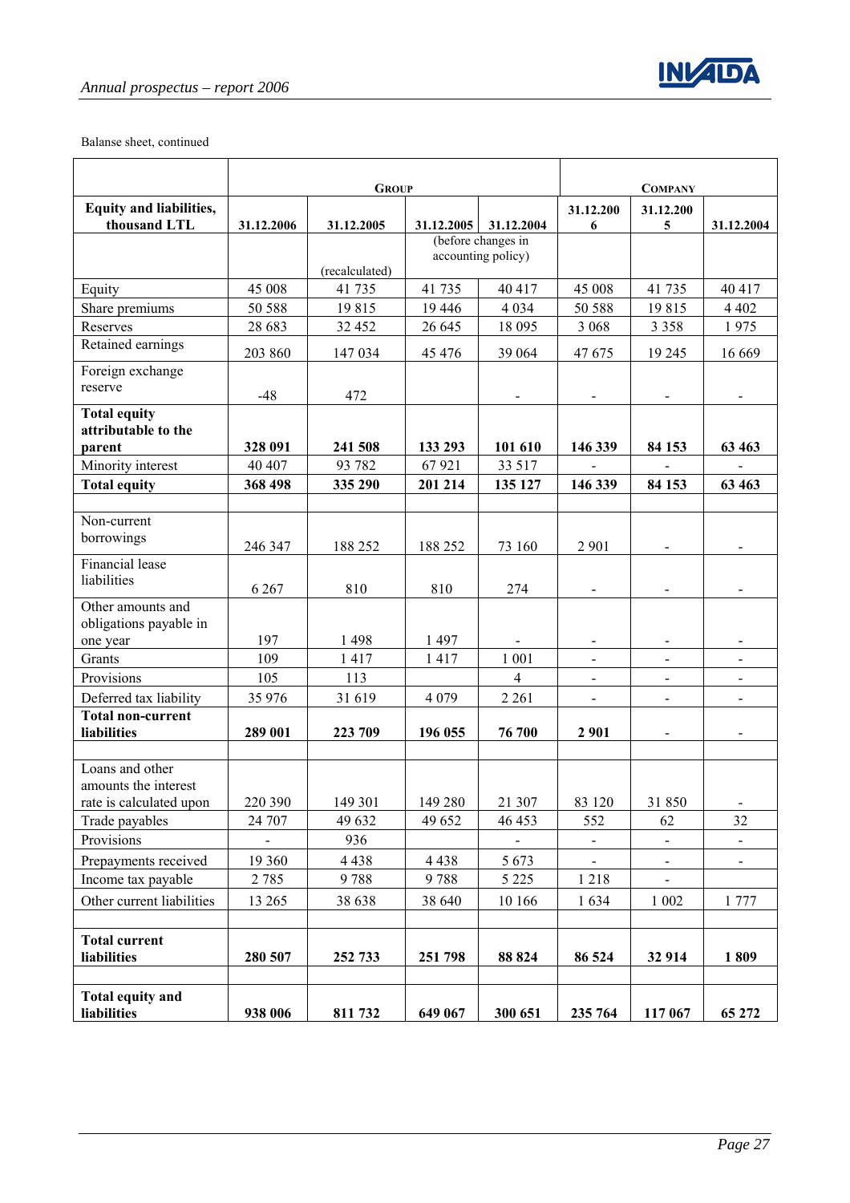Balanse sheet, continued

| | Group | | | | Company | | |
|---|---|---|---|---|---|---|---|
| **Equity and liabilities, thousand LTL** | **31.12.2006** | **31.12.2005** | **31.12.2005** | **31.12.2004** | **31.12.2006** | **31.12.2005** | **31.12.2004** |
| | | (recalculated) | (before changes in accounting policy) | | | | |
| Equity | 45 008 | 41 735 | 41 735 | 40 417 | 45 008 | 41 735 | 40 417 |
| Share premiums | 50 588 | 19 815 | 19 446 | 4 034 | 50 588 | 19 815 | 4 402 |
| Reserves | 28 683 | 32 452 | 26 645 | 18 095 | 3 068 | 3 358 | 1 975 |
| Retained earnings | 203 860 | 147 034 | 45 476 | 39 064 | 47 675 | 19 245 | 16 669 |
| Foreign exchange reserve | -48 | 472 | | - | - | - | - |
| **Total equity attributable to the parent** | **328 091** | **241 508** | **133 293** | **101 610** | **146 339** | **84 153** | **63 463** |
| Minority interest | 40 407 | 93 782 | 67 921 | 33 517 | - | - | - |
| **Total equity** | **368 498** | **335 290** | **201 214** | **135 127** | **146 339** | **84 153** | **63 463** |
| | | | | | | | |
| Non-current borrowings | 246 347 | 188 252 | 188 252 | 73 160 | 2 901 | - | - |
| Financial lease liabilities | 6 267 | 810 | 810 | 274 | - | - | - |
| Other amounts and obligations payable in one year | 197 | 1 498 | 1 497 | - | - | - | - |
| Grants | 109 | 1 417 | 1 417 | 1 001 | - | - | - |
| Provisions | 105 | 113 | | 4 | - | - | - |
| Deferred tax liability | 35 976 | 31 619 | 4 079 | 2 261 | - | - | - |
| **Total non-current liabilities** | **289 001** | **223 709** | **196 055** | **76 700** | **2 901** | - | - |
| | | | | | | | |
| Loans and other amounts the interest rate is calculated upon | 220 390 | 149 301 | 149 280 | 21 307 | 83 120 | 31 850 | - |
| Trade payables | 24 707 | 49 632 | 49 652 | 46 453 | 552 | 62 | 32 |
| Provisions | - | 936 | | - | - | - | - |
| Prepayments received | 19 360 | 4 438 | 4 438 | 5 673 | - | - | - |
| Income tax payable | 2 785 | 9 788 | 9 788 | 5 225 | 1 218 | - | |
| Other current liabilities | 13 265 | 38 638 | 38 640 | 10 166 | 1 634 | 1 002 | 1 777 |
| | | | | | | | |
| **Total current liabilities** | **280 507** | **252 733** | **251 798** | **88 824** | **86 524** | **32 914** | **1 809** |
| | | | | | | | |
| **Total equity and liabilities** | **938 006** | **811 732** | **649 067** | **300 651** | **235 764** | **117 067** | **65 272** |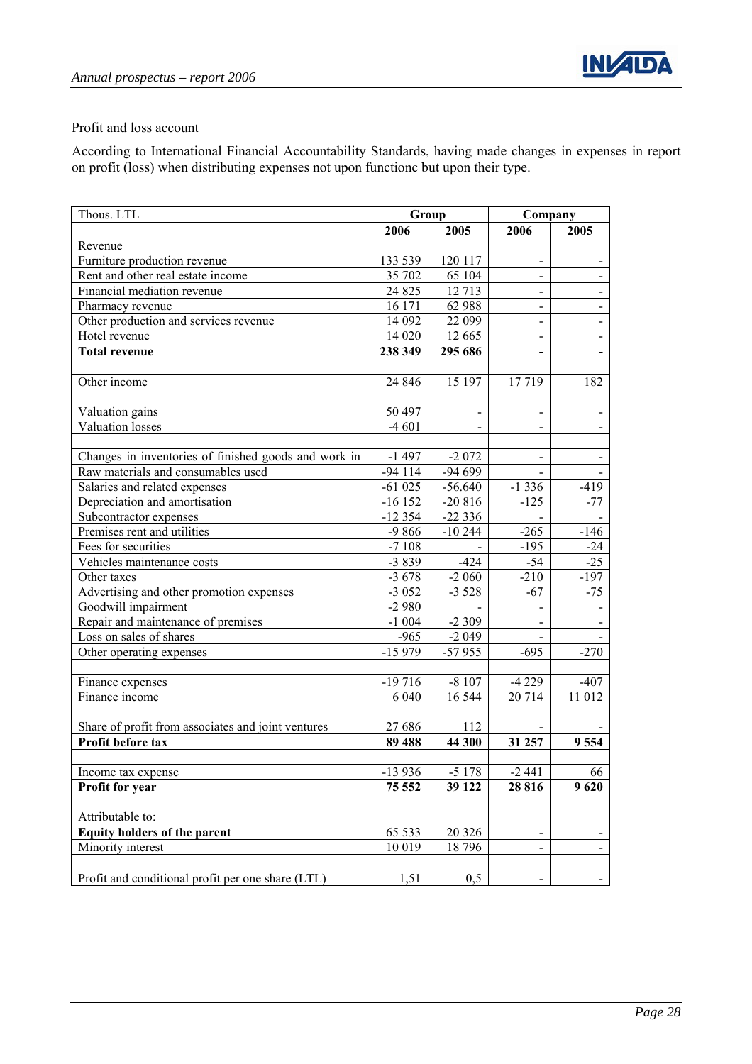Profit and loss account

According to International Financial Accountability Standards, having made changes in expenses in report on profit (loss) when distributing expenses not upon functionc but upon their type.

| Thous. LTL | Group | | Company | |
|---|---|---|---|---|
| | **2006** | **2005** | **2006** | **2005** |
| Revenue | | | | |
| Furniture production revenue | 133 539 | 120 117 | - | - |
| Rent and other real estate income | 35 702 | 65 104 | - | - |
| Financial mediation revenue | 24 825 | 12 713 | - | - |
| Pharmacy revenue | 16 171 | 62 988 | - | - |
| Other production and services revenue | 14 092 | 22 099 | - | - |
| Hotel revenue | 14 020 | 12 665 | - | - |
| **Total revenue** | **238 349** | **295 686** | **-** | **-** |
| | | | | |
| Other income | 24 846 | 15 197 | 17 719 | 182 |
| | | | | |
| Valuation gains | 50 497 | - | - | - |
| Valuation losses | -4 601 | - | - | - |
| | | | | |
| Changes in inventories of finished goods and work in | -1 497 | -2 072 | - | - |
| Raw materials and consumables used | -94 114 | -94 699 | - | - |
| Salaries and related expenses | -61 025 | -56.640 | -1 336 | -419 |
| Depreciation and amortisation | -16 152 | -20 816 | -125 | -77 |
| Subcontractor expenses | -12 354 | -22 336 | - | - |
| Premises rent and utilities | -9 866 | -10 244 | -265 | -146 |
| Fees for securities | -7 108 | - | -195 | -24 |
| Vehicles maintenance costs | -3 839 | -424 | -54 | -25 |
| Other taxes | -3 678 | -2 060 | -210 | -197 |
| Advertising and other promotion expenses | -3 052 | -3 528 | -67 | -75 |
| Goodwill impairment | -2 980 | - | - | - |
| Repair and maintenance of premises | -1 004 | -2 309 | - | - |
| Loss on sales of shares | -965 | -2 049 | - | - |
| Other operating expenses | -15 979 | -57 955 | -695 | -270 |
| | | | | |
| Finance expenses | -19 716 | -8 107 | -4 229 | -407 |
| Finance income | 6 040 | 16 544 | 20 714 | 11 012 |
| | | | | |
| Share of profit from associates and joint ventures | 27 686 | 112 | - | - |
| **Profit before tax** | **89 488** | **44 300** | **31 257** | **9 554** |
| | | | | |
| Income tax expense | -13 936 | -5 178 | -2 441 | 66 |
| **Profit for year** | **75 552** | **39 122** | **28 816** | **9 620** |
| | | | | |
| Attributable to: | | | | |
| **Equity holders of the parent** | 65 533 | 20 326 | - | - |
| Minority interest | 10 019 | 18 796 | - | - |
| | | | | |
| Profit and conditional profit per one share (LTL) | 1,51 | 0,5 | - | - |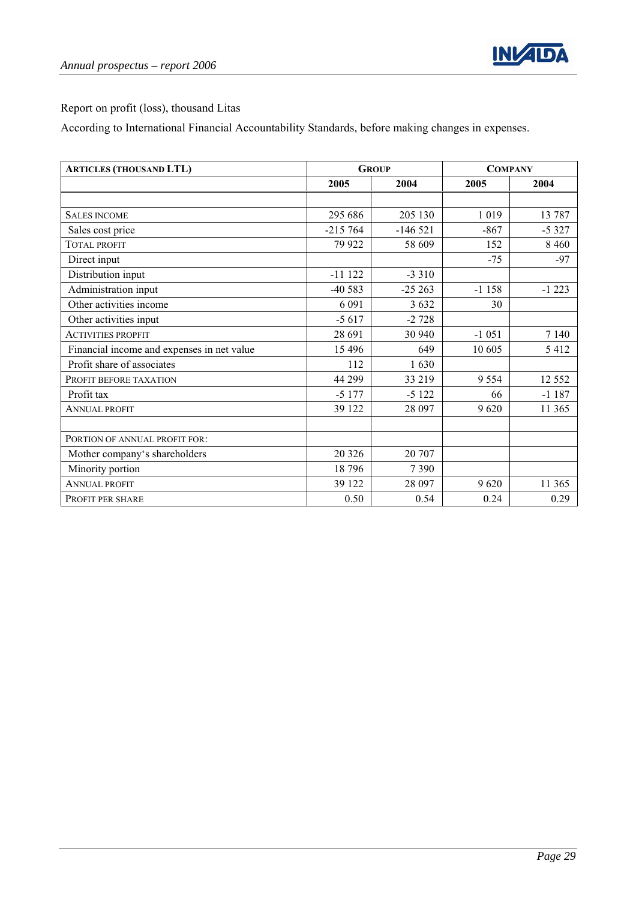Report on profit (loss), thousand Litas

According to International Financial Accountability Standards, before making changes in expenses.

| ARTICLES (THOUSAND LTL) | GROUP | | COMPANY | |
|---|---|---|---|---|
| | 2005 | 2004 | 2005 | 2004 |
| | | | | |
| SALES INCOME | 295 686 | 205 130 | 1 019 | 13 787 |
| Sales cost price | -215 764 | -146 521 | -867 | -5 327 |
| TOTAL PROFIT | 79 922 | 58 609 | 152 | 8 460 |
| Direct input | | | -75 | -97 |
| Distribution input | -11 122 | -3 310 | | |
| Administration input | -40 583 | -25 263 | -1 158 | -1 223 |
| Other activities income | 6 091 | 3 632 | 30 | |
| Other activities input | -5 617 | -2 728 | | |
| ACTIVITIES PROPFIT | 28 691 | 30 940 | -1 051 | 7 140 |
| Financial income and expenses in net value | 15 496 | 649 | 10 605 | 5 412 |
| Profit share of associates | 112 | 1 630 | | |
| PROFIT BEFORE TAXATION | 44 299 | 33 219 | 9 554 | 12 552 |
| Profit tax | -5 177 | -5 122 | 66 | -1 187 |
| ANNUAL PROFIT | 39 122 | 28 097 | 9 620 | 11 365 |
| | | | | |
| PORTION OF ANNUAL PROFIT FOR: | | | | |
| Mother company‘s shareholders | 20 326 | 20 707 | | |
| Minority portion | 18 796 | 7 390 | | |
| ANNUAL PROFIT | 39 122 | 28 097 | 9 620 | 11 365 |
| PROFIT PER SHARE | 0.50 | 0.54 | 0.24 | 0.29 |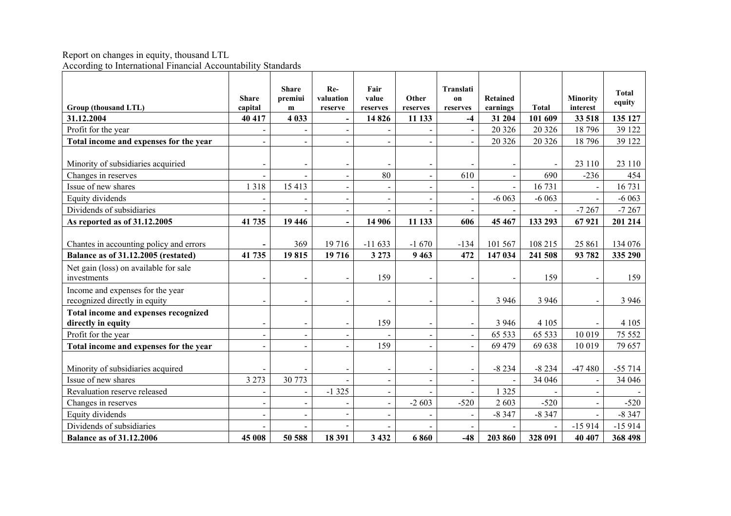Report on changes in equity, thousand LTL
According to International Financial Accountability Standards

| Group (thousand LTL) | Share capital | Share premium | Re-valuation reserve | Fair value reserves | Other reserves | Translation reserves | Retained earnings | Total | Minority interest | Total equity |
|---|---|---|---|---|---|---|---|---|---|---|
| **31.12.2004** | **40 417** | **4 033** | **-** | **14 826** | **11 133** | **-4** | **31 204** | **101 609** | **33 518** | **135 127** |
| Profit for the year | - | - | - | - | - | - | 20 326 | 20 326 | 18 796 | 39 122 |
| **Total income and expenses for the year** | - | - | - | - | - | - | 20 326 | 20 326 | 18 796 | 39 122 |
| Minority of subsidiaries acquiried | - | - | - | - | - | - | - | - | 23 110 | 23 110 |
| Changes in reserves | - | - | - | 80 | - | 610 | - | 690 | -236 | 454 |
| Issue of new shares | 1 318 | 15 413 | - | - | - | - | - | 16 731 | - | 16 731 |
| Equity dividends | - | - | - | - | - | - | -6 063 | -6 063 | - | -6 063 |
| Dividends of subsidiaries | - | - | - | - | - | - | - | - | -7 267 | -7 267 |
| **As reported as of 31.12.2005** | **41 735** | **19 446** | **-** | **14 906** | **11 133** | **606** | **45 467** | **133 293** | **67 921** | **201 214** |
| Chantes in accounting policy and errors | **-** | 369 | 19 716 | -11 633 | -1 670 | -134 | 101 567 | 108 215 | 25 861 | 134 076 |
| **Balance as of 31.12.2005 (restated)** | **41 735** | **19 815** | **19 716** | **3 273** | **9 463** | **472** | **147 034** | **241 508** | **93 782** | **335 290** |
| Net gain (loss) on available for sale investments | - | - | - | 159 | - | - | - | 159 | - | 159 |
| Income and expenses for the year recognized directly in equity | - | - | - | - | - | - | 3 946 | 3 946 | - | 3 946 |
| **Total income and expenses recognized directly in equity** | - | - | - | 159 | - | - | 3 946 | 4 105 | - | 4 105 |
| Profit for the year | - | - | - | - | - | - | 65 533 | 65 533 | 10 019 | 75 552 |
| **Total income and expenses for the year** | - | - | - | 159 | - | - | 69 479 | 69 638 | 10 019 | 79 657 |
| Minority of subsidiaries acquired | - | - | - | - | - | - | -8 234 | -8 234 | -47 480 | -55 714 |
| Issue of new shares | 3 273 | 30 773 | - | - | - | - | - | 34 046 | - | 34 046 |
| Revaluation reserve released | - | - | -1 325 | - | - | - | 1 325 | - | - | - |
| Changes in reserves | - | - | - | - | -2 603 | -520 | 2 603 | -520 | - | -520 |
| Equity dividends | - | - | - | - | - | - | -8 347 | -8 347 | - | -8 347 |
| Dividends of subsidiaries | - | - | - | - | - | - | - | - | -15 914 | -15 914 |
| **Balance as of 31.12.2006** | **45 008** | **50 588** | **18 391** | **3 432** | **6 860** | **-48** | **203 860** | **328 091** | **40 407** | **368 498** |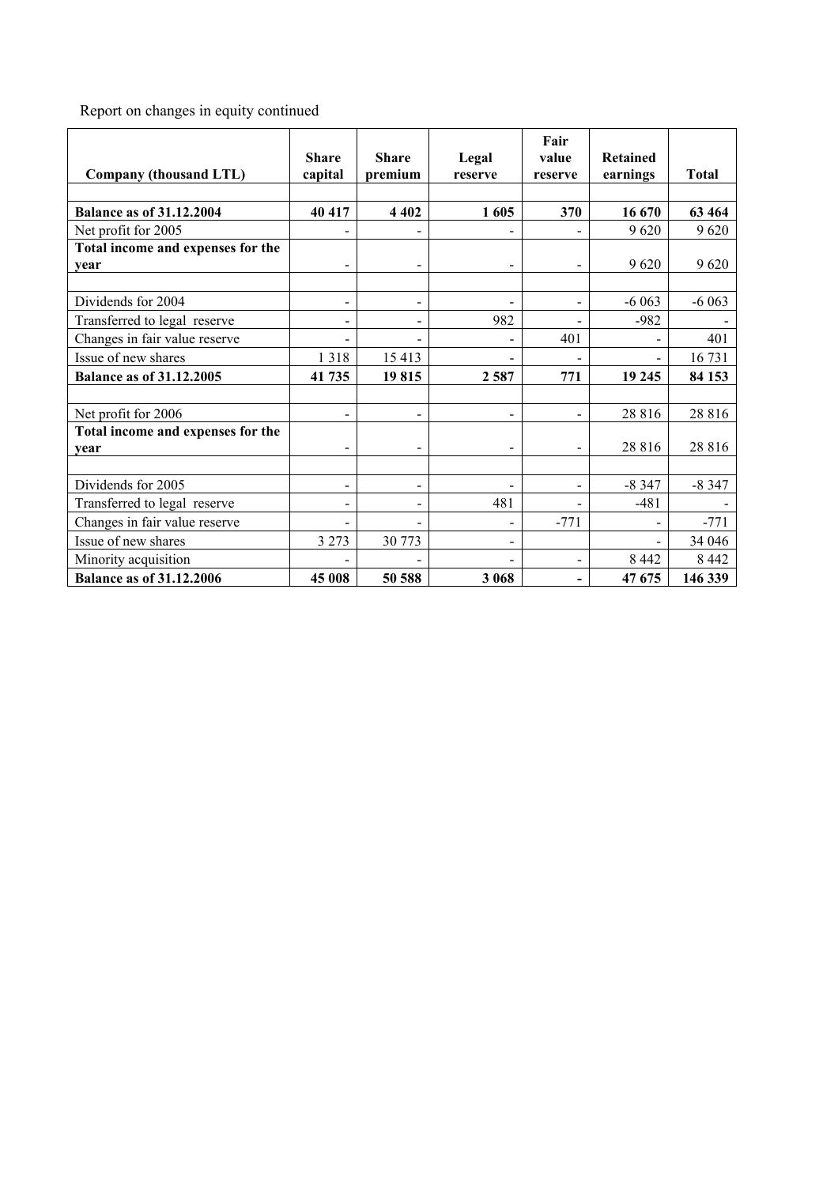Report on changes in equity continued

| Company (thousand LTL) | Share capital | Share premium | Legal reserve | Fair value reserve | Retained earnings | Total |
|---|---|---|---|---|---|---|
| | | | | | | |
| **Balance as of 31.12.2004** | **40 417** | **4 402** | **1 605** | **370** | **16 670** | **63 464** |
| Net profit for 2005 | - | - | - | - | 9 620 | 9 620 |
| **Total income and expenses for the year** | - | - | - | - | 9 620 | 9 620 |
| | | | | | | |
| Dividends for 2004 | - | - | - | - | -6 063 | -6 063 |
| Transferred to legal reserve | - | - | 982 | - | -982 | - |
| Changes in fair value reserve | - | - | - | 401 | - | 401 |
| Issue of new shares | 1 318 | 15 413 | - | - | - | 16 731 |
| **Balance as of 31.12.2005** | **41 735** | **19 815** | **2 587** | **771** | **19 245** | **84 153** |
| | | | | | | |
| Net profit for 2006 | - | - | - | - | 28 816 | 28 816 |
| **Total income and expenses for the year** | - | - | - | - | 28 816 | 28 816 |
| | | | | | | |
| Dividends for 2005 | - | - | - | - | -8 347 | -8 347 |
| Transferred to legal reserve | - | - | 481 | - | -481 | - |
| Changes in fair value reserve | - | - | - | -771 | - | -771 |
| Issue of new shares | 3 273 | 30 773 | - | | - | 34 046 |
| Minority acquisition | - | - | - | - | 8 442 | 8 442 |
| **Balance as of 31.12.2006** | **45 008** | **50 588** | **3 068** | **-** | **47 675** | **146 339** |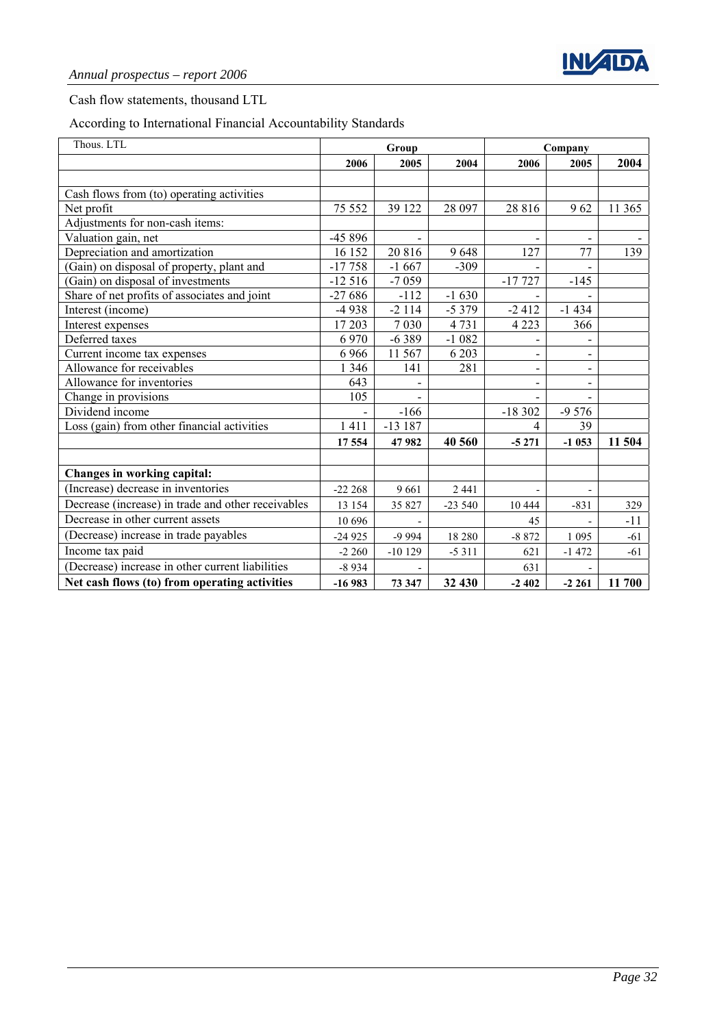Cash flow statements, thousand LTL

According to International Financial Accountability Standards

| Thous. LTL | Group | | | Company | | |
|---|---|---|---|---|---|---|
| | 2006 | 2005 | 2004 | 2006 | 2005 | 2004 |
| | | | | | | |
| Cash flows from (to) operating activities | | | | | | |
| Net profit | 75 552 | 39 122 | 28 097 | 28 816 | 9 62 | 11 365 |
| Adjustments for non-cash items: | | | | | | |
| Valuation gain, net | -45 896 | - | | - | - | - |
| Depreciation and amortization | 16 152 | 20 816 | 9 648 | 127 | 77 | 139 |
| (Gain) on disposal of property, plant and | -17 758 | -1 667 | -309 | - | - | |
| (Gain) on disposal of investments | -12 516 | -7 059 | | -17 727 | -145 | |
| Share of net profits of associates and joint | -27 686 | -112 | -1 630 | - | - | |
| Interest (income) | -4 938 | -2 114 | -5 379 | -2 412 | -1 434 | |
| Interest expenses | 17 203 | 7 030 | 4 731 | 4 223 | 366 | |
| Deferred taxes | 6 970 | -6 389 | -1 082 | - | - | |
| Current income tax expenses | 6 966 | 11 567 | 6 203 | - | - | |
| Allowance for receivables | 1 346 | 141 | 281 | - | - | |
| Allowance for inventories | 643 | - | | - | - | |
| Change in provisions | 105 | - | | - | - | |
| Dividend income | - | -166 | | -18 302 | -9 576 | |
| Loss (gain) from other financial activities | 1 411 | -13 187 | | 4 | 39 | |
| | **17 554** | **47 982** | **40 560** | **-5 271** | **-1 053** | **11 504** |
| | | | | | | |
| **Changes in working capital:** | | | | | | |
| (Increase) decrease in inventories | -22 268 | 9 661 | 2 441 | - | - | |
| Decrease (increase) in trade and other receivables | 13 154 | 35 827 | -23 540 | 10 444 | -831 | 329 |
| Decrease in other current assets | 10 696 | - | | 45 | - | -11 |
| (Decrease) increase in trade payables | -24 925 | -9 994 | 18 280 | -8 872 | 1 095 | -61 |
| Income tax paid | -2 260 | -10 129 | -5 311 | 621 | -1 472 | -61 |
| (Decrease) increase in other current liabilities | -8 934 | - | | 631 | - | |
| **Net cash flows (to) from operating activities** | **-16 983** | **73 347** | **32 430** | **-2 402** | **-2 261** | **11 700** |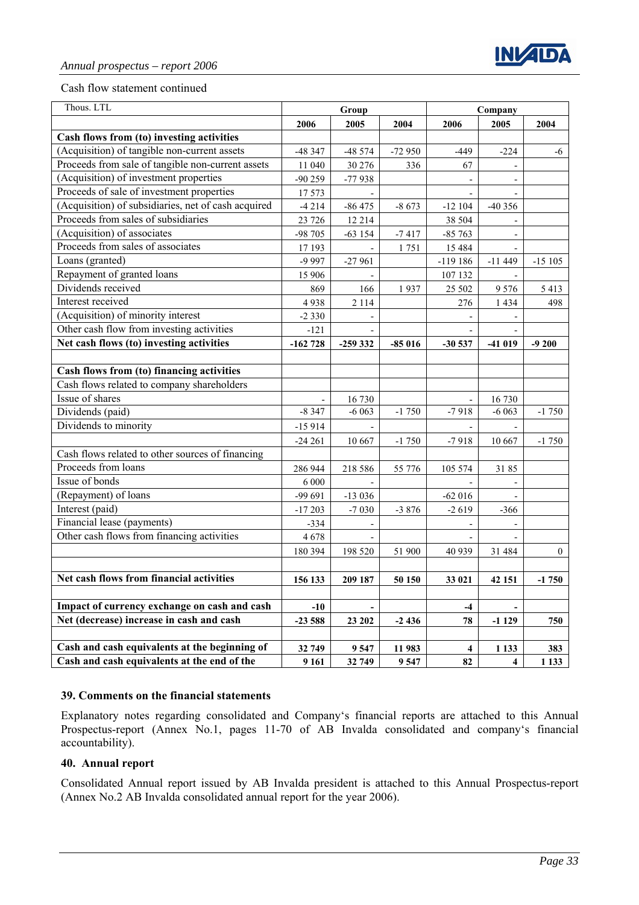Cash flow statement continued

| Thous. LTL | Group | | | Company | | |
|---|---|---|---|---|---|---|
| | 2006 | 2005 | 2004 | 2006 | 2005 | 2004 |
| **Cash flows from (to) investing activities** | | | | | | |
| (Acquisition) of tangible non-current assets | -48 347 | -48 574 | -72 950 | -449 | -224 | -6 |
| Proceeds from sale of tangible non-current assets | 11 040 | 30 276 | 336 | 67 | - | |
| (Acquisition) of investment properties | -90 259 | -77 938 | | - | - | |
| Proceeds of sale of investment properties | 17 573 | - | | - | - | |
| (Acquisition) of subsidiaries, net of cash acquired | -4 214 | -86 475 | -8 673 | -12 104 | -40 356 | |
| Proceeds from sales of subsidiaries | 23 726 | 12 214 | | 38 504 | - | |
| (Acquisition) of associates | -98 705 | -63 154 | -7 417 | -85 763 | - | |
| Proceeds from sales of associates | 17 193 | - | 1 751 | 15 484 | - | |
| Loans (granted) | -9 997 | -27 961 | | -119 186 | -11 449 | -15 105 |
| Repayment of granted loans | 15 906 | - | | 107 132 | - | |
| Dividends received | 869 | 166 | 1 937 | 25 502 | 9 576 | 5 413 |
| Interest received | 4 938 | 2 114 | | 276 | 1 434 | 498 |
| (Acquisition) of minority interest | -2 330 | - | | - | - | |
| Other cash flow from investing activities | -121 | - | | - | - | |
| **Net cash flows (to) investing activities** | **-162 728** | **-259 332** | **-85 016** | **-30 537** | **-41 019** | **-9 200** |
| | | | | | | |
| **Cash flows from (to) financing activities** | | | | | | |
| Cash flows related to company shareholders | | | | | | |
| Issue of shares | - | 16 730 | | - | 16 730 | |
| Dividends (paid) | -8 347 | -6 063 | -1 750 | -7 918 | -6 063 | -1 750 |
| Dividends to minority | -15 914 | - | | - | - | |
| | -24 261 | 10 667 | -1 750 | -7 918 | 10 667 | -1 750 |
| Cash flows related to other sources of financing | | | | | | |
| Proceeds from loans | 286 944 | 218 586 | 55 776 | 105 574 | 31 85 | |
| Issue of bonds | 6 000 | - | | - | - | |
| (Repayment) of loans | -99 691 | -13 036 | | -62 016 | - | |
| Interest (paid) | -17 203 | -7 030 | -3 876 | -2 619 | -366 | |
| Financial lease (payments) | -334 | - | | - | - | |
| Other cash flows from financing activities | 4 678 | - | | - | - | |
| | 180 394 | 198 520 | 51 900 | 40 939 | 31 484 | 0 |
| | | | | | | |
| **Net cash flows from financial activities** | **156 133** | **209 187** | **50 150** | **33 021** | **42 151** | **-1 750** |
| | | | | | | |
| **Impact of currency exchange on cash and cash** | **-10** | **-** | | **-4** | **-** | |
| **Net (decrease) increase in cash and cash** | **-23 588** | **23 202** | **-2 436** | **78** | **-1 129** | **750** |
| | | | | | | |
| **Cash and cash equivalents at the beginning of** | **32 749** | **9 547** | **11 983** | **4** | **1 133** | **383** |
| **Cash and cash equivalents at the end of the** | **9 161** | **32 749** | **9 547** | **82** | **4** | **1 133** |

### 39. Comments on the financial statements

Explanatory notes regarding consolidated and Company's financial reports are attached to this Annual Prospectus-report (Annex No.1, pages 11-70 of AB Invalda consolidated and company's financial accountability).

### 40. Annual report

Consolidated Annual report issued by AB Invalda president is attached to this Annual Prospectus-report (Annex No.2 AB Invalda consolidated annual report for the year 2006).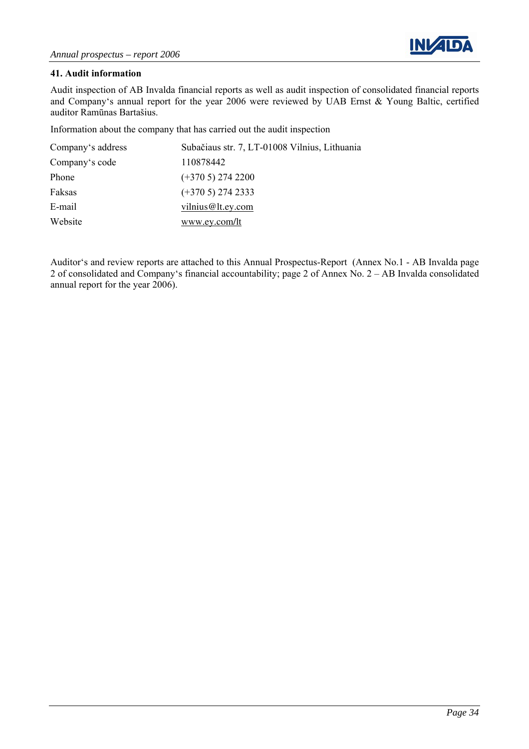### 41. Audit information

Audit inspection of AB Invalda financial reports as well as audit inspection of consolidated financial reports and Company‘s annual report for the year 2006 were reviewed by UAB Ernst & Young Baltic, certified auditor Ramūnas Bartašius.

Information about the company that has carried out the audit inspection

| | |
|---|---|
| Company‘s address | Subačiaus str. 7, LT-01008 Vilnius, Lithuania |
| Company‘s code | 110878442 |
| Phone | (+370 5) 274 2200 |
| Faksas | (+370 5) 274 2333 |
| E-mail | vilnius@lt.ey.com |
| Website | www.ey.com/lt |

Auditor‘s and review reports are attached to this Annual Prospectus-Report (Annex No.1 - AB Invalda page 2 of consolidated and Company‘s financial accountability; page 2 of Annex No. 2 – AB Invalda consolidated annual report for the year 2006).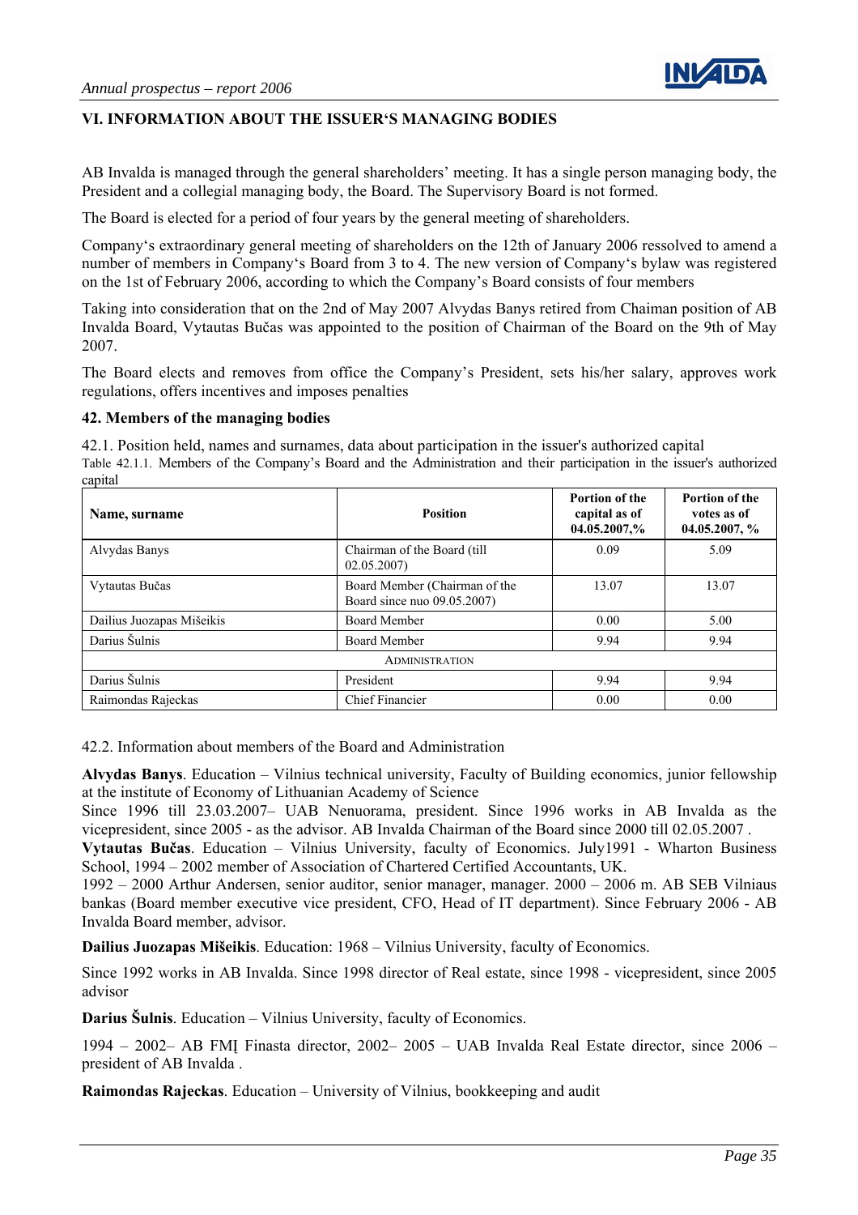## VI. INFORMATION ABOUT THE ISSUER'S MANAGING BODIES

AB Invalda is managed through the general shareholders' meeting. It has a single person managing body, the President and a collegial managing body, the Board. The Supervisory Board is not formed.

The Board is elected for a period of four years by the general meeting of shareholders.

Company's extraordinary general meeting of shareholders on the 12th of January 2006 ressolved to amend a number of members in Company's Board from 3 to 4. The new version of Company's bylaw was registered on the 1st of February 2006, according to which the Company's Board consists of four members

Taking into consideration that on the 2nd of May 2007 Alvydas Banys retired from Chaiman position of AB Invalda Board, Vytautas Bučas was appointed to the position of Chairman of the Board on the 9th of May 2007.

The Board elects and removes from office the Company's President, sets his/her salary, approves work regulations, offers incentives and imposes penalties

### 42. Members of the managing bodies

42.1. Position held, names and surnames, data about participation in the issuer's authorized capital

Table 42.1.1. Members of the Company's Board and the Administration and their participation in the issuer's authorized capital

| Name, surname | Position | Portion of the capital as of 04.05.2007,% | Portion of the votes as of 04.05.2007, % |
|---|---|---|---|
| Alvydas Banys | Chairman of the Board (till 02.05.2007) | 0.09 | 5.09 |
| Vytautas Bučas | Board Member (Chairman of the Board since nuo 09.05.2007) | 13.07 | 13.07 |
| Dailius Juozapas Mišeikis | Board Member | 0.00 | 5.00 |
| Darius Šulnis | Board Member | 9.94 | 9.94 |
| ADMINISTRATION | | | |
| Darius Šulnis | President | 9.94 | 9.94 |
| Raimondas Rajeckas | Chief Financier | 0.00 | 0.00 |

42.2. Information about members of the Board and Administration

**Alvydas Banys**. Education – Vilnius technical university, Faculty of Building economics, junior fellowship at the institute of Economy of Lithuanian Academy of Science

Since 1996 till 23.03.2007– UAB Nenuorama, president. Since 1996 works in AB Invalda as the vicepresident, since 2005 - as the advisor. AB Invalda Chairman of the Board since 2000 till 02.05.2007 .

**Vytautas Bučas**. Education – Vilnius University, faculty of Economics. July1991 - Wharton Business School, 1994 – 2002 member of Association of Chartered Certified Accountants, UK.

1992 – 2000 Arthur Andersen, senior auditor, senior manager, manager. 2000 – 2006 m. AB SEB Vilniaus bankas (Board member executive vice president, CFO, Head of IT department). Since February 2006 - AB Invalda Board member, advisor.

**Dailius Juozapas Mišeikis**. Education: 1968 – Vilnius University, faculty of Economics.

Since 1992 works in AB Invalda. Since 1998 director of Real estate, since 1998 - vicepresident, since 2005 advisor

**Darius Šulnis**. Education – Vilnius University, faculty of Economics.

1994 – 2002– AB FMĮ Finasta director, 2002– 2005 – UAB Invalda Real Estate director, since 2006 – president of AB Invalda .

**Raimondas Rajeckas**. Education – University of Vilnius, bookkeeping and audit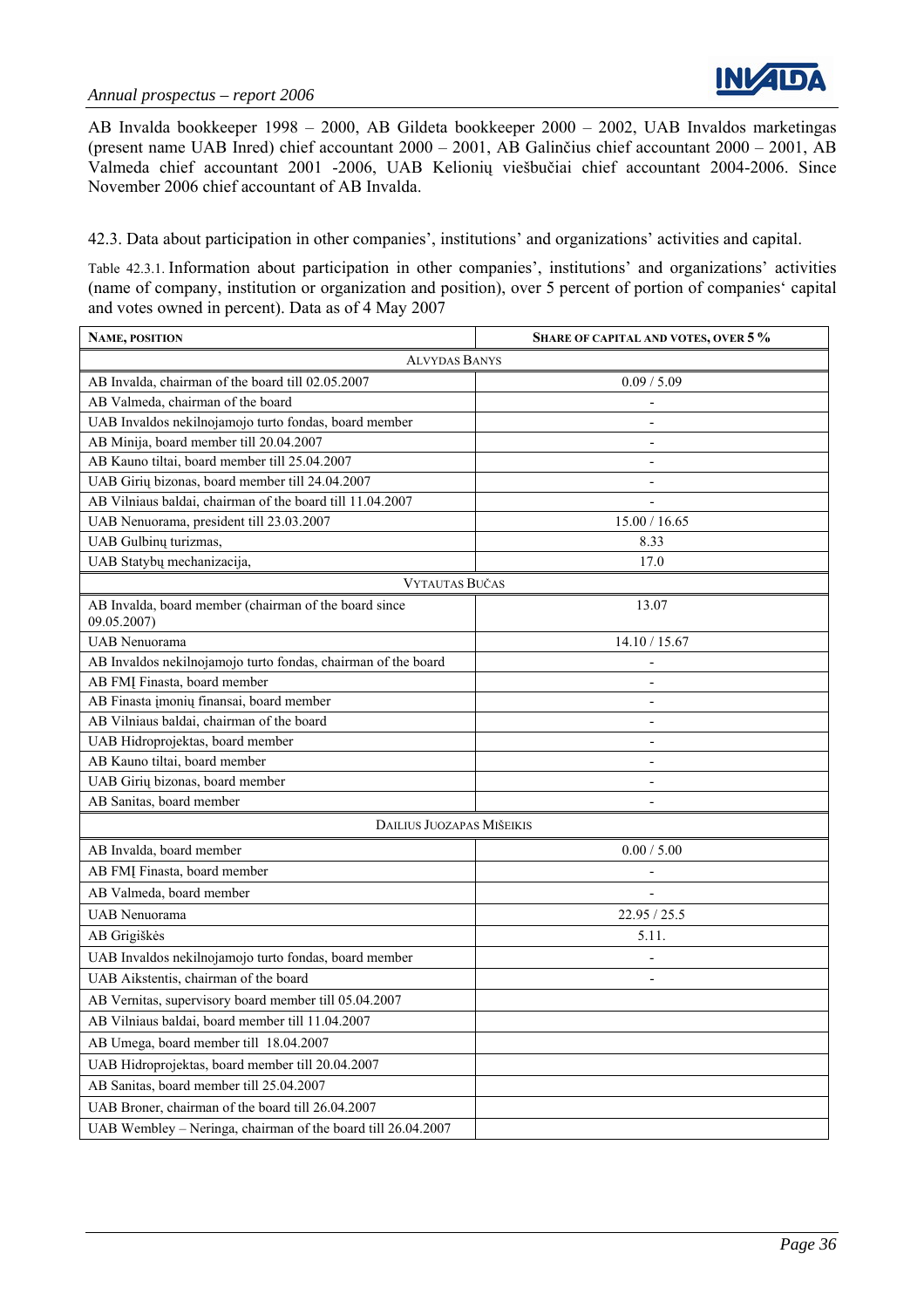AB Invalda bookkeeper 1998 – 2000, AB Gildeta bookkeeper 2000 – 2002, UAB Invaldos marketingas (present name UAB Inred) chief accountant 2000 – 2001, AB Galinčius chief accountant 2000 – 2001, AB Valmeda chief accountant 2001 -2006, UAB Kelionių viešbučiai chief accountant 2004-2006. Since November 2006 chief accountant of AB Invalda.

42.3. Data about participation in other companies', institutions' and organizations' activities and capital.

Table 42.3.1. Information about participation in other companies', institutions' and organizations' activities (name of company, institution or organization and position), over 5 percent of portion of companies' capital and votes owned in percent). Data as of 4 May 2007

| NAME, POSITION | SHARE OF CAPITAL AND VOTES, OVER 5 % |
|---|---|
| ALVYDAS BANYS | |
| AB Invalda, chairman of the board till 02.05.2007 | 0.09 / 5.09 |
| AB Valmeda, chairman of the board | - |
| UAB Invaldos nekilnojamojo turto fondas, board member | - |
| AB Minija, board member till 20.04.2007 | - |
| AB Kauno tiltai, board member till 25.04.2007 | - |
| UAB Girių bizonas, board member till 24.04.2007 | - |
| AB Vilniaus baldai, chairman of the board till 11.04.2007 | - |
| UAB Nenuorama, president till 23.03.2007 | 15.00 / 16.65 |
| UAB Gulbinų turizmas, | 8.33 |
| UAB Statybų mechanizacija, | 17.0 |
| VYTAUTAS BUČAS | |
| AB Invalda, board member (chairman of the board since 09.05.2007) | 13.07 |
| UAB Nenuorama | 14.10 / 15.67 |
| AB Invaldos nekilnojamojo turto fondas, chairman of the board | - |
| AB FMĮ Finasta, board member | - |
| AB Finasta įmonių finansai, board member | - |
| AB Vilniaus baldai, chairman of the board | - |
| UAB Hidroprojektas, board member | - |
| AB Kauno tiltai, board member | - |
| UAB Girių bizonas, board member | - |
| AB Sanitas, board member | - |
| DAILIUS JUOZAPAS MIŠEIKIS | |
| AB Invalda, board member | 0.00 / 5.00 |
| AB FMĮ Finasta, board member | - |
| AB Valmeda, board member | - |
| UAB Nenuorama | 22.95 / 25.5 |
| AB Grigiškės | 5.11. |
| UAB Invaldos nekilnojamojo turto fondas, board member | - |
| UAB Aikstentis, chairman of the board | - |
| AB Vernitas, supervisory board member till 05.04.2007 | |
| AB Vilniaus baldai, board member till 11.04.2007 | |
| AB Umega, board member till 18.04.2007 | |
| UAB Hidroprojektas, board member till 20.04.2007 | |
| AB Sanitas, board member till 25.04.2007 | |
| UAB Broner, chairman of the board till 26.04.2007 | |
| UAB Wembley – Neringa, chairman of the board till 26.04.2007 | |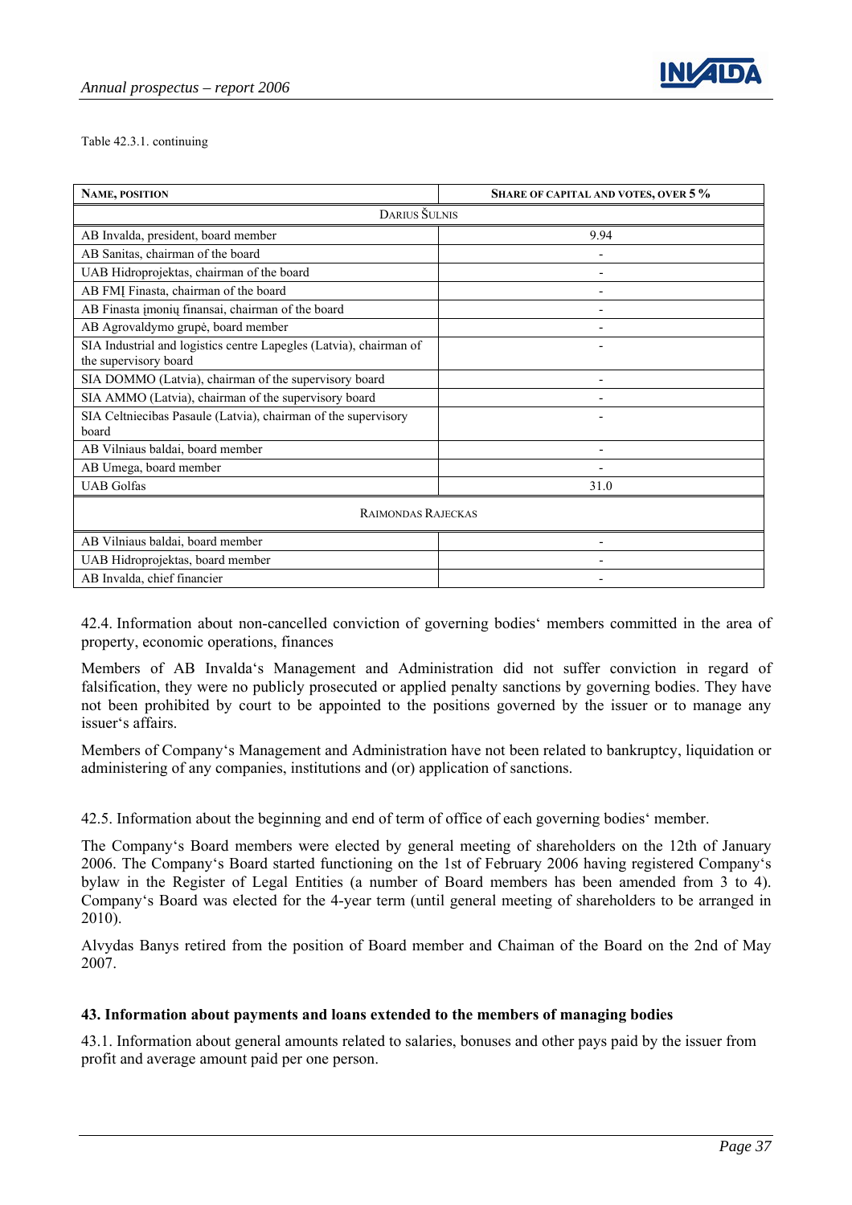Table 42.3.1. continuing

| NAME, POSITION | SHARE OF CAPITAL AND VOTES, OVER 5 % |
|---|---|
| DARIUS ŠULNIS | |
| AB Invalda, president, board member | 9.94 |
| AB Sanitas, chairman of the board | - |
| UAB Hidroprojektas, chairman of the board | - |
| AB FMĮ Finasta, chairman of the board | - |
| AB Finasta įmonių finansai, chairman of the board | - |
| AB Agrovaldymo grupė, board member | - |
| SIA Industrial and logistics centre Lapegles (Latvia), chairman of the supervisory board | - |
| SIA DOMMO (Latvia), chairman of the supervisory board | - |
| SIA AMMO (Latvia), chairman of the supervisory board | - |
| SIA Celtniecibas Pasaule (Latvia), chairman of the supervisory board | - |
| AB Vilniaus baldai, board member | - |
| AB Umega, board member | - |
| UAB Golfas | 31.0 |
| RAIMONDAS RAJECKAS | |
| AB Vilniaus baldai, board member | - |
| UAB Hidroprojektas, board member | - |
| AB Invalda, chief financier | - |

42.4. Information about non-cancelled conviction of governing bodies‘ members committed in the area of property, economic operations, finances

Members of AB Invalda‘s Management and Administration did not suffer conviction in regard of falsification, they were no publicly prosecuted or applied penalty sanctions by governing bodies. They have not been prohibited by court to be appointed to the positions governed by the issuer or to manage any issuer‘s affairs.

Members of Company‘s Management and Administration have not been related to bankruptcy, liquidation or administering of any companies, institutions and (or) application of sanctions.

42.5. Information about the beginning and end of term of office of each governing bodies‘ member.

The Company‘s Board members were elected by general meeting of shareholders on the 12th of January 2006. The Company‘s Board started functioning on the 1st of February 2006 having registered Company‘s bylaw in the Register of Legal Entities (a number of Board members has been amended from 3 to 4). Company‘s Board was elected for the 4-year term (until general meeting of shareholders to be arranged in 2010).

Alvydas Banys retired from the position of Board member and Chaiman of the Board on the 2nd of May 2007.

**43. Information about payments and loans extended to the members of managing bodies**

43.1. Information about general amounts related to salaries, bonuses and other pays paid by the issuer from profit and average amount paid per one person.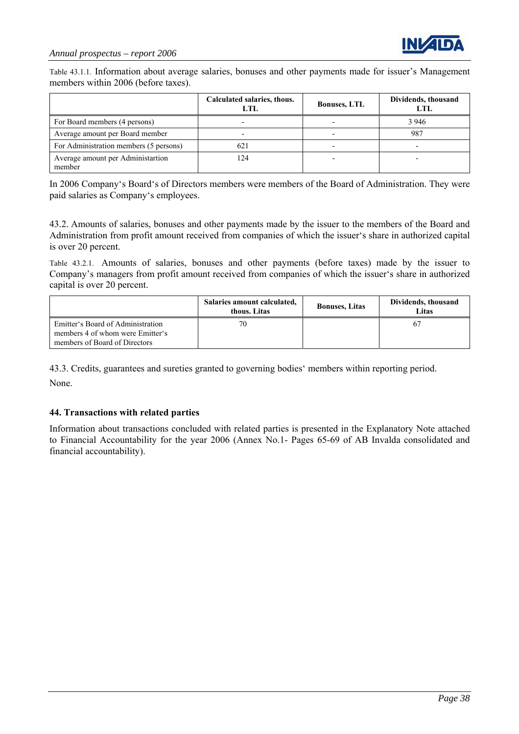Table 43.1.1. Information about average salaries, bonuses and other payments made for issuer's Management members within 2006 (before taxes).

| | Calculated salaries, thous. LTL | Bonuses, LTL | Dividends, thousand LTL |
|---|---|---|---|
| For Board members (4 persons) | - | - | 3 946 |
| Average amount per Board member | - | - | 987 |
| For Administration members (5 persons) | 621 | - | - |
| Average amount per Administartion member | 124 | - | - |

In 2006 Company's Board's of Directors members were members of the Board of Administration. They were paid salaries as Company's employees.

43.2. Amounts of salaries, bonuses and other payments made by the issuer to the members of the Board and Administration from profit amount received from companies of which the issuer's share in authorized capital is over 20 percent.

Table 43.2.1. Amounts of salaries, bonuses and other payments (before taxes) made by the issuer to Company's managers from profit amount received from companies of which the issuer's share in authorized capital is over 20 percent.

| | Salaries amount calculated, thous. Litas | Bonuses, Litas | Dividends, thousand Litas |
|---|---|---|---|
| Emitter's Board of Administration members 4 of whom were Emitter's members of Board of Directors | 70 | | 67 |

43.3. Credits, guarantees and sureties granted to governing bodies' members within reporting period.

None.

### 44. Transactions with related parties

Information about transactions concluded with related parties is presented in the Explanatory Note attached to Financial Accountability for the year 2006 (Annex No.1- Pages 65-69 of AB Invalda consolidated and financial accountability).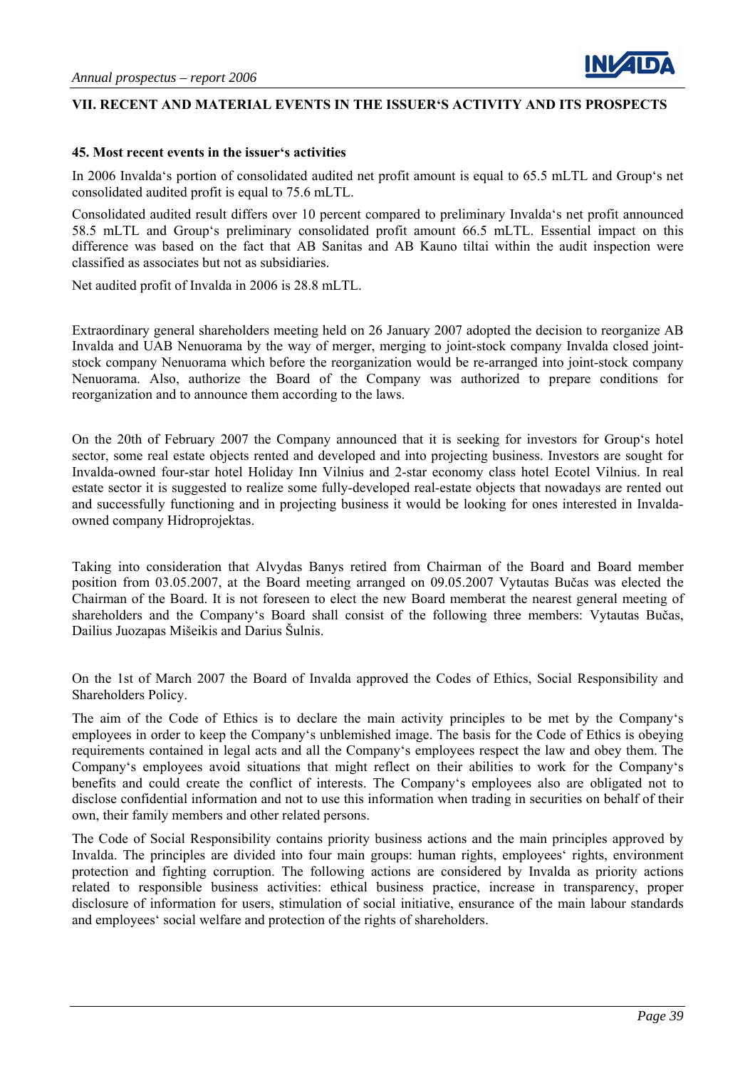## VII. RECENT AND MATERIAL EVENTS IN THE ISSUER'S ACTIVITY AND ITS PROSPECTS

### 45. Most recent events in the issuer's activities

In 2006 Invalda's portion of consolidated audited net profit amount is equal to 65.5 mLTL and Group's net consolidated audited profit is equal to 75.6 mLTL.

Consolidated audited result differs over 10 percent compared to preliminary Invalda's net profit announced 58.5 mLTL and Group's preliminary consolidated profit amount 66.5 mLTL. Essential impact on this difference was based on the fact that AB Sanitas and AB Kauno tiltai within the audit inspection were classified as associates but not as subsidiaries.

Net audited profit of Invalda in 2006 is 28.8 mLTL.

Extraordinary general shareholders meeting held on 26 January 2007 adopted the decision to reorganize AB Invalda and UAB Nenuorama by the way of merger, merging to joint-stock company Invalda closed joint-stock company Nenuorama which before the reorganization would be re-arranged into joint-stock company Nenuorama. Also, authorize the Board of the Company was authorized to prepare conditions for reorganization and to announce them according to the laws.

On the 20th of February 2007 the Company announced that it is seeking for investors for Group's hotel sector, some real estate objects rented and developed and into projecting business. Investors are sought for Invalda-owned four-star hotel Holiday Inn Vilnius and 2-star economy class hotel Ecotel Vilnius. In real estate sector it is suggested to realize some fully-developed real-estate objects that nowadays are rented out and successfully functioning and in projecting business it would be looking for ones interested in Invalda-owned company Hidroprojektas.

Taking into consideration that Alvydas Banys retired from Chairman of the Board and Board member position from 03.05.2007, at the Board meeting arranged on 09.05.2007 Vytautas Bučas was elected the Chairman of the Board. It is not foreseen to elect the new Board memberat the nearest general meeting of shareholders and the Company's Board shall consist of the following three members: Vytautas Bučas, Dailius Juozapas Mišeikis and Darius Šulnis.

On the 1st of March 2007 the Board of Invalda approved the Codes of Ethics, Social Responsibility and Shareholders Policy.

The aim of the Code of Ethics is to declare the main activity principles to be met by the Company's employees in order to keep the Company's unblemished image. The basis for the Code of Ethics is obeying requirements contained in legal acts and all the Company's employees respect the law and obey them. The Company's employees avoid situations that might reflect on their abilities to work for the Company's benefits and could create the conflict of interests. The Company's employees also are obligated not to disclose confidential information and not to use this information when trading in securities on behalf of their own, their family members and other related persons.

The Code of Social Responsibility contains priority business actions and the main principles approved by Invalda. The principles are divided into four main groups: human rights, employees' rights, environment protection and fighting corruption. The following actions are considered by Invalda as priority actions related to responsible business activities: ethical business practice, increase in transparency, proper disclosure of information for users, stimulation of social initiative, ensurance of the main labour standards and employees' social welfare and protection of the rights of shareholders.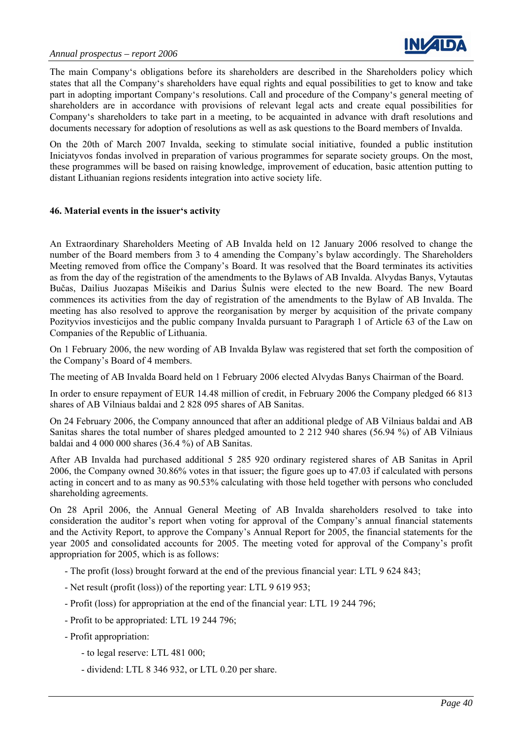The main Company‘s obligations before its shareholders are described in the Shareholders policy which states that all the Company‘s shareholders have equal rights and equal possibilities to get to know and take part in adopting important Company‘s resolutions. Call and procedure of the Company‘s general meeting of shareholders are in accordance with provisions of relevant legal acts and create equal possibilities for Company‘s shareholders to take part in a meeting, to be acquainted in advance with draft resolutions and documents necessary for adoption of resolutions as well as ask questions to the Board members of Invalda.

On the 20th of March 2007 Invalda, seeking to stimulate social initiative, founded a public institution Iniciatyvos fondas involved in preparation of various programmes for separate society groups. On the most, these programmes will be based on raising knowledge, improvement of education, basic attention putting to distant Lithuanian regions residents integration into active society life.

### 46. Material events in the issuer‘s activity

An Extraordinary Shareholders Meeting of AB Invalda held on 12 January 2006 resolved to change the number of the Board members from 3 to 4 amending the Company's bylaw accordingly. The Shareholders Meeting removed from office the Company's Board. It was resolved that the Board terminates its activities as from the day of the registration of the amendments to the Bylaws of AB Invalda. Alvydas Banys, Vytautas Bučas, Dailius Juozapas Mišeikis and Darius Šulnis were elected to the new Board. The new Board commences its activities from the day of registration of the amendments to the Bylaw of AB Invalda. The meeting has also resolved to approve the reorganisation by merger by acquisition of the private company Pozityvios investicijos and the public company Invalda pursuant to Paragraph 1 of Article 63 of the Law on Companies of the Republic of Lithuania.

On 1 February 2006, the new wording of AB Invalda Bylaw was registered that set forth the composition of the Company's Board of 4 members.

The meeting of AB Invalda Board held on 1 February 2006 elected Alvydas Banys Chairman of the Board.

In order to ensure repayment of EUR 14.48 million of credit, in February 2006 the Company pledged 66 813 shares of AB Vilniaus baldai and 2 828 095 shares of AB Sanitas.

On 24 February 2006, the Company announced that after an additional pledge of AB Vilniaus baldai and AB Sanitas shares the total number of shares pledged amounted to 2 212 940 shares (56.94 %) of AB Vilniaus baldai and 4 000 000 shares (36.4 %) of AB Sanitas.

After AB Invalda had purchased additional 5 285 920 ordinary registered shares of AB Sanitas in April 2006, the Company owned 30.86% votes in that issuer; the figure goes up to 47.03 if calculated with persons acting in concert and to as many as 90.53% calculating with those held together with persons who concluded shareholding agreements.

On 28 April 2006, the Annual General Meeting of AB Invalda shareholders resolved to take into consideration the auditor's report when voting for approval of the Company's annual financial statements and the Activity Report, to approve the Company's Annual Report for 2005, the financial statements for the year 2005 and consolidated accounts for 2005. The meeting voted for approval of the Company's profit appropriation for 2005, which is as follows:

- The profit (loss) brought forward at the end of the previous financial year: LTL 9 624 843;
- Net result (profit (loss)) of the reporting year: LTL 9 619 953;
- Profit (loss) for appropriation at the end of the financial year: LTL 19 244 796;
- Profit to be appropriated: LTL 19 244 796;
- Profit appropriation:
  - to legal reserve: LTL 481 000;
  - dividend: LTL 8 346 932, or LTL 0.20 per share.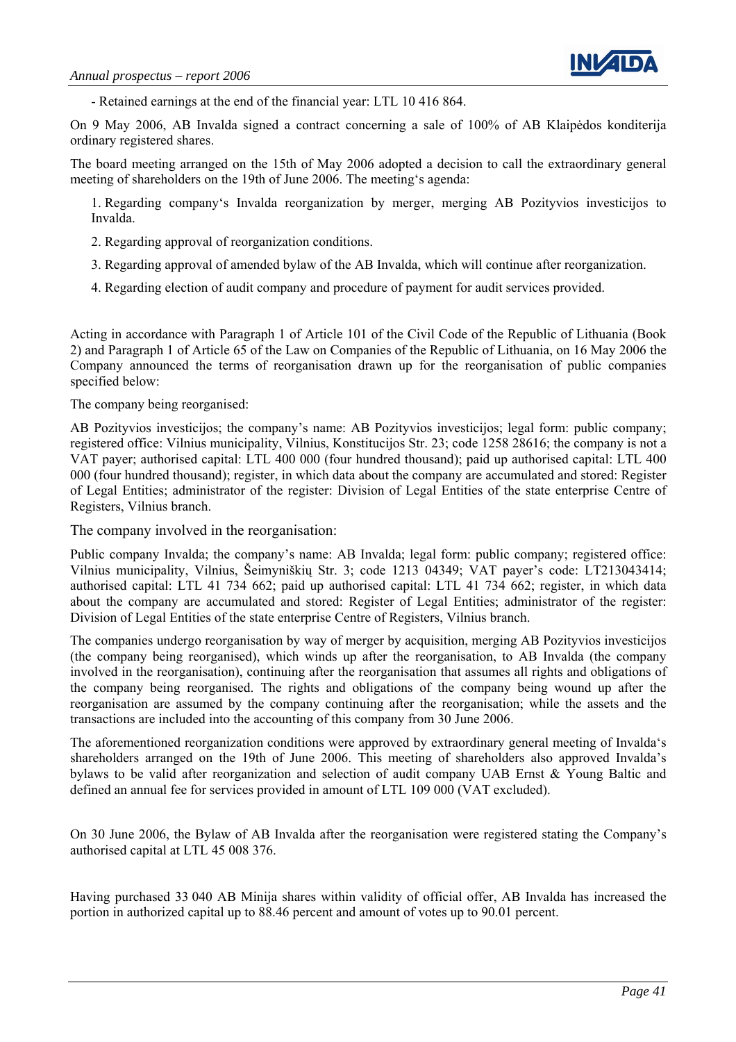- Retained earnings at the end of the financial year: LTL 10 416 864.

On 9 May 2006, AB Invalda signed a contract concerning a sale of 100% of AB Klaipėdos konditerija ordinary registered shares.

The board meeting arranged on the 15th of May 2006 adopted a decision to call the extraordinary general meeting of shareholders on the 19th of June 2006. The meeting‘s agenda:

1. Regarding company‘s Invalda reorganization by merger, merging AB Pozityvios investicijos to Invalda.
2. Regarding approval of reorganization conditions.
3. Regarding approval of amended bylaw of the AB Invalda, which will continue after reorganization.
4. Regarding election of audit company and procedure of payment for audit services provided.

Acting in accordance with Paragraph 1 of Article 101 of the Civil Code of the Republic of Lithuania (Book 2) and Paragraph 1 of Article 65 of the Law on Companies of the Republic of Lithuania, on 16 May 2006 the Company announced the terms of reorganisation drawn up for the reorganisation of public companies specified below:

The company being reorganised:

AB Pozityvios investicijos; the company’s name: AB Pozityvios investicijos; legal form: public company; registered office: Vilnius municipality, Vilnius, Konstitucijos Str. 23; code 1258 28616; the company is not a VAT payer; authorised capital: LTL 400 000 (four hundred thousand); paid up authorised capital: LTL 400 000 (four hundred thousand); register, in which data about the company are accumulated and stored: Register of Legal Entities; administrator of the register: Division of Legal Entities of the state enterprise Centre of Registers, Vilnius branch.

The company involved in the reorganisation:

Public company Invalda; the company’s name: AB Invalda; legal form: public company; registered office: Vilnius municipality, Vilnius, Šeimyniškių Str. 3; code 1213 04349; VAT payer’s code: LT213043414; authorised capital: LTL 41 734 662; paid up authorised capital: LTL 41 734 662; register, in which data about the company are accumulated and stored: Register of Legal Entities; administrator of the register: Division of Legal Entities of the state enterprise Centre of Registers, Vilnius branch.

The companies undergo reorganisation by way of merger by acquisition, merging AB Pozityvios investicijos (the company being reorganised), which winds up after the reorganisation, to AB Invalda (the company involved in the reorganisation), continuing after the reorganisation that assumes all rights and obligations of the company being reorganised. The rights and obligations of the company being wound up after the reorganisation are assumed by the company continuing after the reorganisation; while the assets and the transactions are included into the accounting of this company from 30 June 2006.

The aforementioned reorganization conditions were approved by extraordinary general meeting of Invalda‘s shareholders arranged on the 19th of June 2006. This meeting of shareholders also approved Invalda’s bylaws to be valid after reorganization and selection of audit company UAB Ernst & Young Baltic and defined an annual fee for services provided in amount of LTL 109 000 (VAT excluded).

On 30 June 2006, the Bylaw of AB Invalda after the reorganisation were registered stating the Company’s authorised capital at LTL 45 008 376.

Having purchased 33 040 AB Minija shares within validity of official offer, AB Invalda has increased the portion in authorized capital up to 88.46 percent and amount of votes up to 90.01 percent.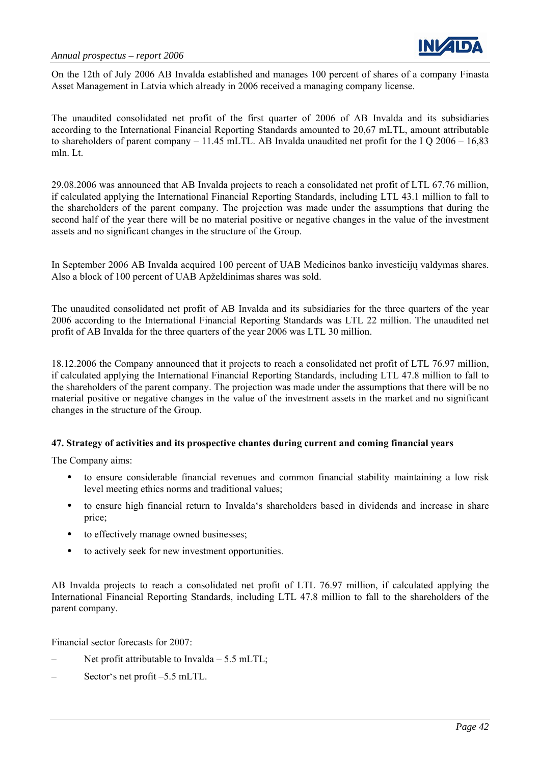On the 12th of July 2006 AB Invalda established and manages 100 percent of shares of a company Finasta Asset Management in Latvia which already in 2006 received a managing company license.

The unaudited consolidated net profit of the first quarter of 2006 of AB Invalda and its subsidiaries according to the International Financial Reporting Standards amounted to 20,67 mLTL, amount attributable to shareholders of parent company – 11.45 mLTL. AB Invalda unaudited net profit for the I Q 2006 – 16,83 mln. Lt.

29.08.2006 was announced that AB Invalda projects to reach a consolidated net profit of LTL 67.76 million, if calculated applying the International Financial Reporting Standards, including LTL 43.1 million to fall to the shareholders of the parent company. The projection was made under the assumptions that during the second half of the year there will be no material positive or negative changes in the value of the investment assets and no significant changes in the structure of the Group.

In September 2006 AB Invalda acquired 100 percent of UAB Medicinos banko investicijų valdymas shares. Also a block of 100 percent of UAB Apželdinimas shares was sold.

The unaudited consolidated net profit of AB Invalda and its subsidiaries for the three quarters of the year 2006 according to the International Financial Reporting Standards was LTL 22 million. The unaudited net profit of AB Invalda for the three quarters of the year 2006 was LTL 30 million.

18.12.2006 the Company announced that it projects to reach a consolidated net profit of LTL 76.97 million, if calculated applying the International Financial Reporting Standards, including LTL 47.8 million to fall to the shareholders of the parent company. The projection was made under the assumptions that there will be no material positive or negative changes in the value of the investment assets in the market and no significant changes in the structure of the Group.

**47. Strategy of activities and its prospective chantes during current and coming financial years**

The Company aims:

- to ensure considerable financial revenues and common financial stability maintaining a low risk level meeting ethics norms and traditional values;
- to ensure high financial return to Invalda‘s shareholders based in dividends and increase in share price;
- to effectively manage owned businesses;
- to actively seek for new investment opportunities.

AB Invalda projects to reach a consolidated net profit of LTL 76.97 million, if calculated applying the International Financial Reporting Standards, including LTL 47.8 million to fall to the shareholders of the parent company.

Financial sector forecasts for 2007:

– Net profit attributable to Invalda – 5.5 mLTL;

– Sector‘s net profit –5.5 mLTL.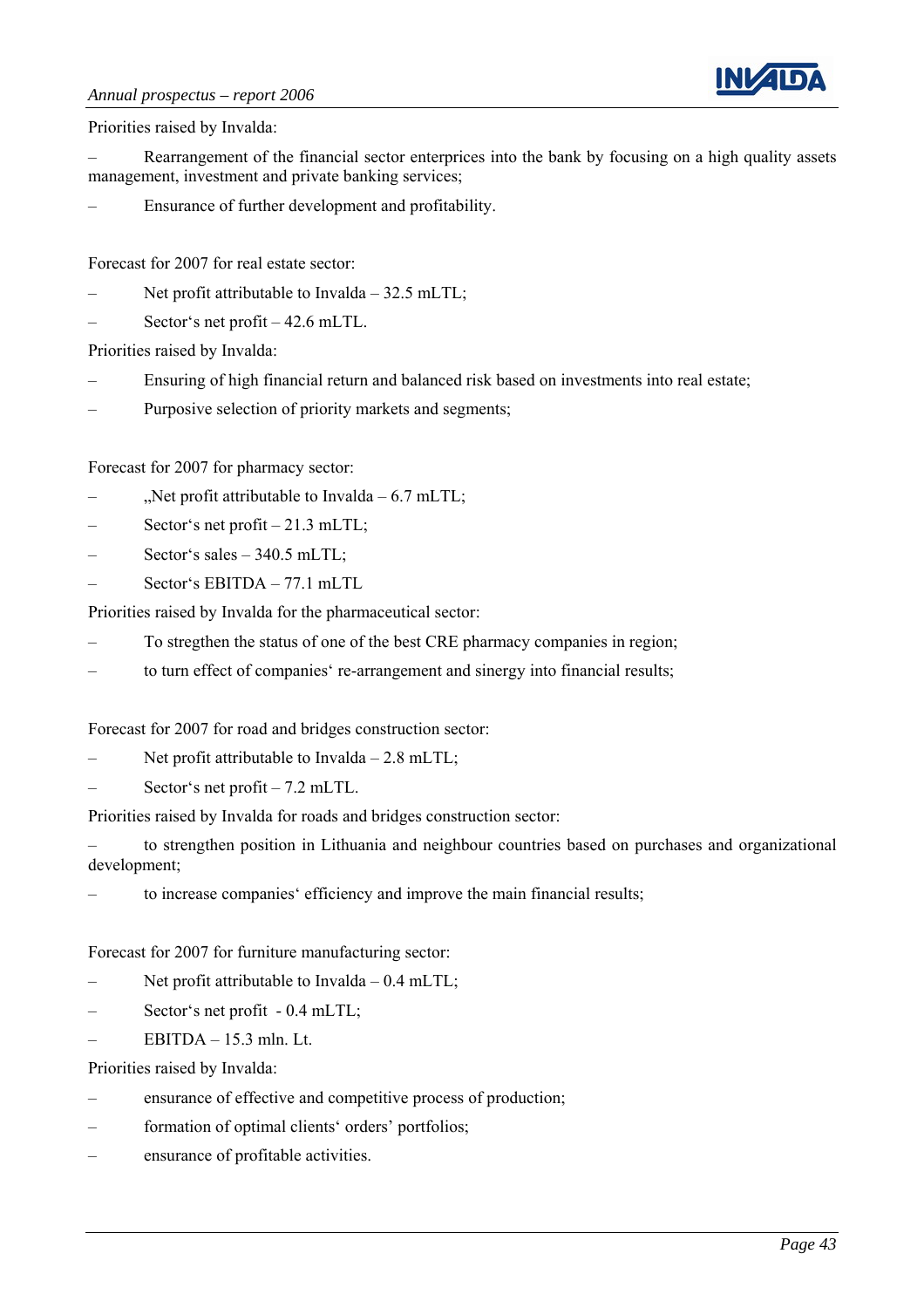Priorities raised by Invalda:

– Rearrangement of the financial sector enterprices into the bank by focusing on a high quality assets management, investment and private banking services;

– Ensurance of further development and profitability.

Forecast for 2007 for real estate sector:

– Net profit attributable to Invalda – 32.5 mLTL;

– Sector‘s net profit – 42.6 mLTL.

Priorities raised by Invalda:

– Ensuring of high financial return and balanced risk based on investments into real estate;

– Purposive selection of priority markets and segments;

Forecast for 2007 for pharmacy sector:

– „Net profit attributable to Invalda – 6.7 mLTL;

– Sector‘s net profit – 21.3 mLTL;

– Sector‘s sales – 340.5 mLTL;

– Sector‘s EBITDA – 77.1 mLTL

Priorities raised by Invalda for the pharmaceutical sector:

– To stregthen the status of one of the best CRE pharmacy companies in region;

– to turn effect of companies‘ re-arrangement and sinergy into financial results;

Forecast for 2007 for road and bridges construction sector:

– Net profit attributable to Invalda – 2.8 mLTL;

– Sector‘s net profit – 7.2 mLTL.

Priorities raised by Invalda for roads and bridges construction sector:

– to strengthen position in Lithuania and neighbour countries based on purchases and organizational development;

– to increase companies‘ efficiency and improve the main financial results;

Forecast for 2007 for furniture manufacturing sector:

– Net profit attributable to Invalda – 0.4 mLTL;

– Sector‘s net profit - 0.4 mLTL;

– EBITDA – 15.3 mln. Lt.

Priorities raised by Invalda:

– ensurance of effective and competitive process of production;

– formation of optimal clients‘ orders’ portfolios;

– ensurance of profitable activities.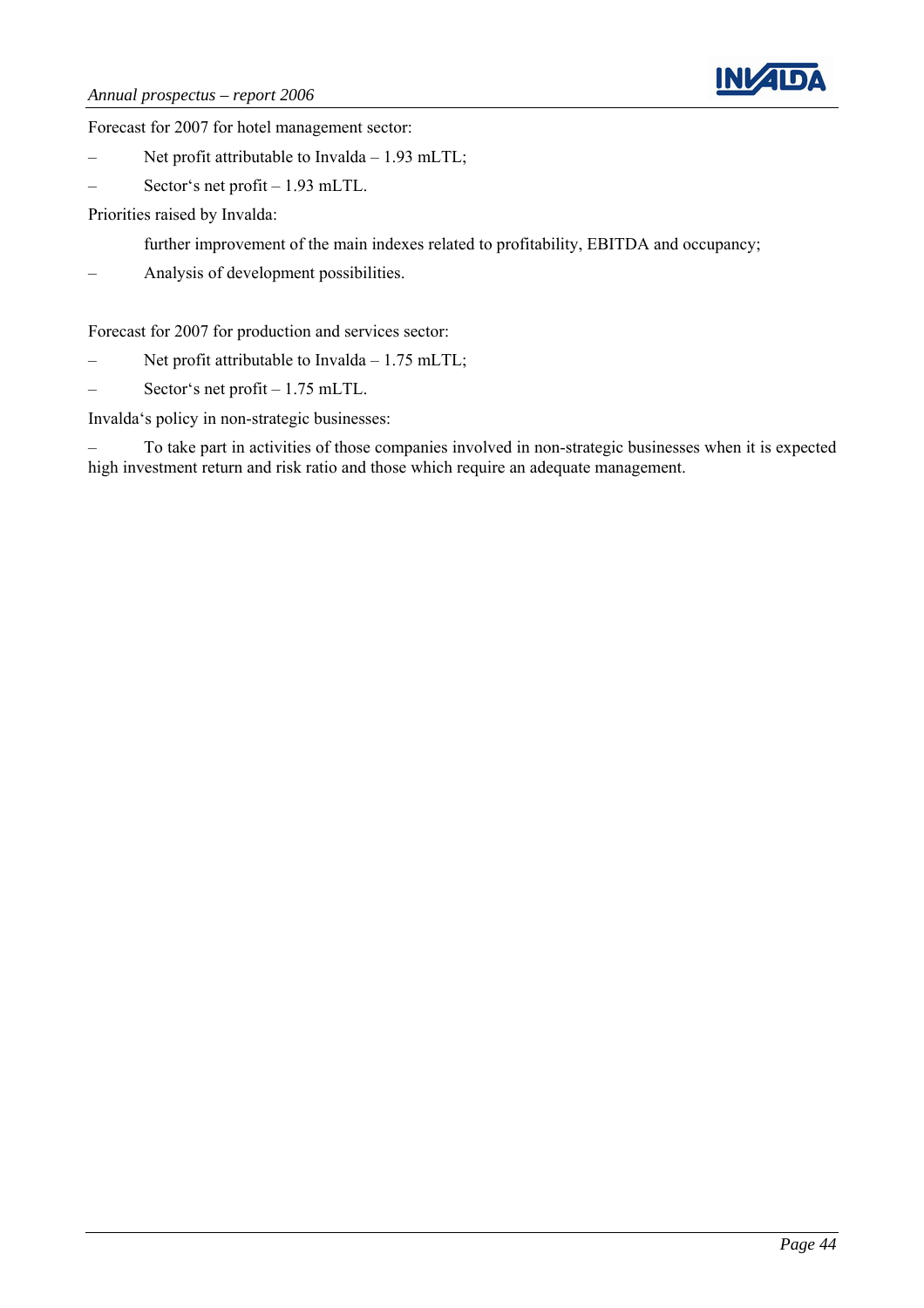Forecast for 2007 for hotel management sector:

- Net profit attributable to Invalda – 1.93 mLTL;
- Sector's net profit – 1.93 mLTL.

Priorities raised by Invalda:

further improvement of the main indexes related to profitability, EBITDA and occupancy;

- Analysis of development possibilities.

Forecast for 2007 for production and services sector:

- Net profit attributable to Invalda – 1.75 mLTL;
- Sector's net profit – 1.75 mLTL.

Invalda's policy in non-strategic businesses:

– To take part in activities of those companies involved in non-strategic businesses when it is expected high investment return and risk ratio and those which require an adequate management.